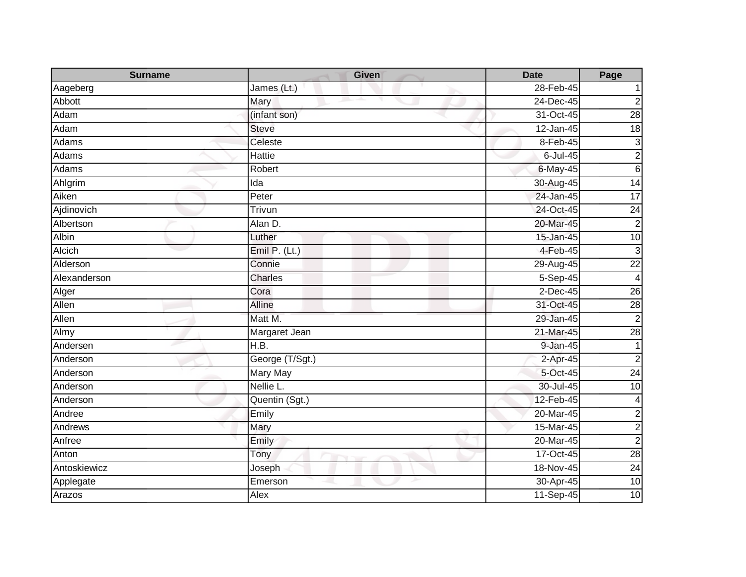| Surname | Given | Date | Page |
| --- | --- | --- | --- |
| Aageberg | James (Lt.) | 28-Feb-45 | 1 |
| Abbott | Mary | 24-Dec-45 | 2 |
| Adam | (infant son) | 31-Oct-45 | 28 |
| Adam | Steve | 12-Jan-45 | 18 |
| Adams | Celeste | 8-Feb-45 | 3 |
| Adams | Hattie | 6-Jul-45 | 2 |
| Adams | Robert | 6-May-45 | 6 |
| Ahlgrim | Ida | 30-Aug-45 | 14 |
| Aiken | Peter | 24-Jan-45 | 17 |
| Ajdinovich | Trivun | 24-Oct-45 | 24 |
| Albertson | Alan D. | 20-Mar-45 | 2 |
| Albin | Luther | 15-Jan-45 | 10 |
| Alcich | Emil P. (Lt.) | 4-Feb-45 | 3 |
| Alderson | Connie | 29-Aug-45 | 22 |
| Alexanderson | Charles | 5-Sep-45 | 4 |
| Alger | Cora | 2-Dec-45 | 26 |
| Allen | Alline | 31-Oct-45 | 28 |
| Allen | Matt M. | 29-Jan-45 | 2 |
| Almy | Margaret Jean | 21-Mar-45 | 28 |
| Andersen | H.B. | 9-Jan-45 | 1 |
| Anderson | George (T/Sgt.) | 2-Apr-45 | 2 |
| Anderson | Mary May | 5-Oct-45 | 24 |
| Anderson | Nellie L. | 30-Jul-45 | 10 |
| Anderson | Quentin (Sgt.) | 12-Feb-45 | 4 |
| Andree | Emily | 20-Mar-45 | 2 |
| Andrews | Mary | 15-Mar-45 | 2 |
| Anfree | Emily | 20-Mar-45 | 2 |
| Anton | Tony | 17-Oct-45 | 28 |
| Antoskiewicz | Joseph | 18-Nov-45 | 24 |
| Applegate | Emerson | 30-Apr-45 | 10 |
| Arazos | Alex | 11-Sep-45 | 10 |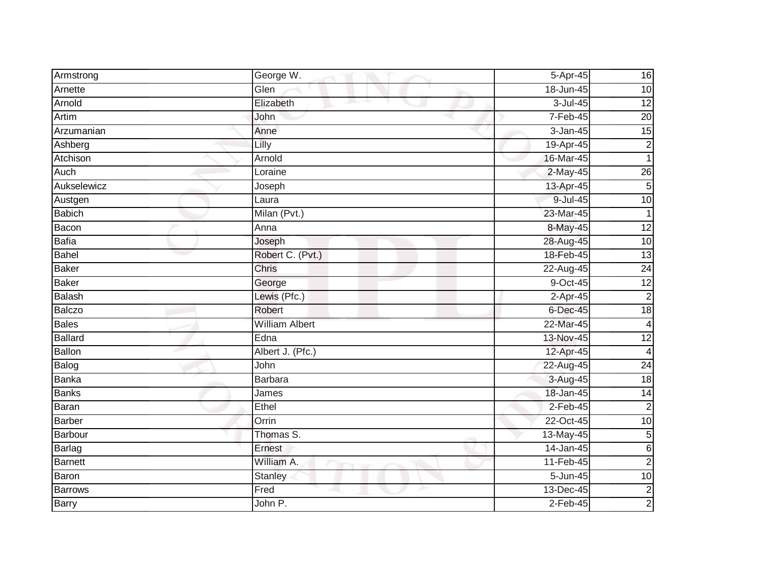| Armstrong | George W. | 5-Apr-45 | 16 |
|---|---|---|---|
| Arnette | Glen | 18-Jun-45 | 10 |
| Arnold | Elizabeth | 3-Jul-45 | 12 |
| Artim | John | 7-Feb-45 | 20 |
| Arzumanian | Anne | 3-Jan-45 | 15 |
| Ashberg | Lilly | 19-Apr-45 | 2 |
| Atchison | Arnold | 16-Mar-45 | 1 |
| Auch | Loraine | 2-May-45 | 26 |
| Aukselewicz | Joseph | 13-Apr-45 | 5 |
| Austgen | Laura | 9-Jul-45 | 10 |
| Babich | Milan (Pvt.) | 23-Mar-45 | 1 |
| Bacon | Anna | 8-May-45 | 12 |
| Bafia | Joseph | 28-Aug-45 | 10 |
| Bahel | Robert C. (Pvt.) | 18-Feb-45 | 13 |
| Baker | Chris | 22-Aug-45 | 24 |
| Baker | George | 9-Oct-45 | 12 |
| Balash | Lewis (Pfc.) | 2-Apr-45 | 2 |
| Balczo | Robert | 6-Dec-45 | 18 |
| Bales | William Albert | 22-Mar-45 | 4 |
| Ballard | Edna | 13-Nov-45 | 12 |
| Ballon | Albert J. (Pfc.) | 12-Apr-45 | 4 |
| Balog | John | 22-Aug-45 | 24 |
| Banka | Barbara | 3-Aug-45 | 18 |
| Banks | James | 18-Jan-45 | 14 |
| Baran | Ethel | 2-Feb-45 | 2 |
| Barber | Orrin | 22-Oct-45 | 10 |
| Barbour | Thomas S. | 13-May-45 | 5 |
| Barlag | Ernest | 14-Jan-45 | 6 |
| Barnett | William A. | 11-Feb-45 | 2 |
| Baron | Stanley | 5-Jun-45 | 10 |
| Barrows | Fred | 13-Dec-45 | 2 |
| Barry | John P. | 2-Feb-45 | 2 |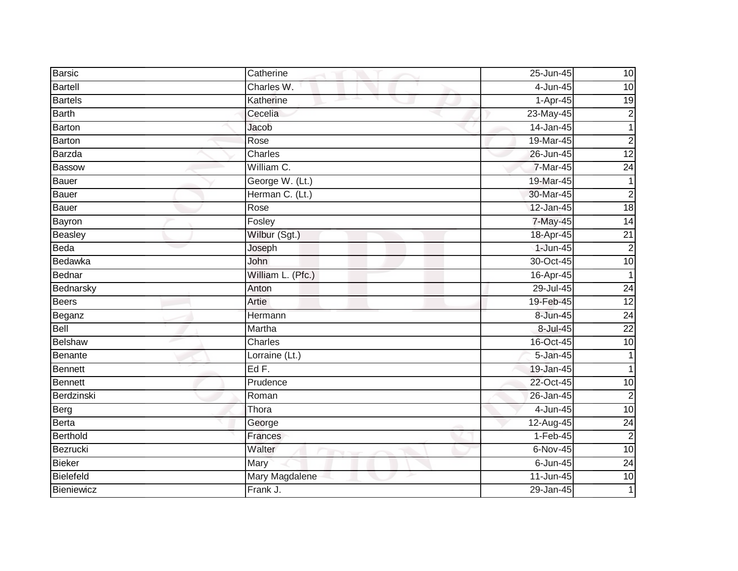| | | | |
|---|---|---|---|
| Barsic | Catherine | 25-Jun-45 | 10 |
| Bartell | Charles W. | 4-Jun-45 | 10 |
| Bartels | Katherine | 1-Apr-45 | 19 |
| Barth | Cecelia | 23-May-45 | 2 |
| Barton | Jacob | 14-Jan-45 | 1 |
| Barton | Rose | 19-Mar-45 | 2 |
| Barzda | Charles | 26-Jun-45 | 12 |
| Bassow | William C. | 7-Mar-45 | 24 |
| Bauer | George W. (Lt.) | 19-Mar-45 | 1 |
| Bauer | Herman C. (Lt.) | 30-Mar-45 | 2 |
| Bauer | Rose | 12-Jan-45 | 18 |
| Bayron | Fosley | 7-May-45 | 14 |
| Beasley | Wilbur (Sgt.) | 18-Apr-45 | 21 |
| Beda | Joseph | 1-Jun-45 | 2 |
| Bedawka | John | 30-Oct-45 | 10 |
| Bednar | William L. (Pfc.) | 16-Apr-45 | 1 |
| Bednarsky | Anton | 29-Jul-45 | 24 |
| Beers | Artie | 19-Feb-45 | 12 |
| Beganz | Hermann | 8-Jun-45 | 24 |
| Bell | Martha | 8-Jul-45 | 22 |
| Belshaw | Charles | 16-Oct-45 | 10 |
| Benante | Lorraine (Lt.) | 5-Jan-45 | 1 |
| Bennett | Ed F. | 19-Jan-45 | 1 |
| Bennett | Prudence | 22-Oct-45 | 10 |
| Berdzinski | Roman | 26-Jan-45 | 2 |
| Berg | Thora | 4-Jun-45 | 10 |
| Berta | George | 12-Aug-45 | 24 |
| Berthold | Frances | 1-Feb-45 | 2 |
| Bezrucki | Walter | 6-Nov-45 | 10 |
| Bieker | Mary | 6-Jun-45 | 24 |
| Bielefeld | Mary Magdalene | 11-Jun-45 | 10 |
| Bieniewicz | Frank J. | 29-Jan-45 | 1 |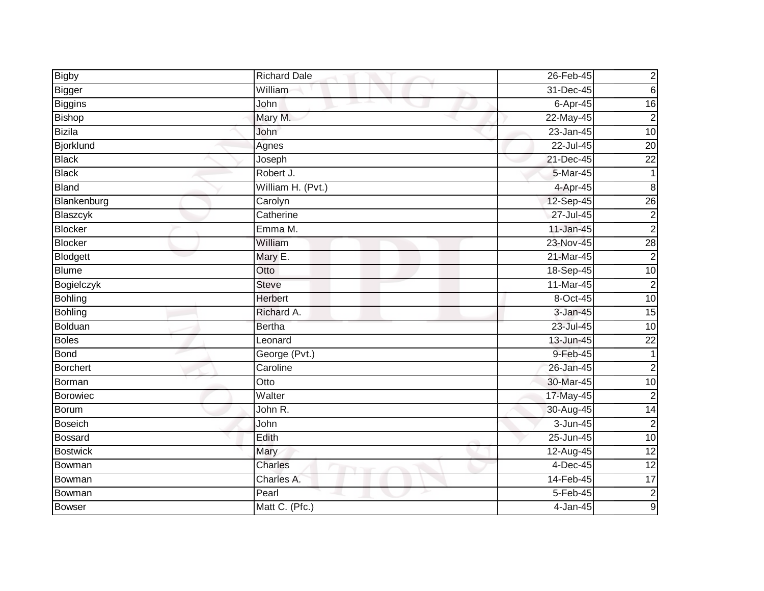| Bigby | Richard Dale | 26-Feb-45 | 2 |
|---|---|---|---|
| Bigger | William | 31-Dec-45 | 6 |
| Biggins | John | 6-Apr-45 | 16 |
| Bishop | Mary M. | 22-May-45 | 2 |
| Bizila | John | 23-Jan-45 | 10 |
| Bjorklund | Agnes | 22-Jul-45 | 20 |
| Black | Joseph | 21-Dec-45 | 22 |
| Black | Robert J. | 5-Mar-45 | 1 |
| Bland | William H. (Pvt.) | 4-Apr-45 | 8 |
| Blankenburg | Carolyn | 12-Sep-45 | 26 |
| Blaszcyk | Catherine | 27-Jul-45 | 2 |
| Blocker | Emma M. | 11-Jan-45 | 2 |
| Blocker | William | 23-Nov-45 | 28 |
| Blodgett | Mary E. | 21-Mar-45 | 2 |
| Blume | Otto | 18-Sep-45 | 10 |
| Bogielczyk | Steve | 11-Mar-45 | 2 |
| Bohling | Herbert | 8-Oct-45 | 10 |
| Bohling | Richard A. | 3-Jan-45 | 15 |
| Bolduan | Bertha | 23-Jul-45 | 10 |
| Boles | Leonard | 13-Jun-45 | 22 |
| Bond | George (Pvt.) | 9-Feb-45 | 1 |
| Borchert | Caroline | 26-Jan-45 | 2 |
| Borman | Otto | 30-Mar-45 | 10 |
| Borowiec | Walter | 17-May-45 | 2 |
| Borum | John R. | 30-Aug-45 | 14 |
| Boseich | John | 3-Jun-45 | 2 |
| Bossard | Edith | 25-Jun-45 | 10 |
| Bostwick | Mary | 12-Aug-45 | 12 |
| Bowman | Charles | 4-Dec-45 | 12 |
| Bowman | Charles A. | 14-Feb-45 | 17 |
| Bowman | Pearl | 5-Feb-45 | 2 |
| Bowser | Matt C. (Pfc.) | 4-Jan-45 | 9 |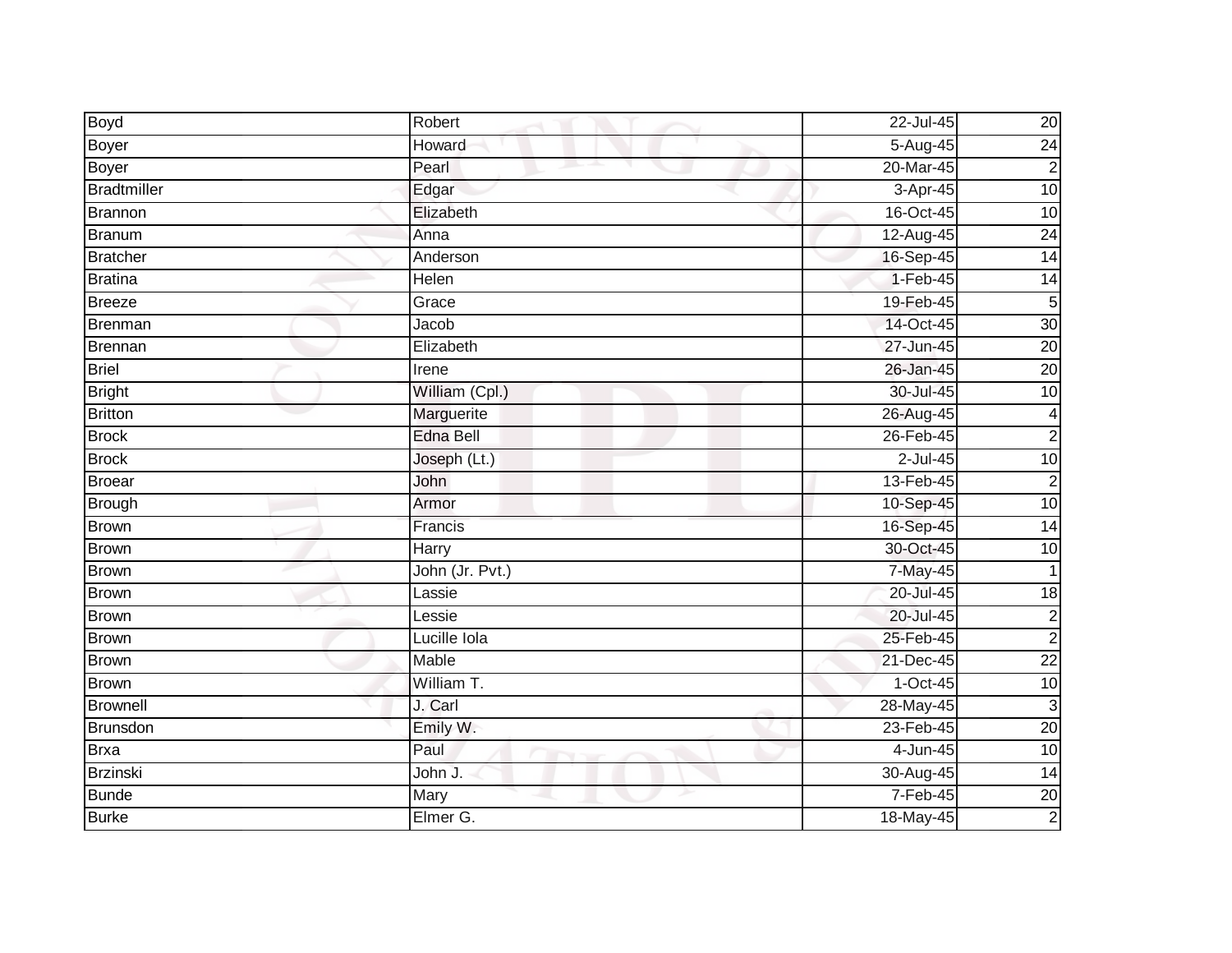| | | | |
|---|---|---|---|
| Boyd | Robert | 22-Jul-45 | 20 |
| Boyer | Howard | 5-Aug-45 | 24 |
| Boyer | Pearl | 20-Mar-45 | 2 |
| Bradtmiller | Edgar | 3-Apr-45 | 10 |
| Brannon | Elizabeth | 16-Oct-45 | 10 |
| Branum | Anna | 12-Aug-45 | 24 |
| Bratcher | Anderson | 16-Sep-45 | 14 |
| Bratina | Helen | 1-Feb-45 | 14 |
| Breeze | Grace | 19-Feb-45 | 5 |
| Brenman | Jacob | 14-Oct-45 | 30 |
| Brennan | Elizabeth | 27-Jun-45 | 20 |
| Briel | Irene | 26-Jan-45 | 20 |
| Bright | William (Cpl.) | 30-Jul-45 | 10 |
| Britton | Marguerite | 26-Aug-45 | 4 |
| Brock | Edna Bell | 26-Feb-45 | 2 |
| Brock | Joseph (Lt.) | 2-Jul-45 | 10 |
| Broear | John | 13-Feb-45 | 2 |
| Brough | Armor | 10-Sep-45 | 10 |
| Brown | Francis | 16-Sep-45 | 14 |
| Brown | Harry | 30-Oct-45 | 10 |
| Brown | John (Jr. Pvt.) | 7-May-45 | 1 |
| Brown | Lassie | 20-Jul-45 | 18 |
| Brown | Lessie | 20-Jul-45 | 2 |
| Brown | Lucille Iola | 25-Feb-45 | 2 |
| Brown | Mable | 21-Dec-45 | 22 |
| Brown | William T. | 1-Oct-45 | 10 |
| Brownell | J. Carl | 28-May-45 | 3 |
| Brunsdon | Emily W. | 23-Feb-45 | 20 |
| Brxa | Paul | 4-Jun-45 | 10 |
| Brzinski | John J. | 30-Aug-45 | 14 |
| Bunde | Mary | 7-Feb-45 | 20 |
| Burke | Elmer G. | 18-May-45 | 2 |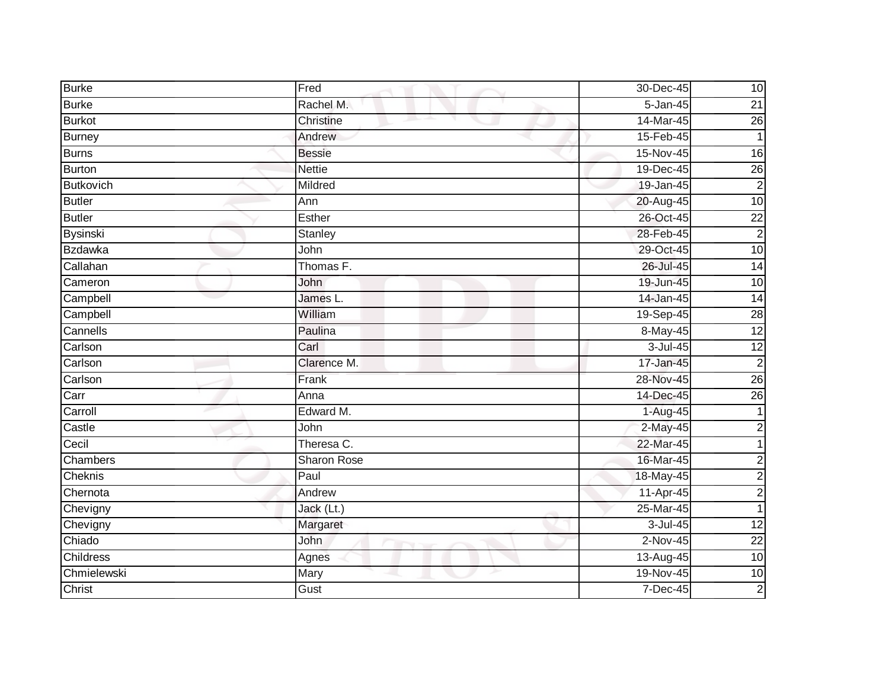| | | | |
|---|---|---|---|
| Burke | Fred | 30-Dec-45 | 10 |
| Burke | Rachel M. | 5-Jan-45 | 21 |
| Burkot | Christine | 14-Mar-45 | 26 |
| Burney | Andrew | 15-Feb-45 | 1 |
| Burns | Bessie | 15-Nov-45 | 16 |
| Burton | Nettie | 19-Dec-45 | 26 |
| Butkovich | Mildred | 19-Jan-45 | 2 |
| Butler | Ann | 20-Aug-45 | 10 |
| Butler | Esther | 26-Oct-45 | 22 |
| Bysinski | Stanley | 28-Feb-45 | 2 |
| Bzdawka | John | 29-Oct-45 | 10 |
| Callahan | Thomas F. | 26-Jul-45 | 14 |
| Cameron | John | 19-Jun-45 | 10 |
| Campbell | James L. | 14-Jan-45 | 14 |
| Campbell | William | 19-Sep-45 | 28 |
| Cannells | Paulina | 8-May-45 | 12 |
| Carlson | Carl | 3-Jul-45 | 12 |
| Carlson | Clarence M. | 17-Jan-45 | 2 |
| Carlson | Frank | 28-Nov-45 | 26 |
| Carr | Anna | 14-Dec-45 | 26 |
| Carroll | Edward M. | 1-Aug-45 | 1 |
| Castle | John | 2-May-45 | 2 |
| Cecil | Theresa C. | 22-Mar-45 | 1 |
| Chambers | Sharon Rose | 16-Mar-45 | 2 |
| Cheknis | Paul | 18-May-45 | 2 |
| Chernota | Andrew | 11-Apr-45 | 2 |
| Chevigny | Jack (Lt.) | 25-Mar-45 | 1 |
| Chevigny | Margaret | 3-Jul-45 | 12 |
| Chiado | John | 2-Nov-45 | 22 |
| Childress | Agnes | 13-Aug-45 | 10 |
| Chmielewski | Mary | 19-Nov-45 | 10 |
| Christ | Gust | 7-Dec-45 | 2 |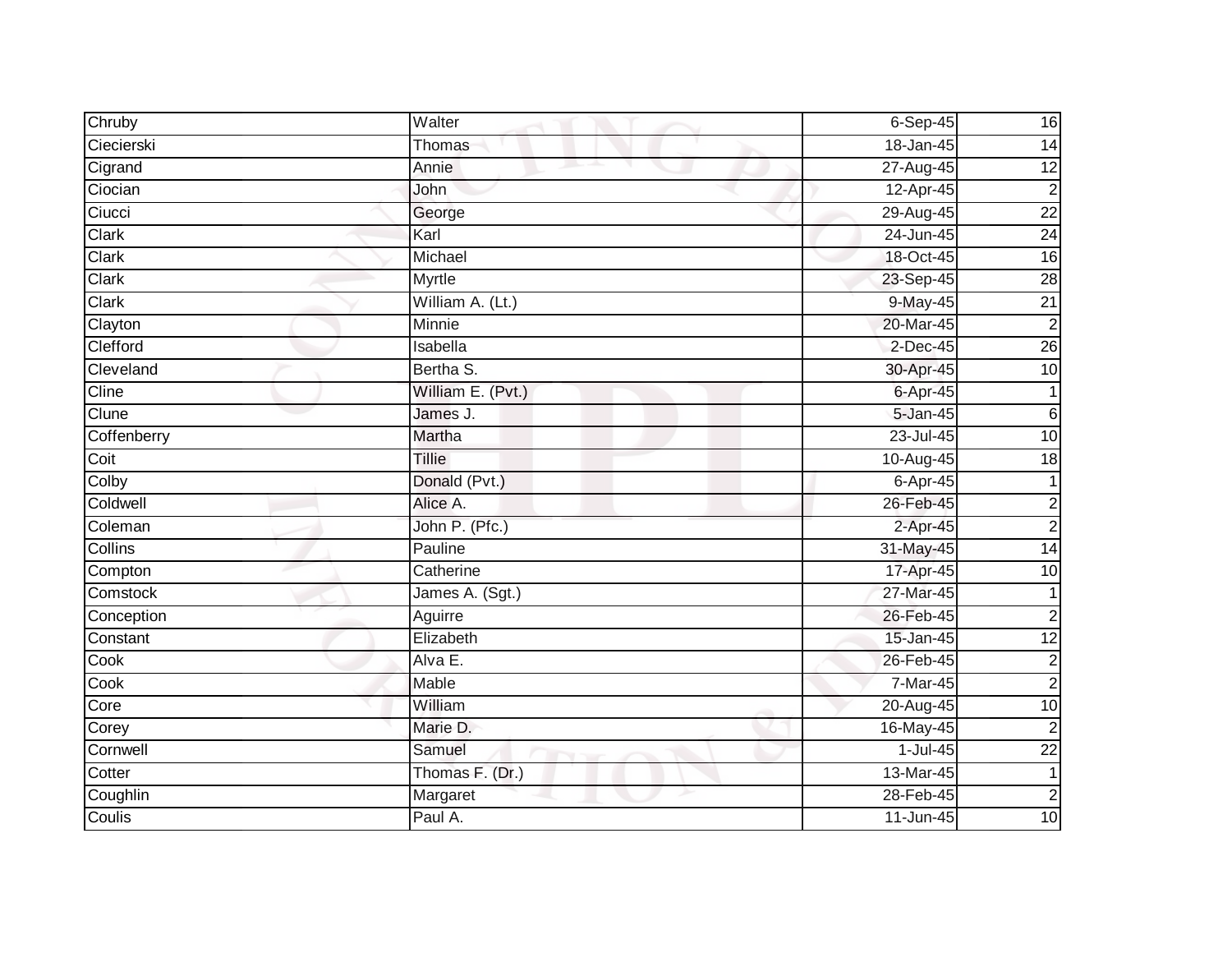| | | | |
|---|---|---|---|
| Chruby | Walter | 6-Sep-45 | 16 |
| Ciecierski | Thomas | 18-Jan-45 | 14 |
| Cigrand | Annie | 27-Aug-45 | 12 |
| Ciocian | John | 12-Apr-45 | 2 |
| Ciucci | George | 29-Aug-45 | 22 |
| Clark | Karl | 24-Jun-45 | 24 |
| Clark | Michael | 18-Oct-45 | 16 |
| Clark | Myrtle | 23-Sep-45 | 28 |
| Clark | William A. (Lt.) | 9-May-45 | 21 |
| Clayton | Minnie | 20-Mar-45 | 2 |
| Clefford | Isabella | 2-Dec-45 | 26 |
| Cleveland | Bertha S. | 30-Apr-45 | 10 |
| Cline | William E. (Pvt.) | 6-Apr-45 | 1 |
| Clune | James J. | 5-Jan-45 | 6 |
| Coffenberry | Martha | 23-Jul-45 | 10 |
| Coit | Tillie | 10-Aug-45 | 18 |
| Colby | Donald (Pvt.) | 6-Apr-45 | 1 |
| Coldwell | Alice A. | 26-Feb-45 | 2 |
| Coleman | John P. (Pfc.) | 2-Apr-45 | 2 |
| Collins | Pauline | 31-May-45 | 14 |
| Compton | Catherine | 17-Apr-45 | 10 |
| Comstock | James A. (Sgt.) | 27-Mar-45 | 1 |
| Conception | Aguirre | 26-Feb-45 | 2 |
| Constant | Elizabeth | 15-Jan-45 | 12 |
| Cook | Alva E. | 26-Feb-45 | 2 |
| Cook | Mable | 7-Mar-45 | 2 |
| Core | William | 20-Aug-45 | 10 |
| Corey | Marie D. | 16-May-45 | 2 |
| Cornwell | Samuel | 1-Jul-45 | 22 |
| Cotter | Thomas F. (Dr.) | 13-Mar-45 | 1 |
| Coughlin | Margaret | 28-Feb-45 | 2 |
| Coulis | Paul A. | 11-Jun-45 | 10 |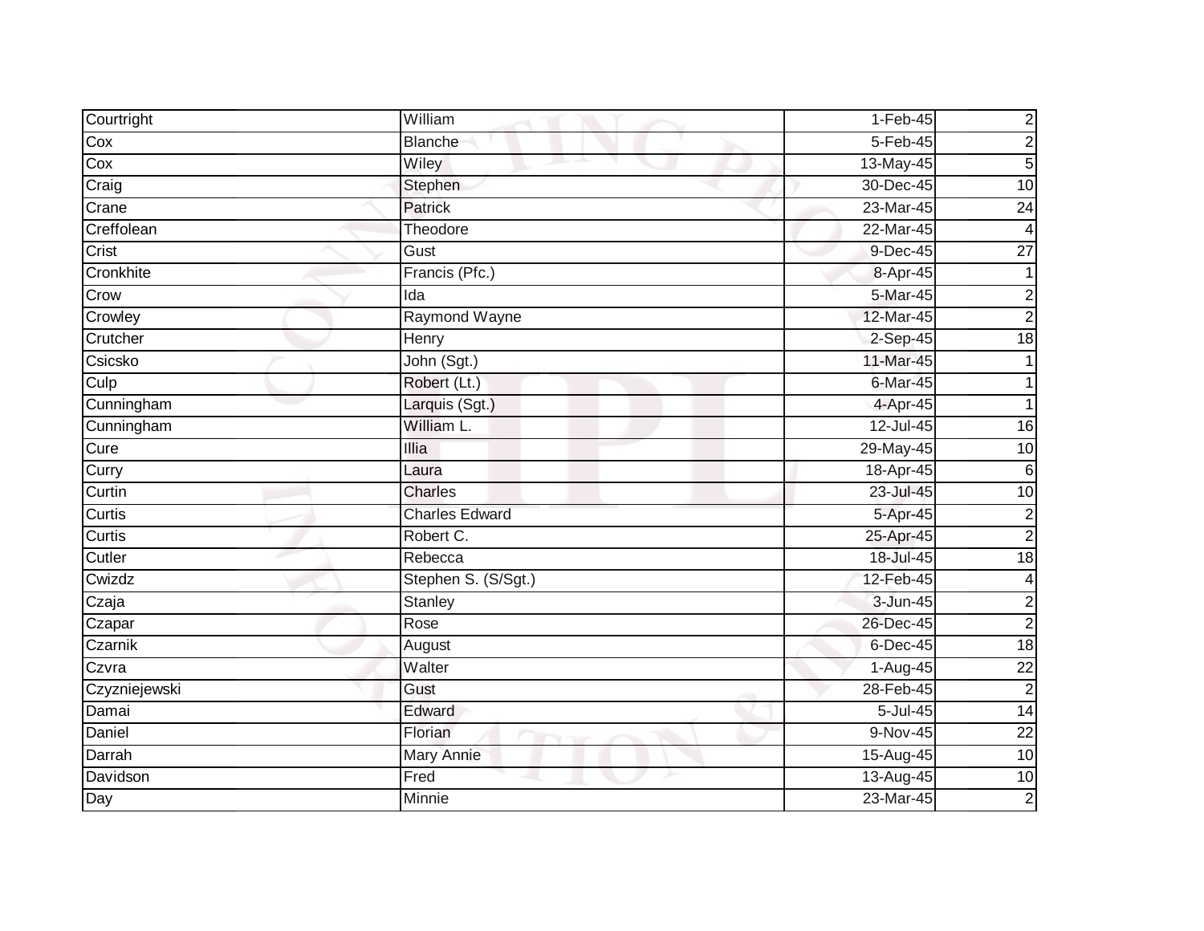| Courtright | William | 1-Feb-45 | 2 |
|---|---|---|---|
| Cox | Blanche | 5-Feb-45 | 2 |
| Cox | Wiley | 13-May-45 | 5 |
| Craig | Stephen | 30-Dec-45 | 10 |
| Crane | Patrick | 23-Mar-45 | 24 |
| Creffolean | Theodore | 22-Mar-45 | 4 |
| Crist | Gust | 9-Dec-45 | 27 |
| Cronkhite | Francis (Pfc.) | 8-Apr-45 | 1 |
| Crow | Ida | 5-Mar-45 | 2 |
| Crowley | Raymond Wayne | 12-Mar-45 | 2 |
| Crutcher | Henry | 2-Sep-45 | 18 |
| Csicsko | John (Sgt.) | 11-Mar-45 | 1 |
| Culp | Robert (Lt.) | 6-Mar-45 | 1 |
| Cunningham | Larquis (Sgt.) | 4-Apr-45 | 1 |
| Cunningham | William L. | 12-Jul-45 | 16 |
| Cure | Illia | 29-May-45 | 10 |
| Curry | Laura | 18-Apr-45 | 6 |
| Curtin | Charles | 23-Jul-45 | 10 |
| Curtis | Charles Edward | 5-Apr-45 | 2 |
| Curtis | Robert C. | 25-Apr-45 | 2 |
| Cutler | Rebecca | 18-Jul-45 | 18 |
| Cwizdz | Stephen S. (S/Sgt.) | 12-Feb-45 | 4 |
| Czaja | Stanley | 3-Jun-45 | 2 |
| Czapar | Rose | 26-Dec-45 | 2 |
| Czarnik | August | 6-Dec-45 | 18 |
| Czvra | Walter | 1-Aug-45 | 22 |
| Czyzniejewski | Gust | 28-Feb-45 | 2 |
| Damai | Edward | 5-Jul-45 | 14 |
| Daniel | Florian | 9-Nov-45 | 22 |
| Darrah | Mary Annie | 15-Aug-45 | 10 |
| Davidson | Fred | 13-Aug-45 | 10 |
| Day | Minnie | 23-Mar-45 | 2 |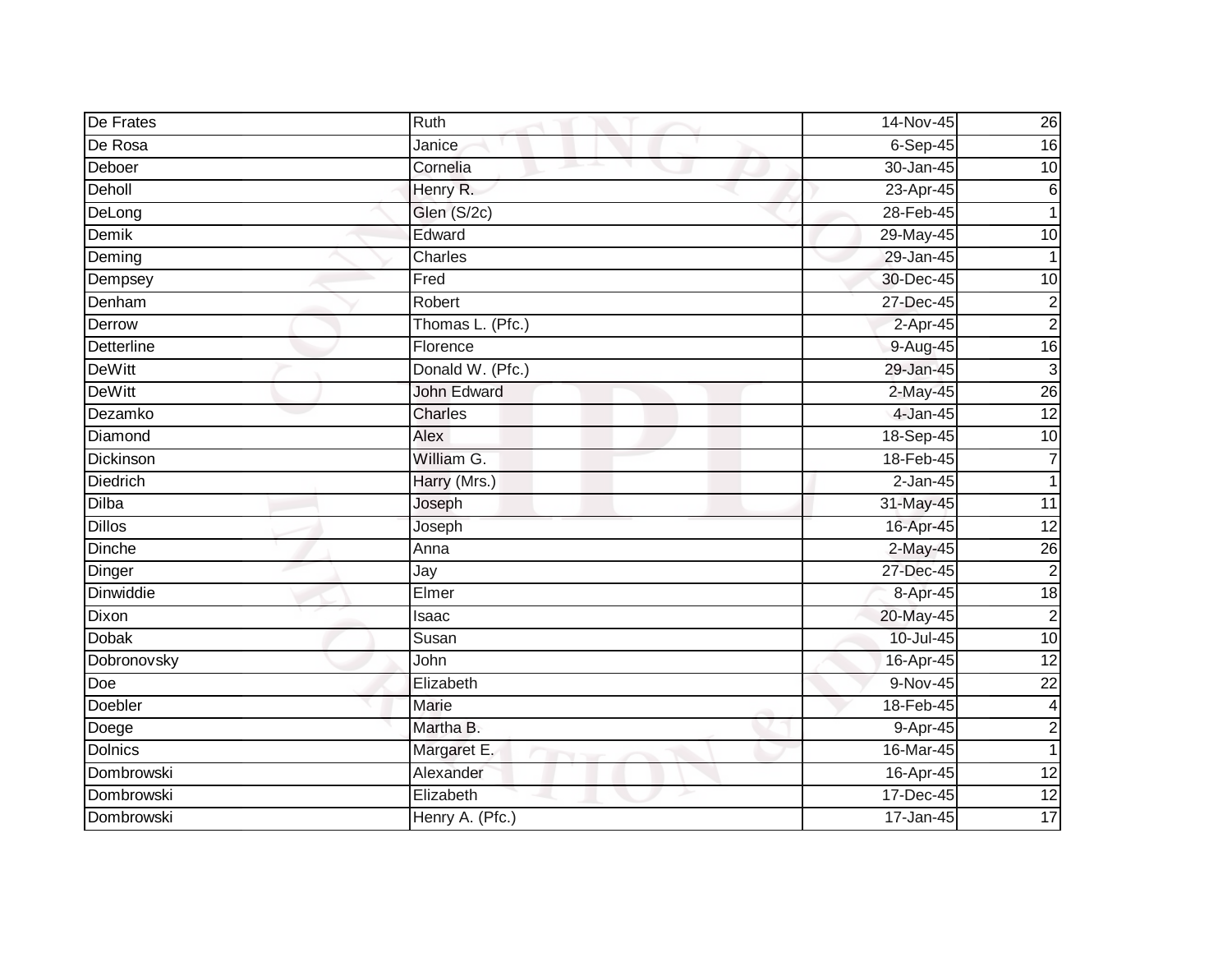| De Frates | Ruth | 14-Nov-45 | 26 |
|---|---|---|---|
| De Rosa | Janice | 6-Sep-45 | 16 |
| Deboer | Cornelia | 30-Jan-45 | 10 |
| Deholl | Henry R. | 23-Apr-45 | 6 |
| DeLong | Glen (S/2c) | 28-Feb-45 | 1 |
| Demik | Edward | 29-May-45 | 10 |
| Deming | Charles | 29-Jan-45 | 1 |
| Dempsey | Fred | 30-Dec-45 | 10 |
| Denham | Robert | 27-Dec-45 | 2 |
| Derrow | Thomas L. (Pfc.) | 2-Apr-45 | 2 |
| Detterline | Florence | 9-Aug-45 | 16 |
| DeWitt | Donald W. (Pfc.) | 29-Jan-45 | 3 |
| DeWitt | John Edward | 2-May-45 | 26 |
| Dezamko | Charles | 4-Jan-45 | 12 |
| Diamond | Alex | 18-Sep-45 | 10 |
| Dickinson | William G. | 18-Feb-45 | 7 |
| Diedrich | Harry (Mrs.) | 2-Jan-45 | 1 |
| Dilba | Joseph | 31-May-45 | 11 |
| Dillos | Joseph | 16-Apr-45 | 12 |
| Dinche | Anna | 2-May-45 | 26 |
| Dinger | Jay | 27-Dec-45 | 2 |
| Dinwiddie | Elmer | 8-Apr-45 | 18 |
| Dixon | Isaac | 20-May-45 | 2 |
| Dobak | Susan | 10-Jul-45 | 10 |
| Dobronovsky | John | 16-Apr-45 | 12 |
| Doe | Elizabeth | 9-Nov-45 | 22 |
| Doebler | Marie | 18-Feb-45 | 4 |
| Doege | Martha B. | 9-Apr-45 | 2 |
| Dolnics | Margaret E. | 16-Mar-45 | 1 |
| Dombrowski | Alexander | 16-Apr-45 | 12 |
| Dombrowski | Elizabeth | 17-Dec-45 | 12 |
| Dombrowski | Henry A. (Pfc.) | 17-Jan-45 | 17 |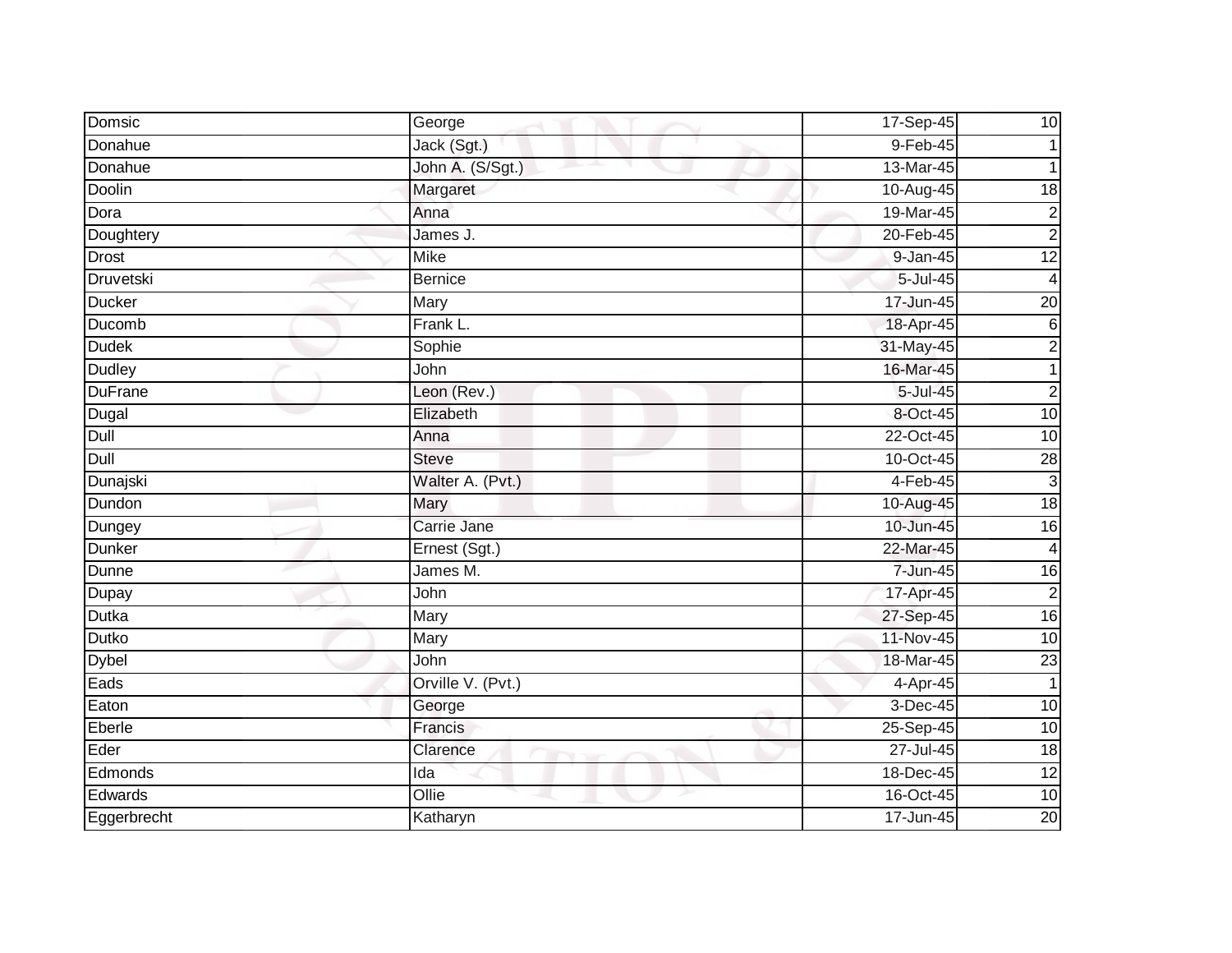| | | | |
|---|---|---|---|
| Domsic | George | 17-Sep-45 | 10 |
| Donahue | Jack (Sgt.) | 9-Feb-45 | 1 |
| Donahue | John A. (S/Sgt.) | 13-Mar-45 | 1 |
| Doolin | Margaret | 10-Aug-45 | 18 |
| Dora | Anna | 19-Mar-45 | 2 |
| Doughtery | James J. | 20-Feb-45 | 2 |
| Drost | Mike | 9-Jan-45 | 12 |
| Druvetski | Bernice | 5-Jul-45 | 4 |
| Ducker | Mary | 17-Jun-45 | 20 |
| Ducomb | Frank L. | 18-Apr-45 | 6 |
| Dudek | Sophie | 31-May-45 | 2 |
| Dudley | John | 16-Mar-45 | 1 |
| DuFrane | Leon (Rev.) | 5-Jul-45 | 2 |
| Dugal | Elizabeth | 8-Oct-45 | 10 |
| Dull | Anna | 22-Oct-45 | 10 |
| Dull | Steve | 10-Oct-45 | 28 |
| Dunajski | Walter A. (Pvt.) | 4-Feb-45 | 3 |
| Dundon | Mary | 10-Aug-45 | 18 |
| Dungey | Carrie Jane | 10-Jun-45 | 16 |
| Dunker | Ernest (Sgt.) | 22-Mar-45 | 4 |
| Dunne | James M. | 7-Jun-45 | 16 |
| Dupay | John | 17-Apr-45 | 2 |
| Dutka | Mary | 27-Sep-45 | 16 |
| Dutko | Mary | 11-Nov-45 | 10 |
| Dybel | John | 18-Mar-45 | 23 |
| Eads | Orville V. (Pvt.) | 4-Apr-45 | 1 |
| Eaton | George | 3-Dec-45 | 10 |
| Eberle | Francis | 25-Sep-45 | 10 |
| Eder | Clarence | 27-Jul-45 | 18 |
| Edmonds | Ida | 18-Dec-45 | 12 |
| Edwards | Ollie | 16-Oct-45 | 10 |
| Eggerbrecht | Katharyn | 17-Jun-45 | 20 |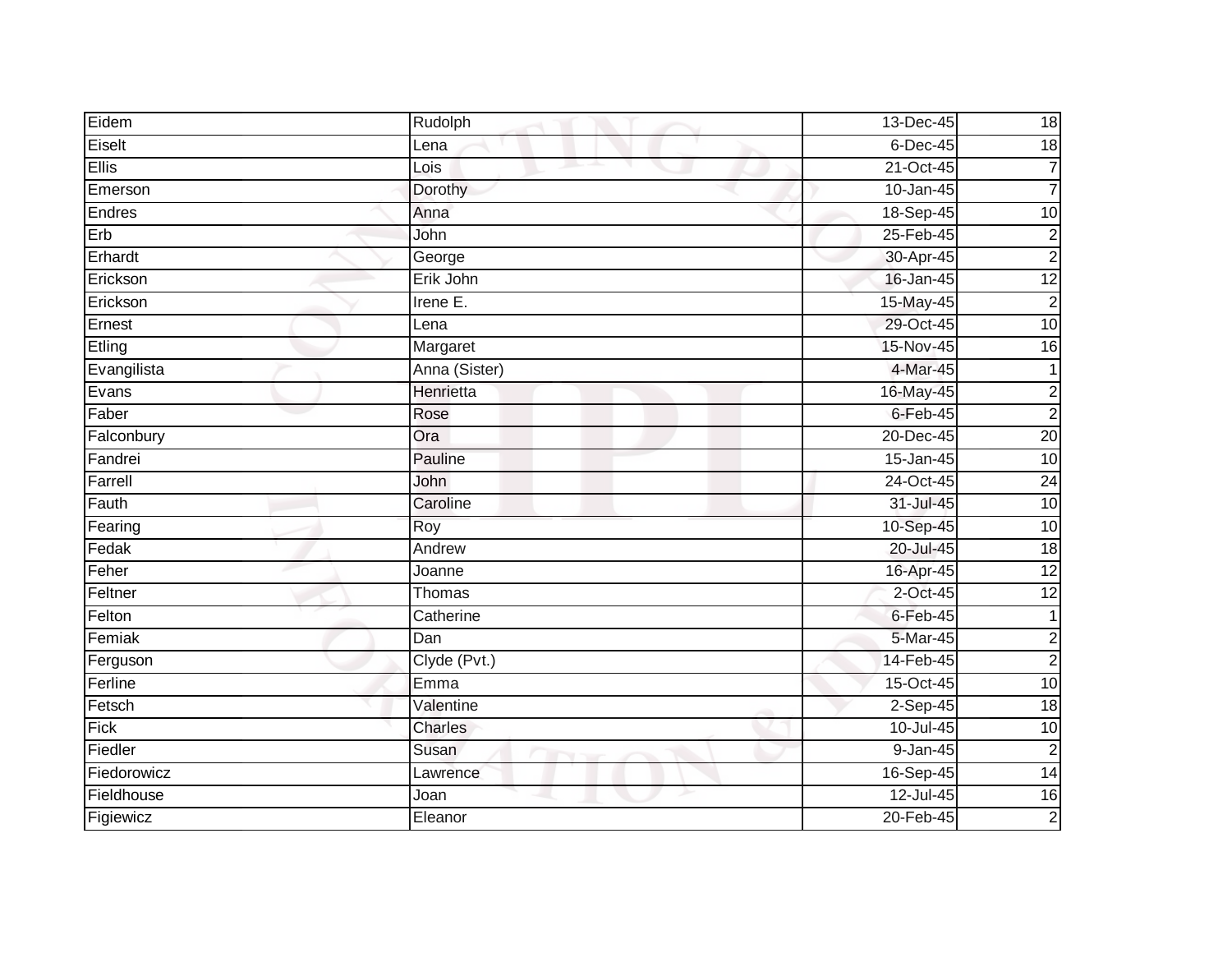| Eidem | Rudolph | 13-Dec-45 | 18 |
|---|---|---|---|
| Eiselt | Lena | 6-Dec-45 | 18 |
| Ellis | Lois | 21-Oct-45 | 7 |
| Emerson | Dorothy | 10-Jan-45 | 7 |
| Endres | Anna | 18-Sep-45 | 10 |
| Erb | John | 25-Feb-45 | 2 |
| Erhardt | George | 30-Apr-45 | 2 |
| Erickson | Erik John | 16-Jan-45 | 12 |
| Erickson | Irene E. | 15-May-45 | 2 |
| Ernest | Lena | 29-Oct-45 | 10 |
| Etling | Margaret | 15-Nov-45 | 16 |
| Evangilista | Anna (Sister) | 4-Mar-45 | 1 |
| Evans | Henrietta | 16-May-45 | 2 |
| Faber | Rose | 6-Feb-45 | 2 |
| Falconbury | Ora | 20-Dec-45 | 20 |
| Fandrei | Pauline | 15-Jan-45 | 10 |
| Farrell | John | 24-Oct-45 | 24 |
| Fauth | Caroline | 31-Jul-45 | 10 |
| Fearing | Roy | 10-Sep-45 | 10 |
| Fedak | Andrew | 20-Jul-45 | 18 |
| Feher | Joanne | 16-Apr-45 | 12 |
| Feltner | Thomas | 2-Oct-45 | 12 |
| Felton | Catherine | 6-Feb-45 | 1 |
| Femiak | Dan | 5-Mar-45 | 2 |
| Ferguson | Clyde (Pvt.) | 14-Feb-45 | 2 |
| Ferline | Emma | 15-Oct-45 | 10 |
| Fetsch | Valentine | 2-Sep-45 | 18 |
| Fick | Charles | 10-Jul-45 | 10 |
| Fiedler | Susan | 9-Jan-45 | 2 |
| Fiedorowicz | Lawrence | 16-Sep-45 | 14 |
| Fieldhouse | Joan | 12-Jul-45 | 16 |
| Figiewicz | Eleanor | 20-Feb-45 | 2 |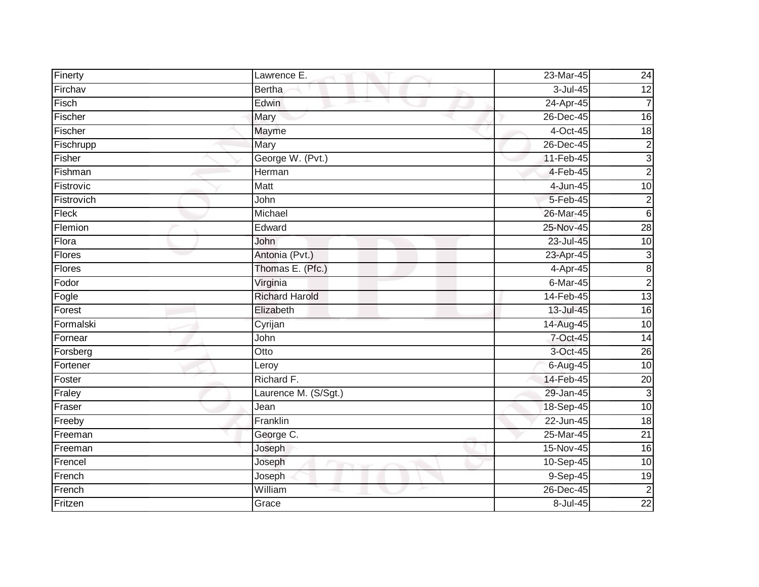| Finerty | Lawrence E. | 23-Mar-45 | 24 |
|---|---|---|---|
| Firchav | Bertha | 3-Jul-45 | 12 |
| Fisch | Edwin | 24-Apr-45 | 7 |
| Fischer | Mary | 26-Dec-45 | 16 |
| Fischer | Mayme | 4-Oct-45 | 18 |
| Fischrupp | Mary | 26-Dec-45 | 2 |
| Fisher | George W. (Pvt.) | 11-Feb-45 | 3 |
| Fishman | Herman | 4-Feb-45 | 2 |
| Fistrovic | Matt | 4-Jun-45 | 10 |
| Fistrovich | John | 5-Feb-45 | 2 |
| Fleck | Michael | 26-Mar-45 | 6 |
| Flemion | Edward | 25-Nov-45 | 28 |
| Flora | John | 23-Jul-45 | 10 |
| Flores | Antonia (Pvt.) | 23-Apr-45 | 3 |
| Flores | Thomas E. (Pfc.) | 4-Apr-45 | 8 |
| Fodor | Virginia | 6-Mar-45 | 2 |
| Fogle | Richard Harold | 14-Feb-45 | 13 |
| Forest | Elizabeth | 13-Jul-45 | 16 |
| Formalski | Cyrijan | 14-Aug-45 | 10 |
| Fornear | John | 7-Oct-45 | 14 |
| Forsberg | Otto | 3-Oct-45 | 26 |
| Fortener | Leroy | 6-Aug-45 | 10 |
| Foster | Richard F. | 14-Feb-45 | 20 |
| Fraley | Laurence M. (S/Sgt.) | 29-Jan-45 | 3 |
| Fraser | Jean | 18-Sep-45 | 10 |
| Freeby | Franklin | 22-Jun-45 | 18 |
| Freeman | George C. | 25-Mar-45 | 21 |
| Freeman | Joseph | 15-Nov-45 | 16 |
| Frencel | Joseph | 10-Sep-45 | 10 |
| French | Joseph | 9-Sep-45 | 19 |
| French | William | 26-Dec-45 | 2 |
| Fritzen | Grace | 8-Jul-45 | 22 |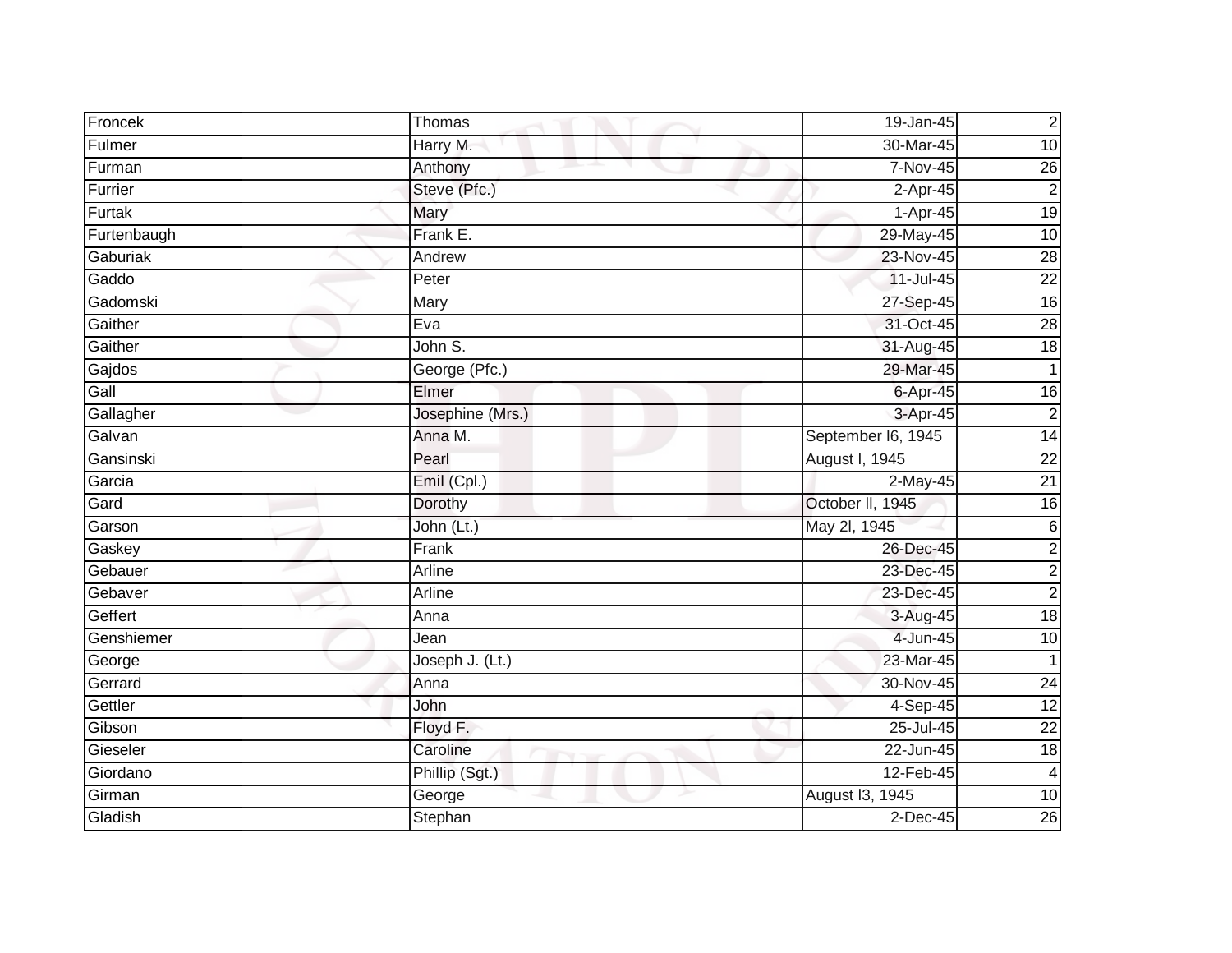| | | | |
|---|---|---|---|
| Froncek | Thomas | 19-Jan-45 | 2 |
| Fulmer | Harry M. | 30-Mar-45 | 10 |
| Furman | Anthony | 7-Nov-45 | 26 |
| Furrier | Steve (Pfc.) | 2-Apr-45 | 2 |
| Furtak | Mary | 1-Apr-45 | 19 |
| Furtenbaugh | Frank E. | 29-May-45 | 10 |
| Gaburiak | Andrew | 23-Nov-45 | 28 |
| Gaddo | Peter | 11-Jul-45 | 22 |
| Gadomski | Mary | 27-Sep-45 | 16 |
| Gaither | Eva | 31-Oct-45 | 28 |
| Gaither | John S. | 31-Aug-45 | 18 |
| Gajdos | George (Pfc.) | 29-Mar-45 | 1 |
| Gall | Elmer | 6-Apr-45 | 16 |
| Gallagher | Josephine (Mrs.) | 3-Apr-45 | 2 |
| Galvan | Anna M. | September l6, 1945 | 14 |
| Gansinski | Pearl | August l, 1945 | 22 |
| Garcia | Emil (Cpl.) | 2-May-45 | 21 |
| Gard | Dorothy | October ll, 1945 | 16 |
| Garson | John (Lt.) | May 2l, 1945 | 6 |
| Gaskey | Frank | 26-Dec-45 | 2 |
| Gebauer | Arline | 23-Dec-45 | 2 |
| Gebaver | Arline | 23-Dec-45 | 2 |
| Geffert | Anna | 3-Aug-45 | 18 |
| Genshiemer | Jean | 4-Jun-45 | 10 |
| George | Joseph J. (Lt.) | 23-Mar-45 | 1 |
| Gerrard | Anna | 30-Nov-45 | 24 |
| Gettler | John | 4-Sep-45 | 12 |
| Gibson | Floyd F. | 25-Jul-45 | 22 |
| Gieseler | Caroline | 22-Jun-45 | 18 |
| Giordano | Phillip (Sgt.) | 12-Feb-45 | 4 |
| Girman | George | August l3, 1945 | 10 |
| Gladish | Stephan | 2-Dec-45 | 26 |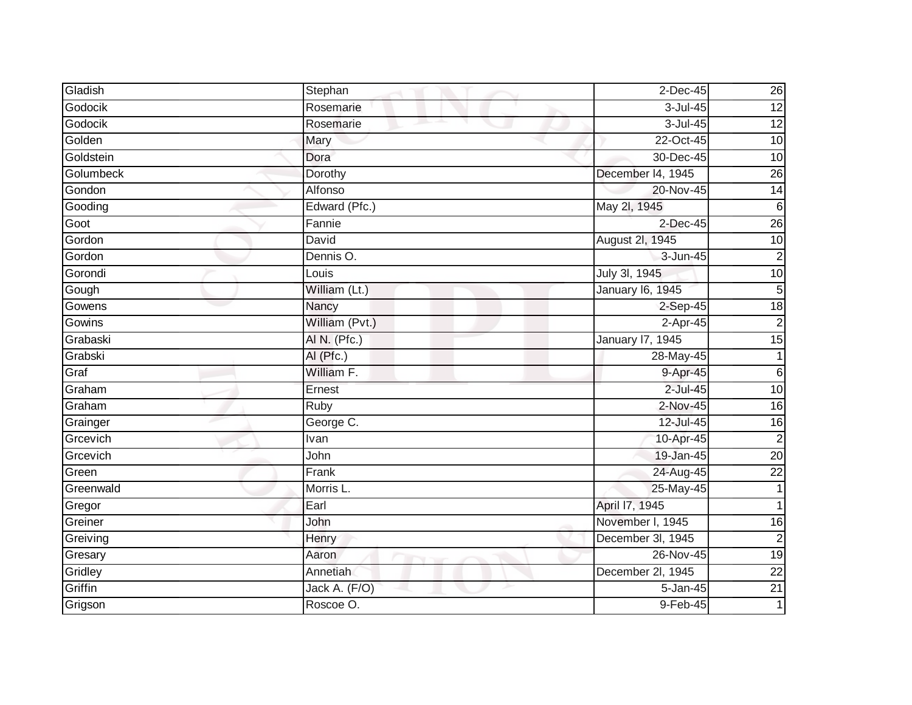| | | | |
|---|---|---|---|
| Gladish | Stephan | 2-Dec-45 | 26 |
| Godocik | Rosemarie | 3-Jul-45 | 12 |
| Godocik | Rosemarie | 3-Jul-45 | 12 |
| Golden | Mary | 22-Oct-45 | 10 |
| Goldstein | Dora | 30-Dec-45 | 10 |
| Golumbeck | Dorothy | December l4, 1945 | 26 |
| Gondon | Alfonso | 20-Nov-45 | 14 |
| Gooding | Edward (Pfc.) | May 2l, 1945 | 6 |
| Goot | Fannie | 2-Dec-45 | 26 |
| Gordon | David | August 2l, 1945 | 10 |
| Gordon | Dennis O. | 3-Jun-45 | 2 |
| Gorondi | Louis | July 3l, 1945 | 10 |
| Gough | William (Lt.) | January l6, 1945 | 5 |
| Gowens | Nancy | 2-Sep-45 | 18 |
| Gowins | William (Pvt.) | 2-Apr-45 | 2 |
| Grabaski | Al N. (Pfc.) | January l7, 1945 | 15 |
| Grabski | Al (Pfc.) | 28-May-45 | 1 |
| Graf | William F. | 9-Apr-45 | 6 |
| Graham | Ernest | 2-Jul-45 | 10 |
| Graham | Ruby | 2-Nov-45 | 16 |
| Grainger | George C. | 12-Jul-45 | 16 |
| Grcevich | Ivan | 10-Apr-45 | 2 |
| Grcevich | John | 19-Jan-45 | 20 |
| Green | Frank | 24-Aug-45 | 22 |
| Greenwald | Morris L. | 25-May-45 | 1 |
| Gregor | Earl | April l7, 1945 | 1 |
| Greiner | John | November l, 1945 | 16 |
| Greiving | Henry | December 3l, 1945 | 2 |
| Gresary | Aaron | 26-Nov-45 | 19 |
| Gridley | Annetiah | December 2l, 1945 | 22 |
| Griffin | Jack A. (F/O) | 5-Jan-45 | 21 |
| Grigson | Roscoe O. | 9-Feb-45 | 1 |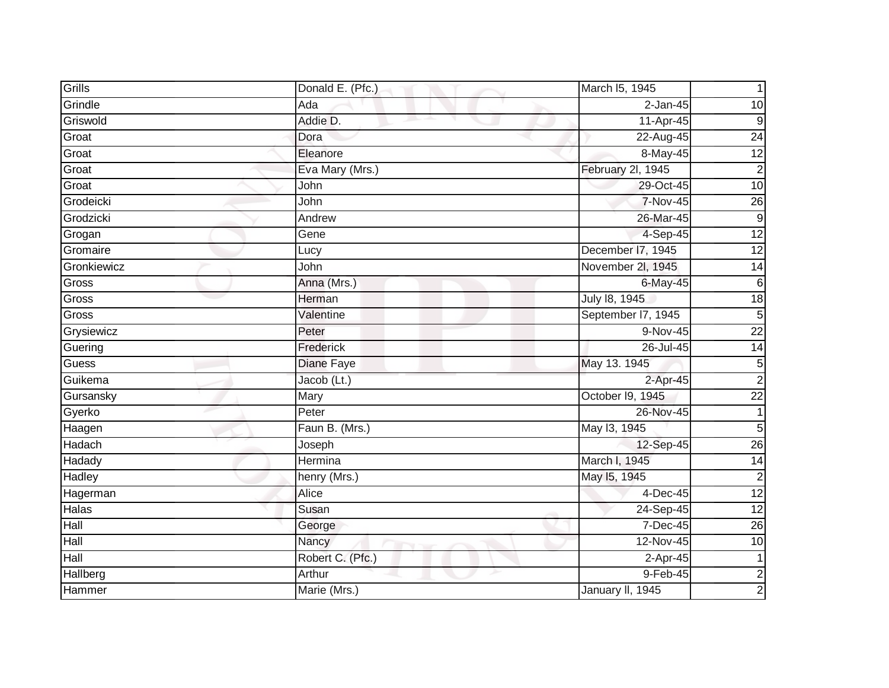| | | | |
|---|---|---|---|
| Grills | Donald E. (Pfc.) | March l5, 1945 | 1 |
| Grindle | Ada | 2-Jan-45 | 10 |
| Griswold | Addie D. | 11-Apr-45 | 9 |
| Groat | Dora | 22-Aug-45 | 24 |
| Groat | Eleanore | 8-May-45 | 12 |
| Groat | Eva Mary (Mrs.) | February 2l, 1945 | 2 |
| Groat | John | 29-Oct-45 | 10 |
| Grodeicki | John | 7-Nov-45 | 26 |
| Grodzicki | Andrew | 26-Mar-45 | 9 |
| Grogan | Gene | 4-Sep-45 | 12 |
| Gromaire | Lucy | December l7, 1945 | 12 |
| Gronkiewicz | John | November 2l, 1945 | 14 |
| Gross | Anna (Mrs.) | 6-May-45 | 6 |
| Gross | Herman | July l8, 1945 | 18 |
| Gross | Valentine | September l7, 1945 | 5 |
| Grysiewicz | Peter | 9-Nov-45 | 22 |
| Guering | Frederick | 26-Jul-45 | 14 |
| Guess | Diane Faye | May 13. 1945 | 5 |
| Guikema | Jacob (Lt.) | 2-Apr-45 | 2 |
| Gursansky | Mary | October l9, 1945 | 22 |
| Gyerko | Peter | 26-Nov-45 | 1 |
| Haagen | Faun B. (Mrs.) | May l3, 1945 | 5 |
| Hadach | Joseph | 12-Sep-45 | 26 |
| Hadady | Hermina | March l, 1945 | 14 |
| Hadley | henry (Mrs.) | May l5, 1945 | 2 |
| Hagerman | Alice | 4-Dec-45 | 12 |
| Halas | Susan | 24-Sep-45 | 12 |
| Hall | George | 7-Dec-45 | 26 |
| Hall | Nancy | 12-Nov-45 | 10 |
| Hall | Robert C. (Pfc.) | 2-Apr-45 | 1 |
| Hallberg | Arthur | 9-Feb-45 | 2 |
| Hammer | Marie (Mrs.) | January ll, 1945 | 2 |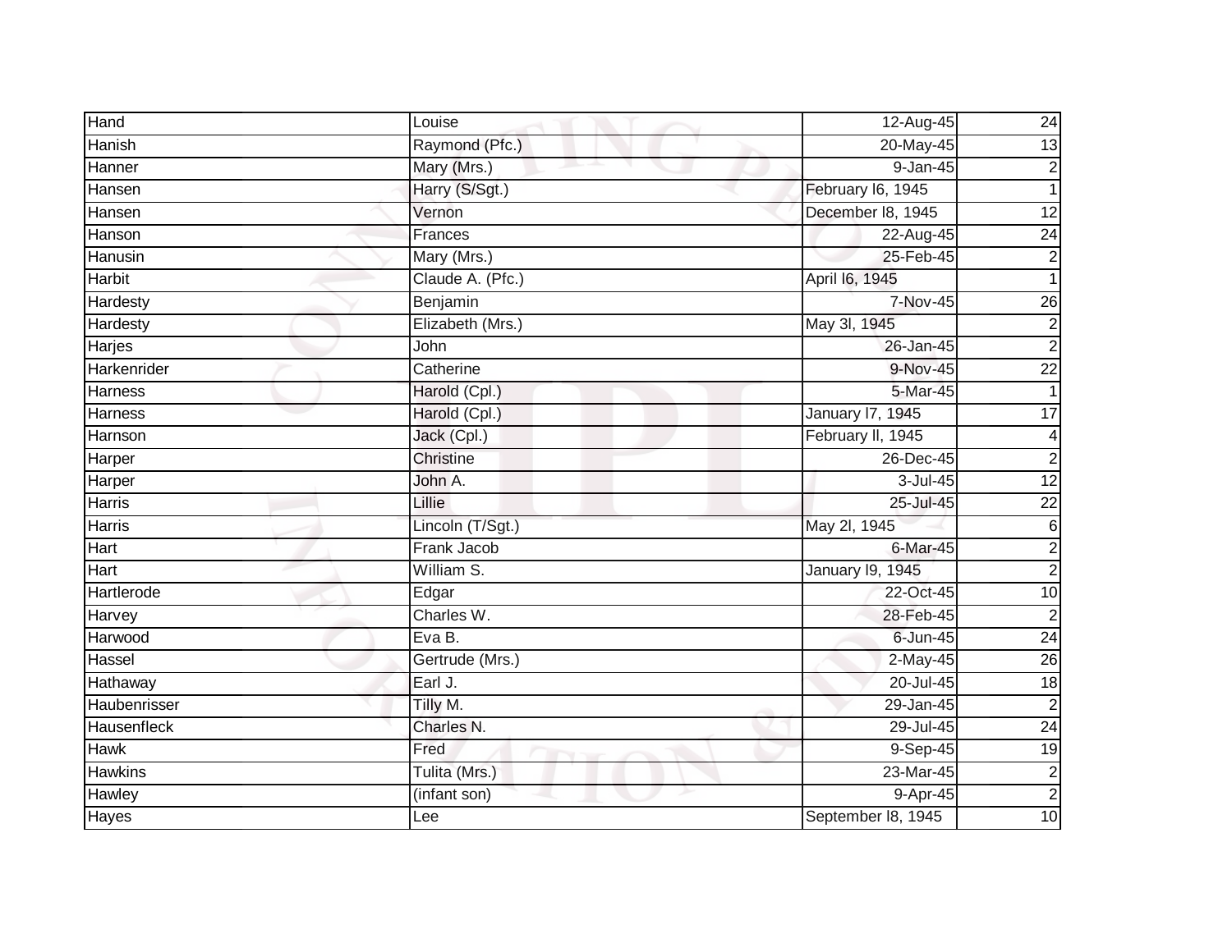| Hand | Louise | 12-Aug-45 | 24 |
|---|---|---|---|
| Hanish | Raymond (Pfc.) | 20-May-45 | 13 |
| Hanner | Mary (Mrs.) | 9-Jan-45 | 2 |
| Hansen | Harry (S/Sgt.) | February l6, 1945 | 1 |
| Hansen | Vernon | December l8, 1945 | 12 |
| Hanson | Frances | 22-Aug-45 | 24 |
| Hanusin | Mary (Mrs.) | 25-Feb-45 | 2 |
| Harbit | Claude A. (Pfc.) | April l6, 1945 | 1 |
| Hardesty | Benjamin | 7-Nov-45 | 26 |
| Hardesty | Elizabeth (Mrs.) | May 3l, 1945 | 2 |
| Harjes | John | 26-Jan-45 | 2 |
| Harkenrider | Catherine | 9-Nov-45 | 22 |
| Harness | Harold (Cpl.) | 5-Mar-45 | 1 |
| Harness | Harold (Cpl.) | January l7, 1945 | 17 |
| Harnson | Jack (Cpl.) | February ll, 1945 | 4 |
| Harper | Christine | 26-Dec-45 | 2 |
| Harper | John A. | 3-Jul-45 | 12 |
| Harris | Lillie | 25-Jul-45 | 22 |
| Harris | Lincoln (T/Sgt.) | May 2l, 1945 | 6 |
| Hart | Frank Jacob | 6-Mar-45 | 2 |
| Hart | William S. | January l9, 1945 | 2 |
| Hartlerode | Edgar | 22-Oct-45 | 10 |
| Harvey | Charles W. | 28-Feb-45 | 2 |
| Harwood | Eva B. | 6-Jun-45 | 24 |
| Hassel | Gertrude (Mrs.) | 2-May-45 | 26 |
| Hathaway | Earl J. | 20-Jul-45 | 18 |
| Haubenrisser | Tilly M. | 29-Jan-45 | 2 |
| Hausenfleck | Charles N. | 29-Jul-45 | 24 |
| Hawk | Fred | 9-Sep-45 | 19 |
| Hawkins | Tulita (Mrs.) | 23-Mar-45 | 2 |
| Hawley | (infant son) | 9-Apr-45 | 2 |
| Hayes | Lee | September l8, 1945 | 10 |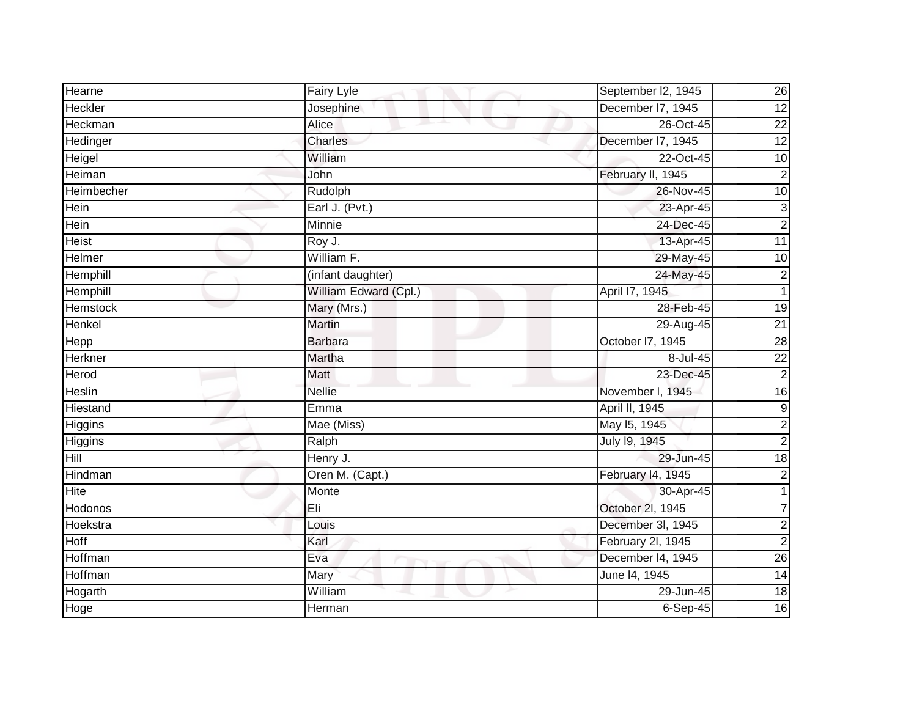| | | | |
|---|---|---|---|
| Hearne | Fairy Lyle | September l2, 1945 | 26 |
| Heckler | Josephine | December l7, 1945 | 12 |
| Heckman | Alice | 26-Oct-45 | 22 |
| Hedinger | Charles | December l7, 1945 | 12 |
| Heigel | William | 22-Oct-45 | 10 |
| Heiman | John | February ll, 1945 | 2 |
| Heimbecher | Rudolph | 26-Nov-45 | 10 |
| Hein | Earl J. (Pvt.) | 23-Apr-45 | 3 |
| Hein | Minnie | 24-Dec-45 | 2 |
| Heist | Roy J. | 13-Apr-45 | 11 |
| Helmer | William F. | 29-May-45 | 10 |
| Hemphill | (infant daughter) | 24-May-45 | 2 |
| Hemphill | William Edward (Cpl.) | April l7, 1945 | 1 |
| Hemstock | Mary (Mrs.) | 28-Feb-45 | 19 |
| Henkel | Martin | 29-Aug-45 | 21 |
| Hepp | Barbara | October l7, 1945 | 28 |
| Herkner | Martha | 8-Jul-45 | 22 |
| Herod | Matt | 23-Dec-45 | 2 |
| Heslin | Nellie | November l, 1945 | 16 |
| Hiestand | Emma | April ll, 1945 | 9 |
| Higgins | Mae (Miss) | May l5, 1945 | 2 |
| Higgins | Ralph | July l9, 1945 | 2 |
| Hill | Henry J. | 29-Jun-45 | 18 |
| Hindman | Oren M. (Capt.) | February l4, 1945 | 2 |
| Hite | Monte | 30-Apr-45 | 1 |
| Hodonos | Eli | October 2l, 1945 | 7 |
| Hoekstra | Louis | December 3l, 1945 | 2 |
| Hoff | Karl | February 2l, 1945 | 2 |
| Hoffman | Eva | December l4, 1945 | 26 |
| Hoffman | Mary | June l4, 1945 | 14 |
| Hogarth | William | 29-Jun-45 | 18 |
| Hoge | Herman | 6-Sep-45 | 16 |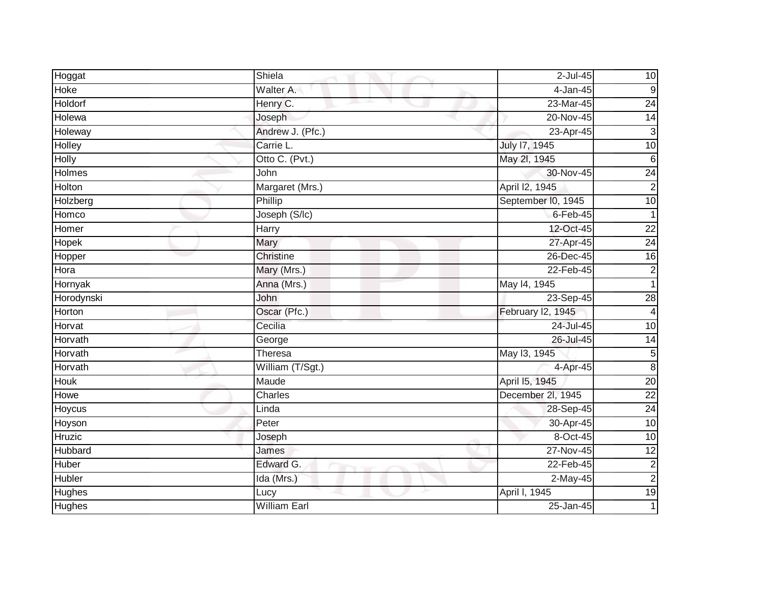| Hoggat | Shiela | 2-Jul-45 | 10 |
|---|---|---|---|
| Hoke | Walter A. | 4-Jan-45 | 9 |
| Holdorf | Henry C. | 23-Mar-45 | 24 |
| Holewa | Joseph | 20-Nov-45 | 14 |
| Holeway | Andrew J. (Pfc.) | 23-Apr-45 | 3 |
| Holley | Carrie L. | July l7, 1945 | 10 |
| Holly | Otto C. (Pvt.) | May 2l, 1945 | 6 |
| Holmes | John | 30-Nov-45 | 24 |
| Holton | Margaret (Mrs.) | April l2, 1945 | 2 |
| Holzberg | Phillip | September l0, 1945 | 10 |
| Homco | Joseph (S/lc) | 6-Feb-45 | 1 |
| Homer | Harry | 12-Oct-45 | 22 |
| Hopek | Mary | 27-Apr-45 | 24 |
| Hopper | Christine | 26-Dec-45 | 16 |
| Hora | Mary (Mrs.) | 22-Feb-45 | 2 |
| Hornyak | Anna (Mrs.) | May l4, 1945 | 1 |
| Horodynski | John | 23-Sep-45 | 28 |
| Horton | Oscar (Pfc.) | February l2, 1945 | 4 |
| Horvat | Cecilia | 24-Jul-45 | 10 |
| Horvath | George | 26-Jul-45 | 14 |
| Horvath | Theresa | May l3, 1945 | 5 |
| Horvath | William (T/Sgt.) | 4-Apr-45 | 8 |
| Houk | Maude | April l5, 1945 | 20 |
| Howe | Charles | December 2l, 1945 | 22 |
| Hoycus | Linda | 28-Sep-45 | 24 |
| Hoyson | Peter | 30-Apr-45 | 10 |
| Hruzic | Joseph | 8-Oct-45 | 10 |
| Hubbard | James | 27-Nov-45 | 12 |
| Huber | Edward G. | 22-Feb-45 | 2 |
| Hubler | Ida (Mrs.) | 2-May-45 | 2 |
| Hughes | Lucy | April l, 1945 | 19 |
| Hughes | William Earl | 25-Jan-45 | 1 |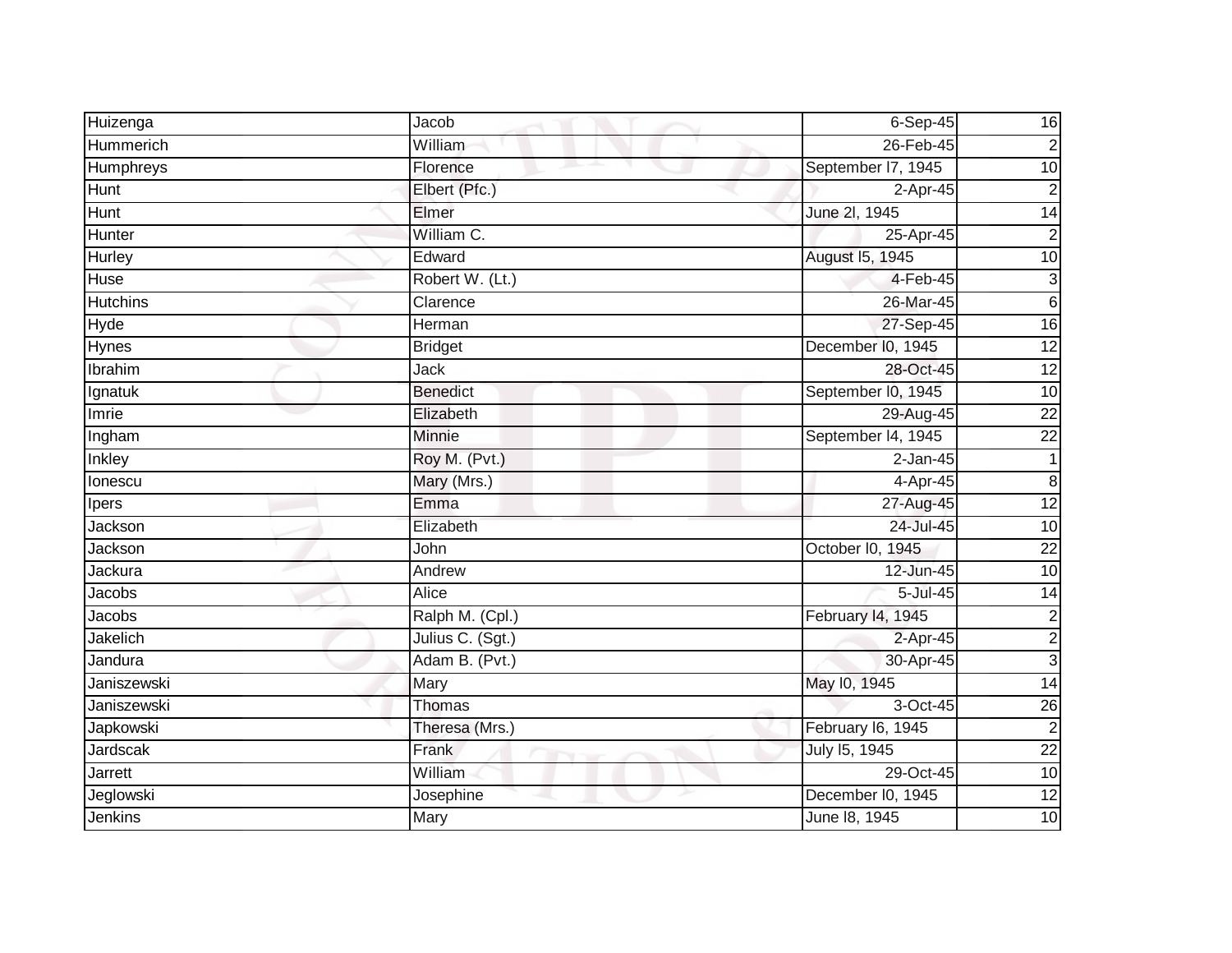| Huizenga | Jacob | 6-Sep-45 | 16 |
|---|---|---|---|
| Hummerich | William | 26-Feb-45 | 2 |
| Humphreys | Florence | September l7, 1945 | 10 |
| Hunt | Elbert (Pfc.) | 2-Apr-45 | 2 |
| Hunt | Elmer | June 2l, 1945 | 14 |
| Hunter | William C. | 25-Apr-45 | 2 |
| Hurley | Edward | August l5, 1945 | 10 |
| Huse | Robert W. (Lt.) | 4-Feb-45 | 3 |
| Hutchins | Clarence | 26-Mar-45 | 6 |
| Hyde | Herman | 27-Sep-45 | 16 |
| Hynes | Bridget | December l0, 1945 | 12 |
| Ibrahim | Jack | 28-Oct-45 | 12 |
| Ignatuk | Benedict | September l0, 1945 | 10 |
| Imrie | Elizabeth | 29-Aug-45 | 22 |
| Ingham | Minnie | September l4, 1945 | 22 |
| Inkley | Roy M. (Pvt.) | 2-Jan-45 | 1 |
| Ionescu | Mary (Mrs.) | 4-Apr-45 | 8 |
| Ipers | Emma | 27-Aug-45 | 12 |
| Jackson | Elizabeth | 24-Jul-45 | 10 |
| Jackson | John | October l0, 1945 | 22 |
| Jackura | Andrew | 12-Jun-45 | 10 |
| Jacobs | Alice | 5-Jul-45 | 14 |
| Jacobs | Ralph M. (Cpl.) | February l4, 1945 | 2 |
| Jakelich | Julius C. (Sgt.) | 2-Apr-45 | 2 |
| Jandura | Adam B. (Pvt.) | 30-Apr-45 | 3 |
| Janiszewski | Mary | May l0, 1945 | 14 |
| Janiszewski | Thomas | 3-Oct-45 | 26 |
| Japkowski | Theresa (Mrs.) | February l6, 1945 | 2 |
| Jardscak | Frank | July l5, 1945 | 22 |
| Jarrett | William | 29-Oct-45 | 10 |
| Jeglowski | Josephine | December l0, 1945 | 12 |
| Jenkins | Mary | June l8, 1945 | 10 |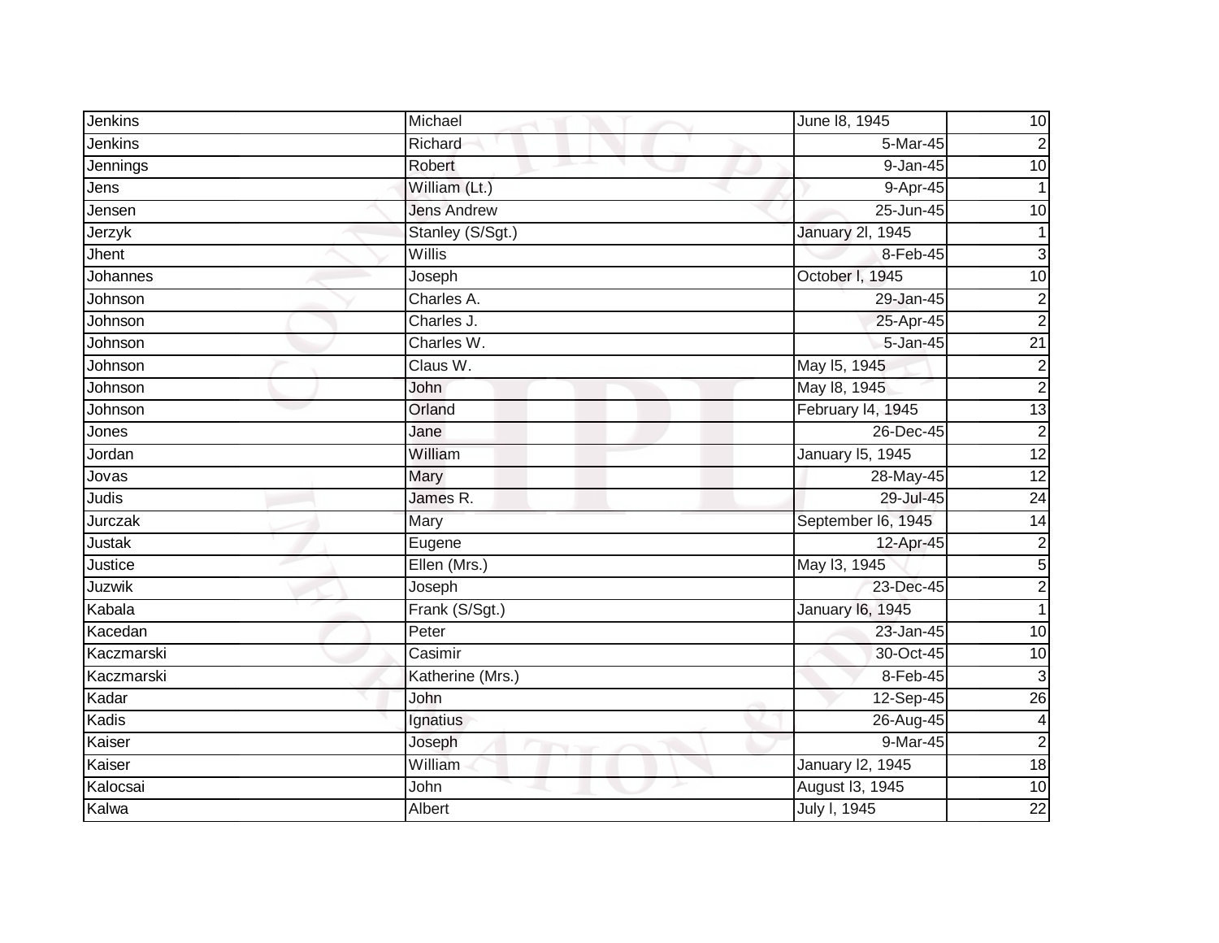| Jenkins | Michael | June l8, 1945 | 10 |
|---|---|---|---|
| Jenkins | Richard | 5-Mar-45 | 2 |
| Jennings | Robert | 9-Jan-45 | 10 |
| Jens | William (Lt.) | 9-Apr-45 | 1 |
| Jensen | Jens Andrew | 25-Jun-45 | 10 |
| Jerzyk | Stanley (S/Sgt.) | January 2l, 1945 | 1 |
| Jhent | Willis | 8-Feb-45 | 3 |
| Johannes | Joseph | October l, 1945 | 10 |
| Johnson | Charles A. | 29-Jan-45 | 2 |
| Johnson | Charles J. | 25-Apr-45 | 2 |
| Johnson | Charles W. | 5-Jan-45 | 21 |
| Johnson | Claus W. | May l5, 1945 | 2 |
| Johnson | John | May l8, 1945 | 2 |
| Johnson | Orland | February l4, 1945 | 13 |
| Jones | Jane | 26-Dec-45 | 2 |
| Jordan | William | January l5, 1945 | 12 |
| Jovas | Mary | 28-May-45 | 12 |
| Judis | James R. | 29-Jul-45 | 24 |
| Jurczak | Mary | September l6, 1945 | 14 |
| Justak | Eugene | 12-Apr-45 | 2 |
| Justice | Ellen (Mrs.) | May l3, 1945 | 5 |
| Juzwik | Joseph | 23-Dec-45 | 2 |
| Kabala | Frank (S/Sgt.) | January l6, 1945 | 1 |
| Kacedan | Peter | 23-Jan-45 | 10 |
| Kaczmarski | Casimir | 30-Oct-45 | 10 |
| Kaczmarski | Katherine (Mrs.) | 8-Feb-45 | 3 |
| Kadar | John | 12-Sep-45 | 26 |
| Kadis | Ignatius | 26-Aug-45 | 4 |
| Kaiser | Joseph | 9-Mar-45 | 2 |
| Kaiser | William | January l2, 1945 | 18 |
| Kalocsai | John | August l3, 1945 | 10 |
| Kalwa | Albert | July l, 1945 | 22 |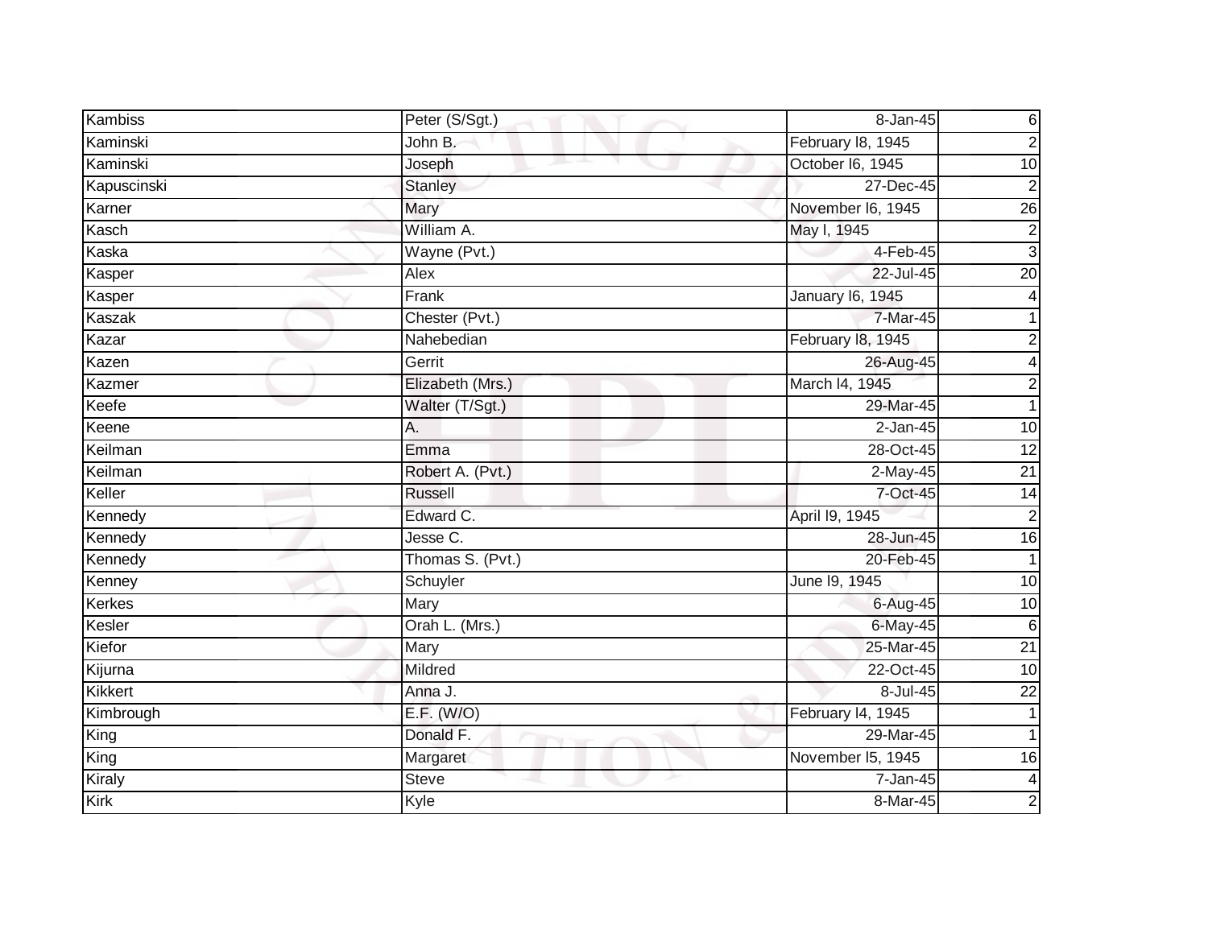| Kambiss | Peter (S/Sgt.) | 8-Jan-45 | 6 |
|---|---|---|---|
| Kaminski | John B. | February l8, 1945 | 2 |
| Kaminski | Joseph | October l6, 1945 | 10 |
| Kapuscinski | Stanley | 27-Dec-45 | 2 |
| Karner | Mary | November l6, 1945 | 26 |
| Kasch | William A. | May l, 1945 | 2 |
| Kaska | Wayne (Pvt.) | 4-Feb-45 | 3 |
| Kasper | Alex | 22-Jul-45 | 20 |
| Kasper | Frank | January l6, 1945 | 4 |
| Kaszak | Chester (Pvt.) | 7-Mar-45 | 1 |
| Kazar | Nahebedian | February l8, 1945 | 2 |
| Kazen | Gerrit | 26-Aug-45 | 4 |
| Kazmer | Elizabeth (Mrs.) | March l4, 1945 | 2 |
| Keefe | Walter (T/Sgt.) | 29-Mar-45 | 1 |
| Keene | A. | 2-Jan-45 | 10 |
| Keilman | Emma | 28-Oct-45 | 12 |
| Keilman | Robert A. (Pvt.) | 2-May-45 | 21 |
| Keller | Russell | 7-Oct-45 | 14 |
| Kennedy | Edward C. | April l9, 1945 | 2 |
| Kennedy | Jesse C. | 28-Jun-45 | 16 |
| Kennedy | Thomas S. (Pvt.) | 20-Feb-45 | 1 |
| Kenney | Schuyler | June l9, 1945 | 10 |
| Kerkes | Mary | 6-Aug-45 | 10 |
| Kesler | Orah L. (Mrs.) | 6-May-45 | 6 |
| Kiefor | Mary | 25-Mar-45 | 21 |
| Kijurna | Mildred | 22-Oct-45 | 10 |
| Kikkert | Anna J. | 8-Jul-45 | 22 |
| Kimbrough | E.F. (W/O) | February l4, 1945 | 1 |
| King | Donald F. | 29-Mar-45 | 1 |
| King | Margaret | November l5, 1945 | 16 |
| Kiraly | Steve | 7-Jan-45 | 4 |
| Kirk | Kyle | 8-Mar-45 | 2 |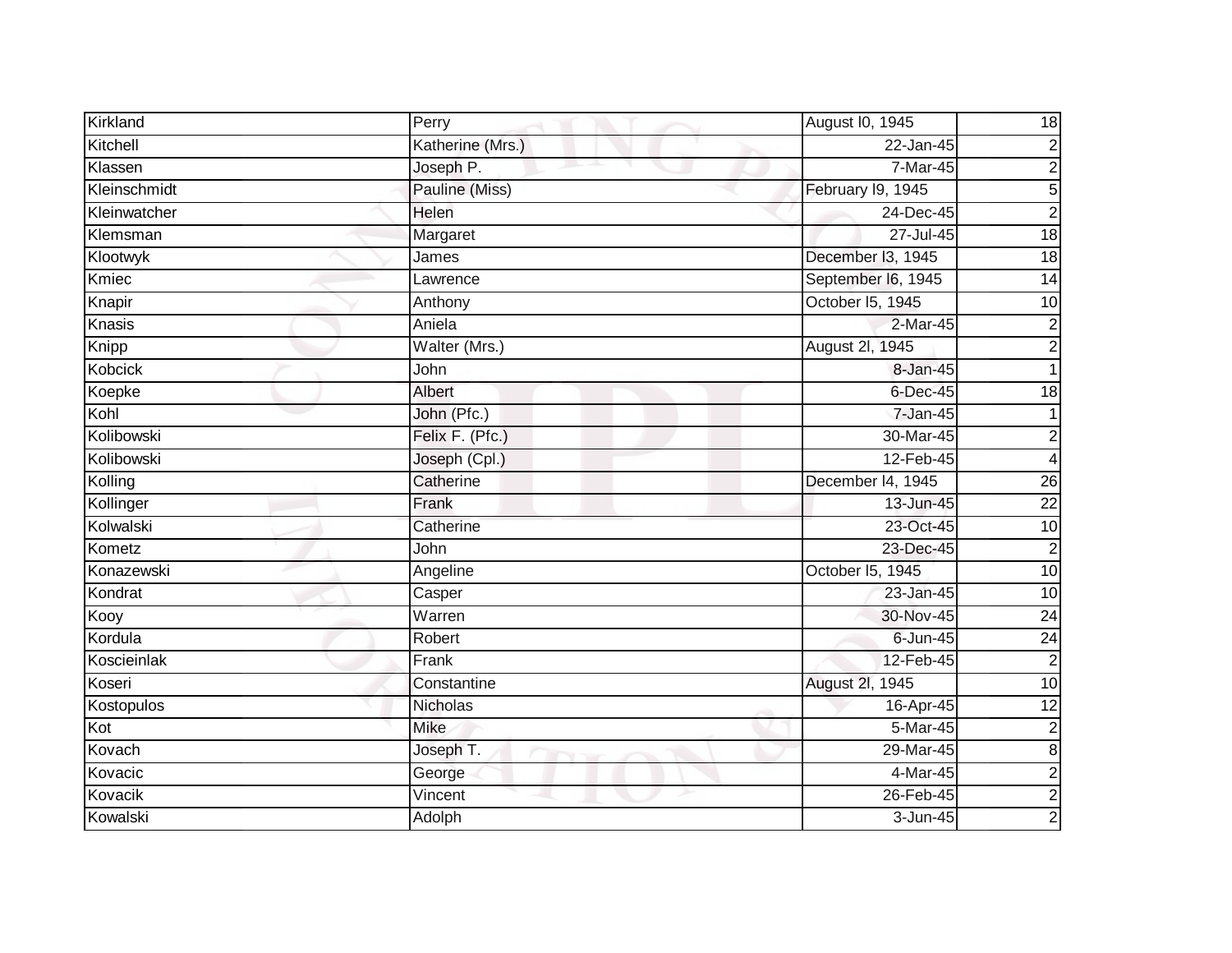| Kirkland | Perry | August l0, 1945 | 18 |
|---|---|---|---|
| Kitchell | Katherine (Mrs.) | 22-Jan-45 | 2 |
| Klassen | Joseph P. | 7-Mar-45 | 2 |
| Kleinschmidt | Pauline (Miss) | February l9, 1945 | 5 |
| Kleinwatcher | Helen | 24-Dec-45 | 2 |
| Klemsman | Margaret | 27-Jul-45 | 18 |
| Klootwyk | James | December l3, 1945 | 18 |
| Kmiec | Lawrence | September l6, 1945 | 14 |
| Knapir | Anthony | October l5, 1945 | 10 |
| Knasis | Aniela | 2-Mar-45 | 2 |
| Knipp | Walter (Mrs.) | August 2l, 1945 | 2 |
| Kobcick | John | 8-Jan-45 | 1 |
| Koepke | Albert | 6-Dec-45 | 18 |
| Kohl | John (Pfc.) | 7-Jan-45 | 1 |
| Kolibowski | Felix F. (Pfc.) | 30-Mar-45 | 2 |
| Kolibowski | Joseph (Cpl.) | 12-Feb-45 | 4 |
| Kolling | Catherine | December l4, 1945 | 26 |
| Kollinger | Frank | 13-Jun-45 | 22 |
| Kolwalski | Catherine | 23-Oct-45 | 10 |
| Kometz | John | 23-Dec-45 | 2 |
| Konazewski | Angeline | October l5, 1945 | 10 |
| Kondrat | Casper | 23-Jan-45 | 10 |
| Kooy | Warren | 30-Nov-45 | 24 |
| Kordula | Robert | 6-Jun-45 | 24 |
| Koscieinlak | Frank | 12-Feb-45 | 2 |
| Koseri | Constantine | August 2l, 1945 | 10 |
| Kostopulos | Nicholas | 16-Apr-45 | 12 |
| Kot | Mike | 5-Mar-45 | 2 |
| Kovach | Joseph T. | 29-Mar-45 | 8 |
| Kovacic | George | 4-Mar-45 | 2 |
| Kovacik | Vincent | 26-Feb-45 | 2 |
| Kowalski | Adolph | 3-Jun-45 | 2 |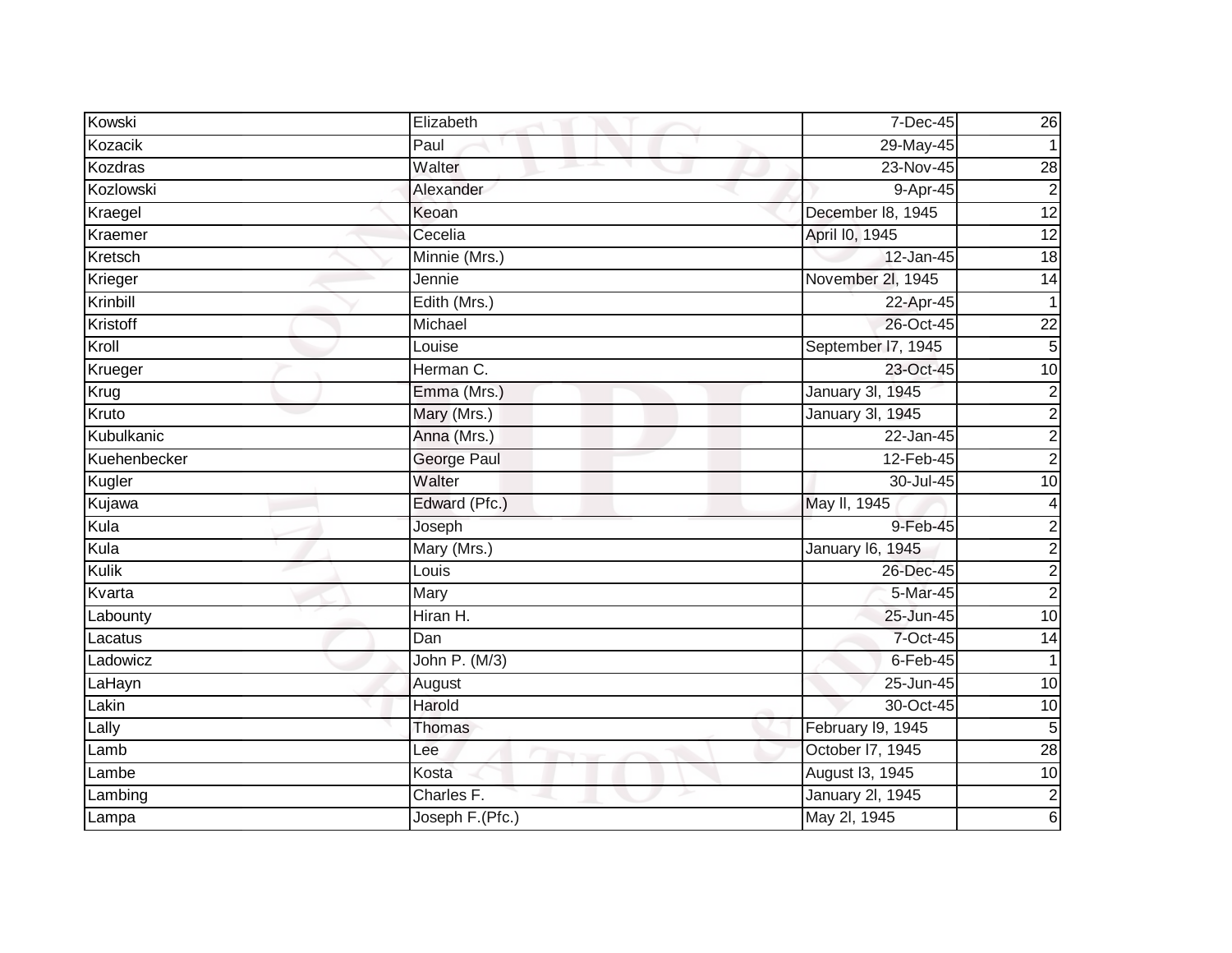| Kowski | Elizabeth | 7-Dec-45 | 26 |
|---|---|---|---|
| Kozacik | Paul | 29-May-45 | 1 |
| Kozdras | Walter | 23-Nov-45 | 28 |
| Kozlowski | Alexander | 9-Apr-45 | 2 |
| Kraegel | Keoan | December l8, 1945 | 12 |
| Kraemer | Cecelia | April l0, 1945 | 12 |
| Kretsch | Minnie (Mrs.) | 12-Jan-45 | 18 |
| Krieger | Jennie | November 2l, 1945 | 14 |
| Krinbill | Edith (Mrs.) | 22-Apr-45 | 1 |
| Kristoff | Michael | 26-Oct-45 | 22 |
| Kroll | Louise | September l7, 1945 | 5 |
| Krueger | Herman C. | 23-Oct-45 | 10 |
| Krug | Emma (Mrs.) | January 3l, 1945 | 2 |
| Kruto | Mary (Mrs.) | January 3l, 1945 | 2 |
| Kubulkanic | Anna (Mrs.) | 22-Jan-45 | 2 |
| Kuehenbecker | George Paul | 12-Feb-45 | 2 |
| Kugler | Walter | 30-Jul-45 | 10 |
| Kujawa | Edward (Pfc.) | May ll, 1945 | 4 |
| Kula | Joseph | 9-Feb-45 | 2 |
| Kula | Mary (Mrs.) | January l6, 1945 | 2 |
| Kulik | Louis | 26-Dec-45 | 2 |
| Kvarta | Mary | 5-Mar-45 | 2 |
| Labounty | Hiran H. | 25-Jun-45 | 10 |
| Lacatus | Dan | 7-Oct-45 | 14 |
| Ladowicz | John P. (M/3) | 6-Feb-45 | 1 |
| LaHayn | August | 25-Jun-45 | 10 |
| Lakin | Harold | 30-Oct-45 | 10 |
| Lally | Thomas | February l9, 1945 | 5 |
| Lamb | Lee | October l7, 1945 | 28 |
| Lambe | Kosta | August l3, 1945 | 10 |
| Lambing | Charles F. | January 2l, 1945 | 2 |
| Lampa | Joseph F.(Pfc.) | May 2l, 1945 | 6 |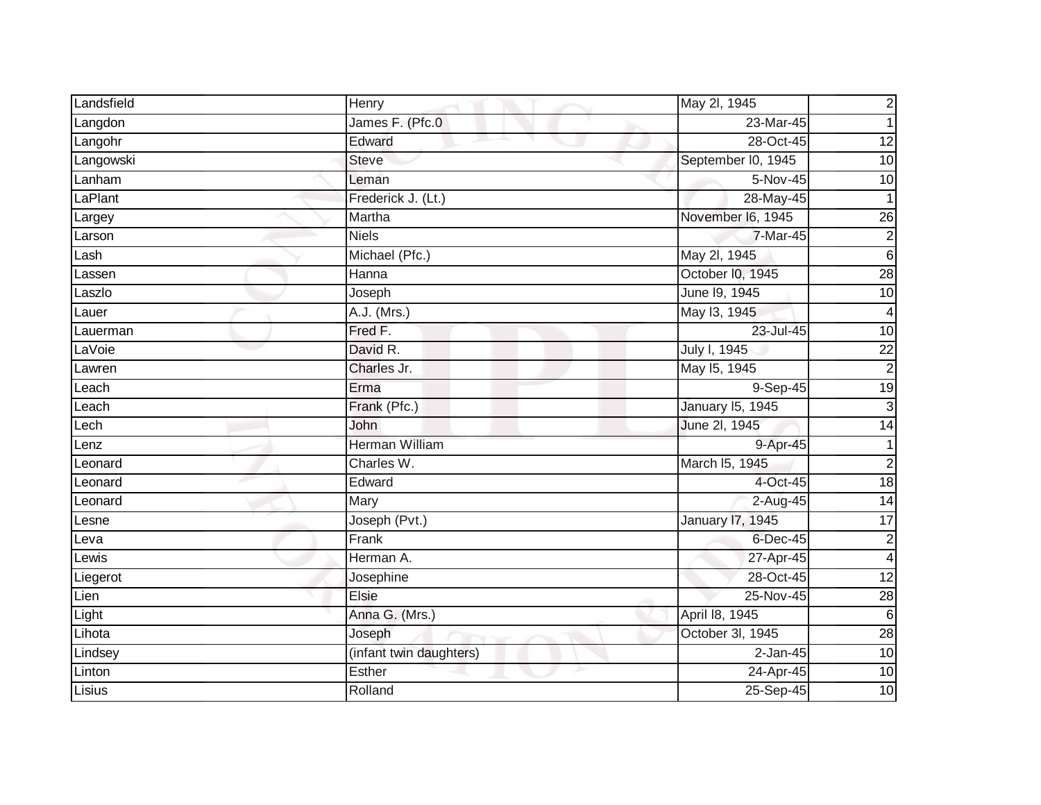| | | | |
|---|---|---|---|
| Landsfield | Henry | May 2l, 1945 | 2 |
| Langdon | James F. (Pfc.0 | 23-Mar-45 | 1 |
| Langohr | Edward | 28-Oct-45 | 12 |
| Langowski | Steve | September l0, 1945 | 10 |
| Lanham | Leman | 5-Nov-45 | 10 |
| LaPlant | Frederick J. (Lt.) | 28-May-45 | 1 |
| Largey | Martha | November l6, 1945 | 26 |
| Larson | Niels | 7-Mar-45 | 2 |
| Lash | Michael (Pfc.) | May 2l, 1945 | 6 |
| Lassen | Hanna | October l0, 1945 | 28 |
| Laszlo | Joseph | June l9, 1945 | 10 |
| Lauer | A.J. (Mrs.) | May l3, 1945 | 4 |
| Lauerman | Fred F. | 23-Jul-45 | 10 |
| LaVoie | David R. | July l, 1945 | 22 |
| Lawren | Charles Jr. | May l5, 1945 | 2 |
| Leach | Erma | 9-Sep-45 | 19 |
| Leach | Frank (Pfc.) | January l5, 1945 | 3 |
| Lech | John | June 2l, 1945 | 14 |
| Lenz | Herman William | 9-Apr-45 | 1 |
| Leonard | Charles W. | March l5, 1945 | 2 |
| Leonard | Edward | 4-Oct-45 | 18 |
| Leonard | Mary | 2-Aug-45 | 14 |
| Lesne | Joseph (Pvt.) | January l7, 1945 | 17 |
| Leva | Frank | 6-Dec-45 | 2 |
| Lewis | Herman A. | 27-Apr-45 | 4 |
| Liegerot | Josephine | 28-Oct-45 | 12 |
| Lien | Elsie | 25-Nov-45 | 28 |
| Light | Anna G. (Mrs.) | April l8, 1945 | 6 |
| Lihota | Joseph | October 3l, 1945 | 28 |
| Lindsey | (infant twin daughters) | 2-Jan-45 | 10 |
| Linton | Esther | 24-Apr-45 | 10 |
| Lisius | Rolland | 25-Sep-45 | 10 |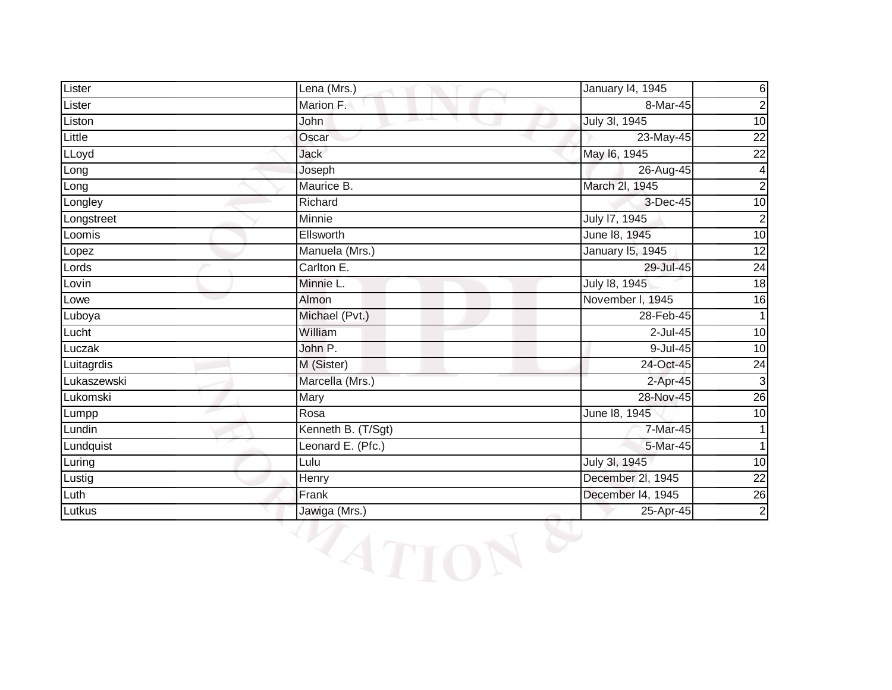| | | | |
|---|---|---|---|
| Lister | Lena (Mrs.) | January l4, 1945 | 6 |
| Lister | Marion F. | 8-Mar-45 | 2 |
| Liston | John | July 3l, 1945 | 10 |
| Little | Oscar | 23-May-45 | 22 |
| LLoyd | Jack | May l6, 1945 | 22 |
| Long | Joseph | 26-Aug-45 | 4 |
| Long | Maurice B. | March 2l, 1945 | 2 |
| Longley | Richard | 3-Dec-45 | 10 |
| Longstreet | Minnie | July l7, 1945 | 2 |
| Loomis | Ellsworth | June l8, 1945 | 10 |
| Lopez | Manuela (Mrs.) | January l5, 1945 | 12 |
| Lords | Carlton E. | 29-Jul-45 | 24 |
| Lovin | Minnie L. | July l8, 1945 | 18 |
| Lowe | Almon | November l, 1945 | 16 |
| Luboya | Michael (Pvt.) | 28-Feb-45 | 1 |
| Lucht | William | 2-Jul-45 | 10 |
| Luczak | John P. | 9-Jul-45 | 10 |
| Luitagrdis | M (Sister) | 24-Oct-45 | 24 |
| Lukaszewski | Marcella (Mrs.) | 2-Apr-45 | 3 |
| Lukomski | Mary | 28-Nov-45 | 26 |
| Lumpp | Rosa | June l8, 1945 | 10 |
| Lundin | Kenneth B. (T/Sgt) | 7-Mar-45 | 1 |
| Lundquist | Leonard E. (Pfc.) | 5-Mar-45 | 1 |
| Luring | Lulu | July 3l, 1945 | 10 |
| Lustig | Henry | December 2l, 1945 | 22 |
| Luth | Frank | December l4, 1945 | 26 |
| Lutkus | Jawiga (Mrs.) | 25-Apr-45 | 2 |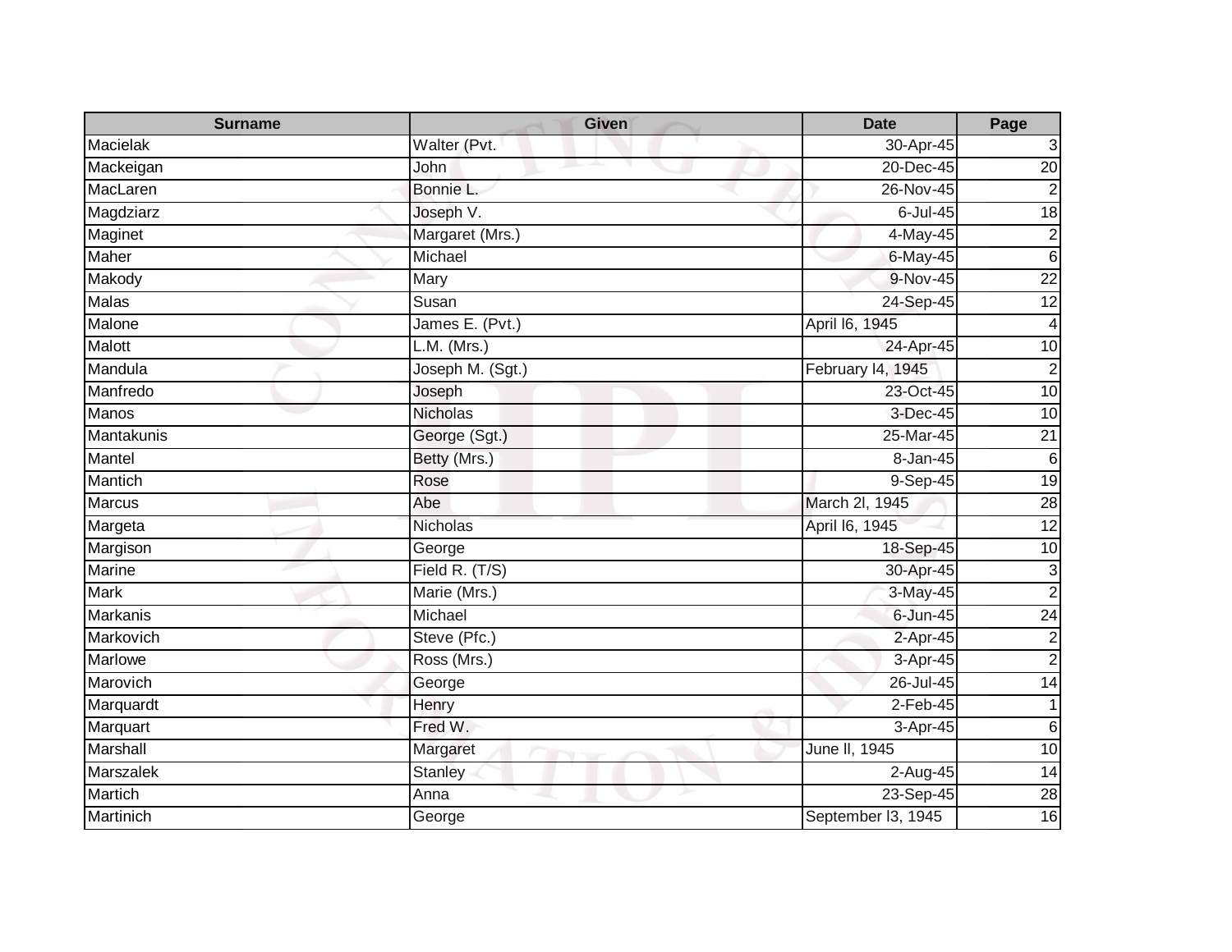| Surname | Given | Date | Page |
| --- | --- | --- | --- |
| Macielak | Walter (Pvt. | 30-Apr-45 | 3 |
| Mackeigan | John | 20-Dec-45 | 20 |
| MacLaren | Bonnie L. | 26-Nov-45 | 2 |
| Magdziarz | Joseph V. | 6-Jul-45 | 18 |
| Maginet | Margaret (Mrs.) | 4-May-45 | 2 |
| Maher | Michael | 6-May-45 | 6 |
| Makody | Mary | 9-Nov-45 | 22 |
| Malas | Susan | 24-Sep-45 | 12 |
| Malone | James E. (Pvt.) | April l6, 1945 | 4 |
| Malott | L.M. (Mrs.) | 24-Apr-45 | 10 |
| Mandula | Joseph M. (Sgt.) | February l4, 1945 | 2 |
| Manfredo | Joseph | 23-Oct-45 | 10 |
| Manos | Nicholas | 3-Dec-45 | 10 |
| Mantakunis | George (Sgt.) | 25-Mar-45 | 21 |
| Mantel | Betty (Mrs.) | 8-Jan-45 | 6 |
| Mantich | Rose | 9-Sep-45 | 19 |
| Marcus | Abe | March 2l, 1945 | 28 |
| Margeta | Nicholas | April l6, 1945 | 12 |
| Margison | George | 18-Sep-45 | 10 |
| Marine | Field R. (T/S) | 30-Apr-45 | 3 |
| Mark | Marie (Mrs.) | 3-May-45 | 2 |
| Markanis | Michael | 6-Jun-45 | 24 |
| Markovich | Steve (Pfc.) | 2-Apr-45 | 2 |
| Marlowe | Ross (Mrs.) | 3-Apr-45 | 2 |
| Marovich | George | 26-Jul-45 | 14 |
| Marquardt | Henry | 2-Feb-45 | 1 |
| Marquart | Fred W. | 3-Apr-45 | 6 |
| Marshall | Margaret | June ll, 1945 | 10 |
| Marszalek | Stanley | 2-Aug-45 | 14 |
| Martich | Anna | 23-Sep-45 | 28 |
| Martinich | George | September l3, 1945 | 16 |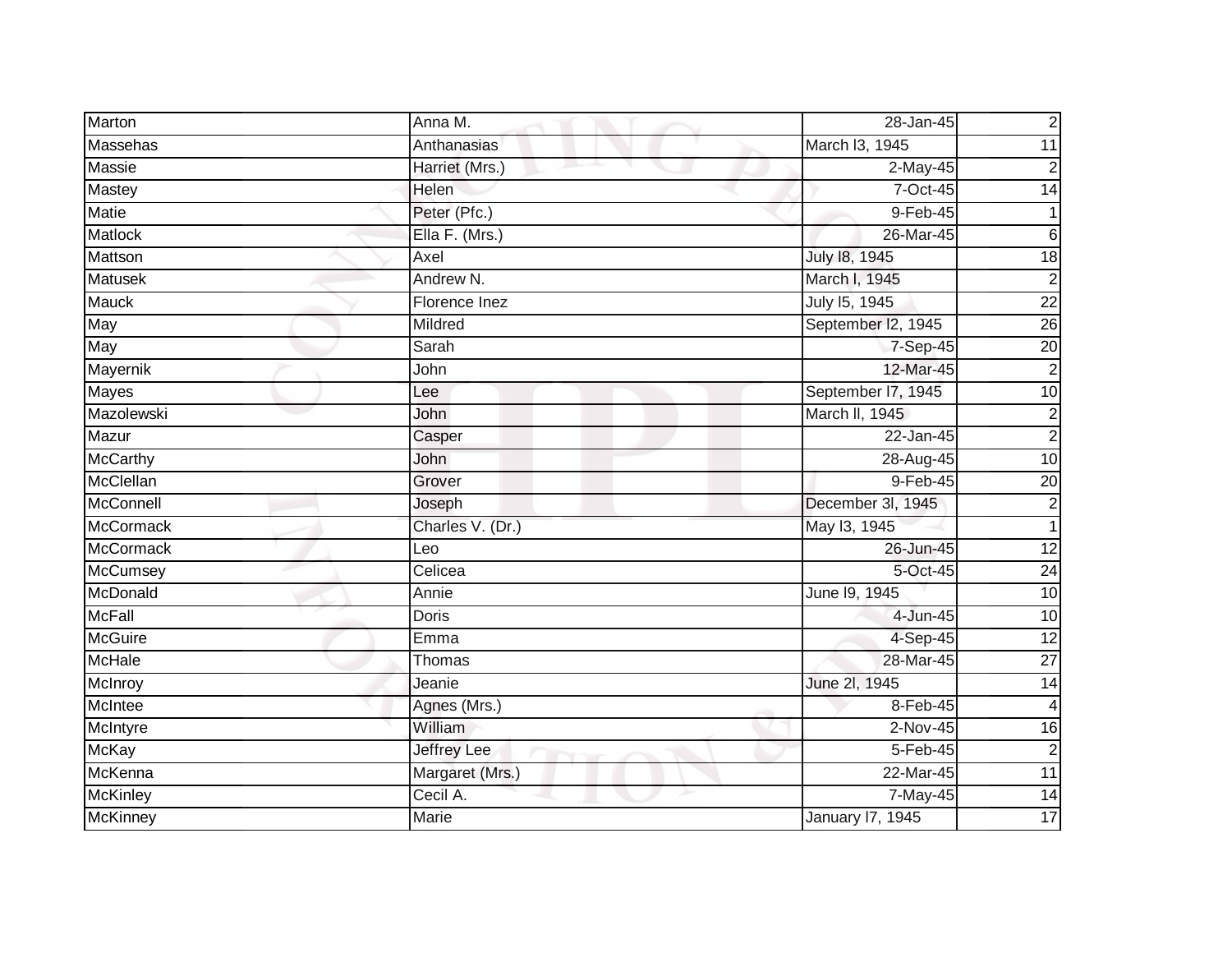| Marton | Anna M. | 28-Jan-45 | 2 |
|---|---|---|---|
| Massehas | Anthanasias | March l3, 1945 | 11 |
| Massie | Harriet (Mrs.) | 2-May-45 | 2 |
| Mastey | Helen | 7-Oct-45 | 14 |
| Matie | Peter (Pfc.) | 9-Feb-45 | 1 |
| Matlock | Ella F. (Mrs.) | 26-Mar-45 | 6 |
| Mattson | Axel | July l8, 1945 | 18 |
| Matusek | Andrew N. | March l, 1945 | 2 |
| Mauck | Florence Inez | July l5, 1945 | 22 |
| May | Mildred | September l2, 1945 | 26 |
| May | Sarah | 7-Sep-45 | 20 |
| Mayernik | John | 12-Mar-45 | 2 |
| Mayes | Lee | September l7, 1945 | 10 |
| Mazolewski | John | March ll, 1945 | 2 |
| Mazur | Casper | 22-Jan-45 | 2 |
| McCarthy | John | 28-Aug-45 | 10 |
| McClellan | Grover | 9-Feb-45 | 20 |
| McConnell | Joseph | December 3l, 1945 | 2 |
| McCormack | Charles V. (Dr.) | May l3, 1945 | 1 |
| McCormack | Leo | 26-Jun-45 | 12 |
| McCumsey | Celicea | 5-Oct-45 | 24 |
| McDonald | Annie | June l9, 1945 | 10 |
| McFall | Doris | 4-Jun-45 | 10 |
| McGuire | Emma | 4-Sep-45 | 12 |
| McHale | Thomas | 28-Mar-45 | 27 |
| McInroy | Jeanie | June 2l, 1945 | 14 |
| McIntee | Agnes (Mrs.) | 8-Feb-45 | 4 |
| McIntyre | William | 2-Nov-45 | 16 |
| McKay | Jeffrey Lee | 5-Feb-45 | 2 |
| McKenna | Margaret (Mrs.) | 22-Mar-45 | 11 |
| McKinley | Cecil A. | 7-May-45 | 14 |
| McKinney | Marie | January l7, 1945 | 17 |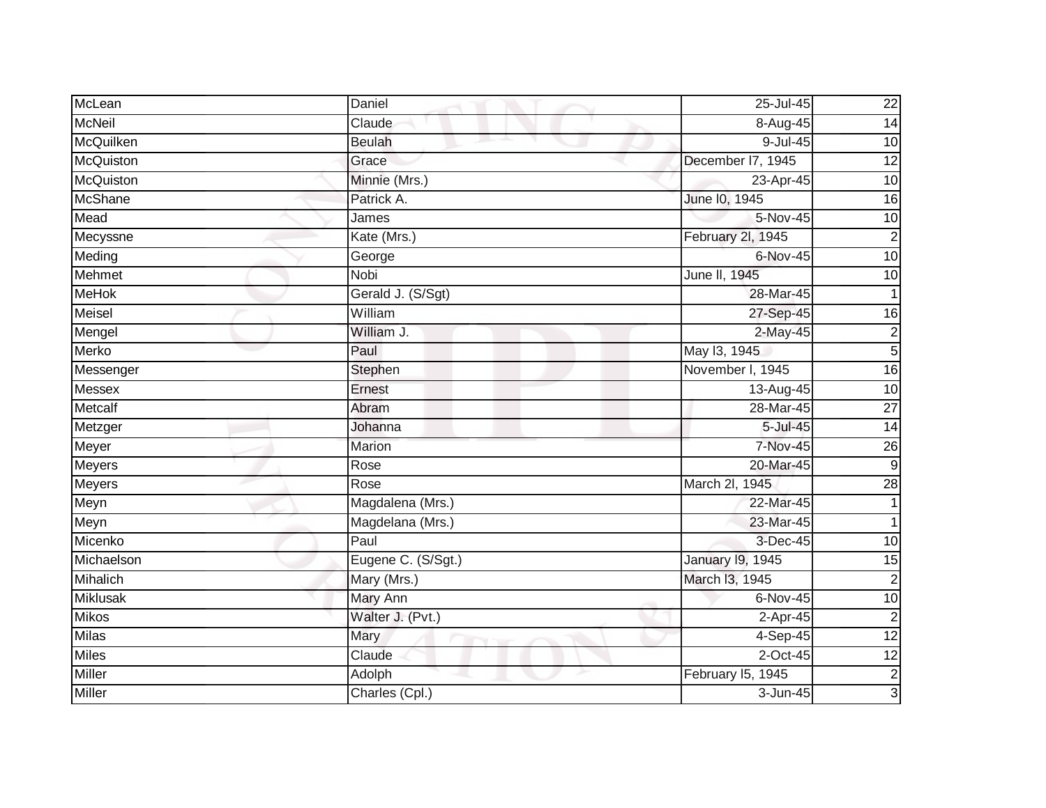| McLean | Daniel | 25-Jul-45 | 22 |
|---|---|---|---|
| McNeil | Claude | 8-Aug-45 | 14 |
| McQuilken | Beulah | 9-Jul-45 | 10 |
| McQuiston | Grace | December l7, 1945 | 12 |
| McQuiston | Minnie (Mrs.) | 23-Apr-45 | 10 |
| McShane | Patrick A. | June l0, 1945 | 16 |
| Mead | James | 5-Nov-45 | 10 |
| Mecyssne | Kate (Mrs.) | February 2l, 1945 | 2 |
| Meding | George | 6-Nov-45 | 10 |
| Mehmet | Nobi | June ll, 1945 | 10 |
| MeHok | Gerald J. (S/Sgt) | 28-Mar-45 | 1 |
| Meisel | William | 27-Sep-45 | 16 |
| Mengel | William J. | 2-May-45 | 2 |
| Merko | Paul | May l3, 1945 | 5 |
| Messenger | Stephen | November l, 1945 | 16 |
| Messex | Ernest | 13-Aug-45 | 10 |
| Metcalf | Abram | 28-Mar-45 | 27 |
| Metzger | Johanna | 5-Jul-45 | 14 |
| Meyer | Marion | 7-Nov-45 | 26 |
| Meyers | Rose | 20-Mar-45 | 9 |
| Meyers | Rose | March 2l, 1945 | 28 |
| Meyn | Magdalena (Mrs.) | 22-Mar-45 | 1 |
| Meyn | Magdelana (Mrs.) | 23-Mar-45 | 1 |
| Micenko | Paul | 3-Dec-45 | 10 |
| Michaelson | Eugene C. (S/Sgt.) | January l9, 1945 | 15 |
| Mihalich | Mary (Mrs.) | March l3, 1945 | 2 |
| Miklusak | Mary Ann | 6-Nov-45 | 10 |
| Mikos | Walter J. (Pvt.) | 2-Apr-45 | 2 |
| Milas | Mary | 4-Sep-45 | 12 |
| Miles | Claude | 2-Oct-45 | 12 |
| Miller | Adolph | February l5, 1945 | 2 |
| Miller | Charles (Cpl.) | 3-Jun-45 | 3 |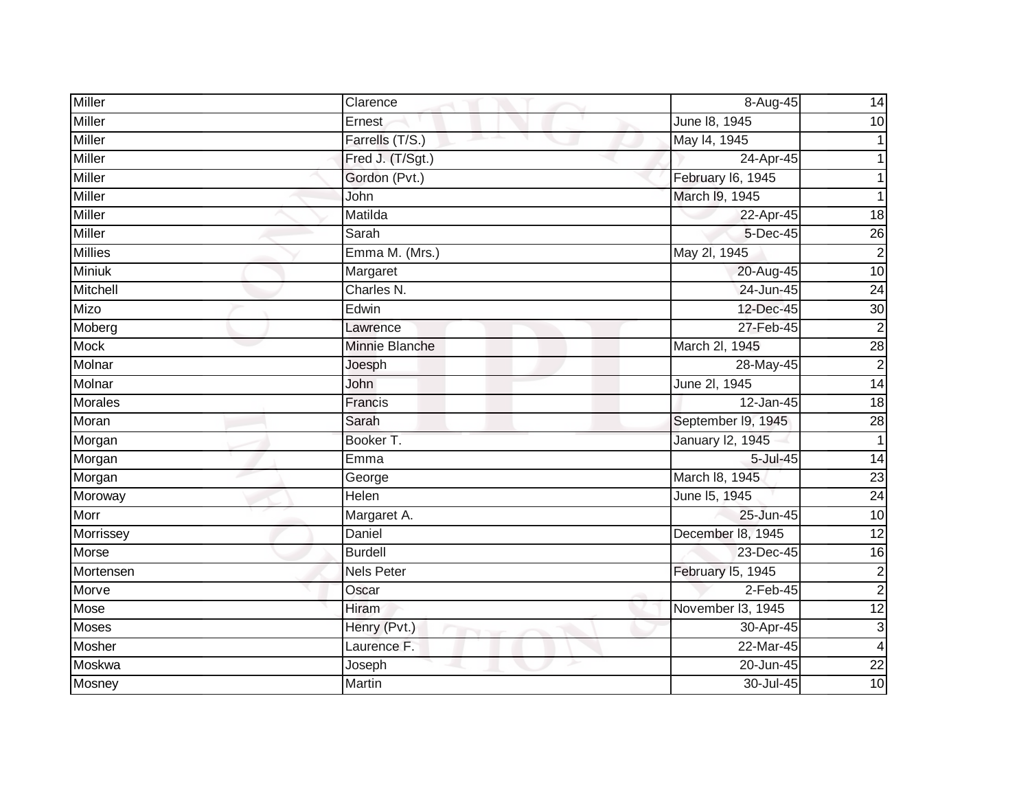| Miller | Clarence | 8-Aug-45 | 14 |
|---|---|---|---|
| Miller | Ernest | June l8, 1945 | 10 |
| Miller | Farrells (T/S.) | May l4, 1945 | 1 |
| Miller | Fred J. (T/Sgt.) | 24-Apr-45 | 1 |
| Miller | Gordon (Pvt.) | February l6, 1945 | 1 |
| Miller | John | March l9, 1945 | 1 |
| Miller | Matilda | 22-Apr-45 | 18 |
| Miller | Sarah | 5-Dec-45 | 26 |
| Millies | Emma M. (Mrs.) | May 2l, 1945 | 2 |
| Miniuk | Margaret | 20-Aug-45 | 10 |
| Mitchell | Charles N. | 24-Jun-45 | 24 |
| Mizo | Edwin | 12-Dec-45 | 30 |
| Moberg | Lawrence | 27-Feb-45 | 2 |
| Mock | Minnie Blanche | March 2l, 1945 | 28 |
| Molnar | Joesph | 28-May-45 | 2 |
| Molnar | John | June 2l, 1945 | 14 |
| Morales | Francis | 12-Jan-45 | 18 |
| Moran | Sarah | September l9, 1945 | 28 |
| Morgan | Booker T. | January l2, 1945 | 1 |
| Morgan | Emma | 5-Jul-45 | 14 |
| Morgan | George | March l8, 1945 | 23 |
| Moroway | Helen | June l5, 1945 | 24 |
| Morr | Margaret A. | 25-Jun-45 | 10 |
| Morrissey | Daniel | December l8, 1945 | 12 |
| Morse | Burdell | 23-Dec-45 | 16 |
| Mortensen | Nels Peter | February l5, 1945 | 2 |
| Morve | Oscar | 2-Feb-45 | 2 |
| Mose | Hiram | November l3, 1945 | 12 |
| Moses | Henry (Pvt.) | 30-Apr-45 | 3 |
| Mosher | Laurence F. | 22-Mar-45 | 4 |
| Moskwa | Joseph | 20-Jun-45 | 22 |
| Mosney | Martin | 30-Jul-45 | 10 |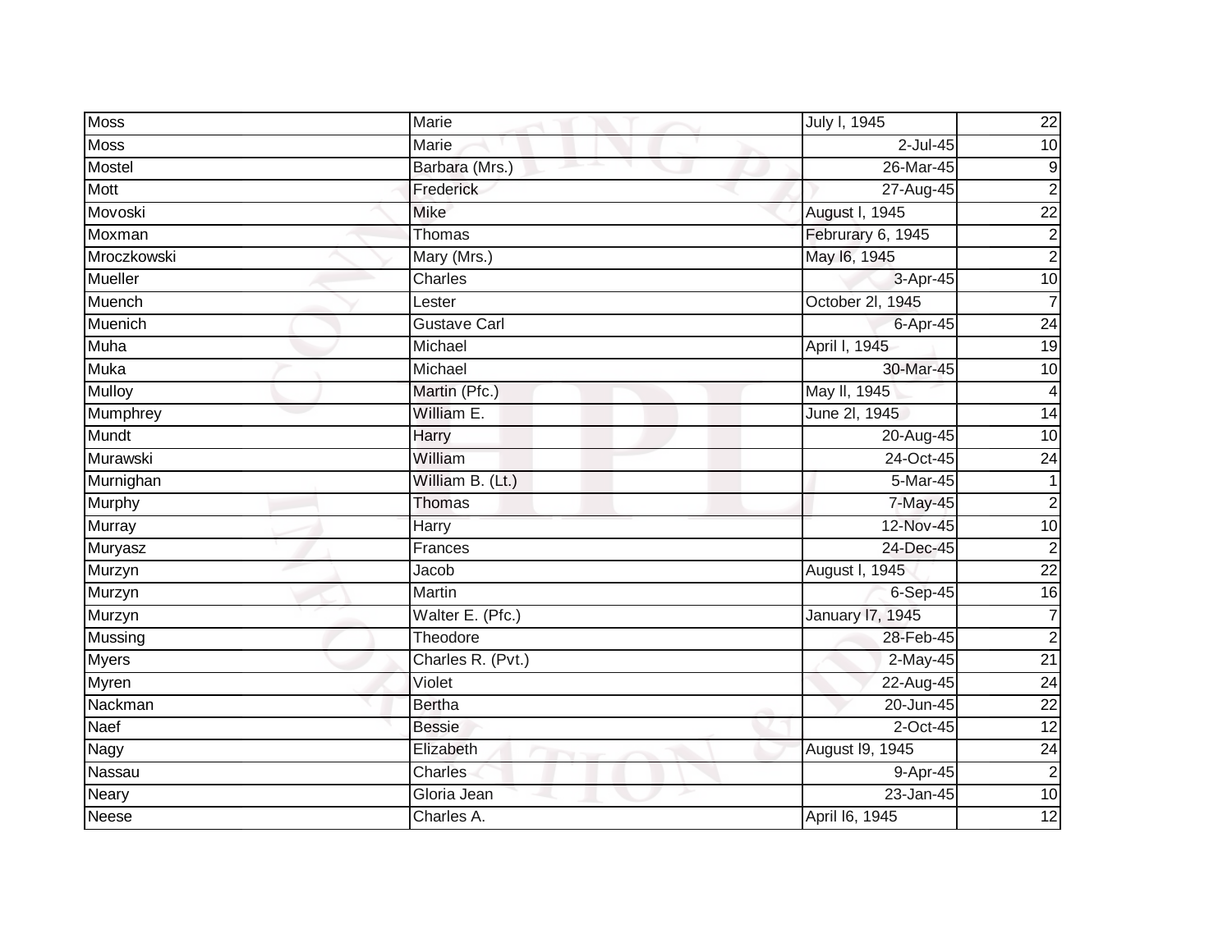| | | | |
|---|---|---|---|
| Moss | Marie | July l, 1945 | 22 |
| Moss | Marie | 2-Jul-45 | 10 |
| Mostel | Barbara (Mrs.) | 26-Mar-45 | 9 |
| Mott | Frederick | 27-Aug-45 | 2 |
| Movoski | Mike | August l, 1945 | 22 |
| Moxman | Thomas | Februrary 6, 1945 | 2 |
| Mroczkowski | Mary (Mrs.) | May l6, 1945 | 2 |
| Mueller | Charles | 3-Apr-45 | 10 |
| Muench | Lester | October 2l, 1945 | 7 |
| Muenich | Gustave Carl | 6-Apr-45 | 24 |
| Muha | Michael | April l, 1945 | 19 |
| Muka | Michael | 30-Mar-45 | 10 |
| Mulloy | Martin (Pfc.) | May ll, 1945 | 4 |
| Mumphrey | William E. | June 2l, 1945 | 14 |
| Mundt | Harry | 20-Aug-45 | 10 |
| Murawski | William | 24-Oct-45 | 24 |
| Murnighan | William B. (Lt.) | 5-Mar-45 | 1 |
| Murphy | Thomas | 7-May-45 | 2 |
| Murray | Harry | 12-Nov-45 | 10 |
| Muryasz | Frances | 24-Dec-45 | 2 |
| Murzyn | Jacob | August l, 1945 | 22 |
| Murzyn | Martin | 6-Sep-45 | 16 |
| Murzyn | Walter E. (Pfc.) | January l7, 1945 | 7 |
| Mussing | Theodore | 28-Feb-45 | 2 |
| Myers | Charles R. (Pvt.) | 2-May-45 | 21 |
| Myren | Violet | 22-Aug-45 | 24 |
| Nackman | Bertha | 20-Jun-45 | 22 |
| Naef | Bessie | 2-Oct-45 | 12 |
| Nagy | Elizabeth | August l9, 1945 | 24 |
| Nassau | Charles | 9-Apr-45 | 2 |
| Neary | Gloria Jean | 23-Jan-45 | 10 |
| Neese | Charles A. | April l6, 1945 | 12 |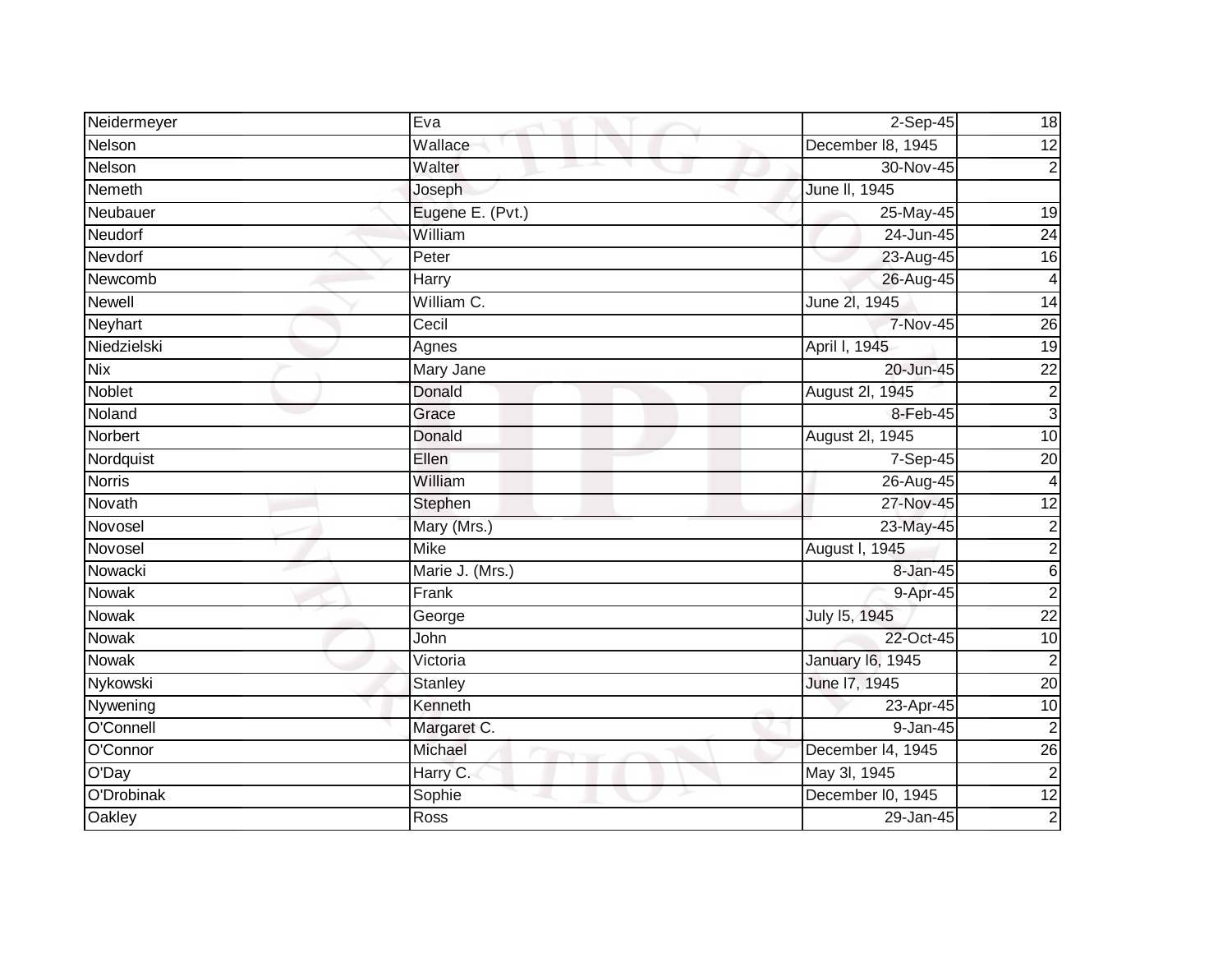| | | | |
|---|---|---|---|
| Neidermeyer | Eva | 2-Sep-45 | 18 |
| Nelson | Wallace | December l8, 1945 | 12 |
| Nelson | Walter | 30-Nov-45 | 2 |
| Nemeth | Joseph | June ll, 1945 | |
| Neubauer | Eugene E. (Pvt.) | 25-May-45 | 19 |
| Neudorf | William | 24-Jun-45 | 24 |
| Nevdorf | Peter | 23-Aug-45 | 16 |
| Newcomb | Harry | 26-Aug-45 | 4 |
| Newell | William C. | June 2l, 1945 | 14 |
| Neyhart | Cecil | 7-Nov-45 | 26 |
| Niedzielski | Agnes | April l, 1945 | 19 |
| Nix | Mary Jane | 20-Jun-45 | 22 |
| Noblet | Donald | August 2l, 1945 | 2 |
| Noland | Grace | 8-Feb-45 | 3 |
| Norbert | Donald | August 2l, 1945 | 10 |
| Nordquist | Ellen | 7-Sep-45 | 20 |
| Norris | William | 26-Aug-45 | 4 |
| Novath | Stephen | 27-Nov-45 | 12 |
| Novosel | Mary (Mrs.) | 23-May-45 | 2 |
| Novosel | Mike | August l, 1945 | 2 |
| Nowacki | Marie J. (Mrs.) | 8-Jan-45 | 6 |
| Nowak | Frank | 9-Apr-45 | 2 |
| Nowak | George | July l5, 1945 | 22 |
| Nowak | John | 22-Oct-45 | 10 |
| Nowak | Victoria | January l6, 1945 | 2 |
| Nykowski | Stanley | June l7, 1945 | 20 |
| Nywening | Kenneth | 23-Apr-45 | 10 |
| O'Connell | Margaret C. | 9-Jan-45 | 2 |
| O'Connor | Michael | December l4, 1945 | 26 |
| O'Day | Harry C. | May 3l, 1945 | 2 |
| O'Drobinak | Sophie | December l0, 1945 | 12 |
| Oakley | Ross | 29-Jan-45 | 2 |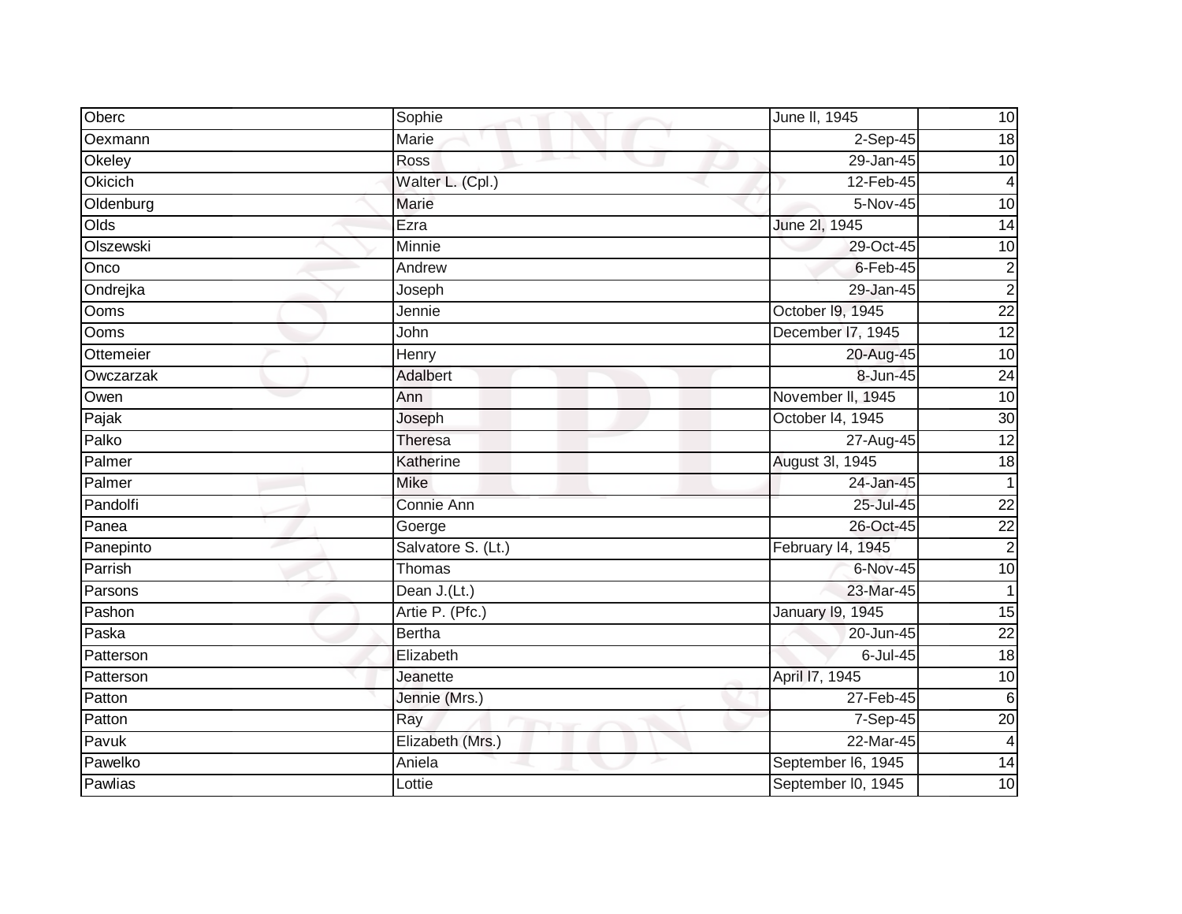| Oberc | Sophie | June ll, 1945 | 10 |
|---|---|---|---|
| Oexmann | Marie | 2-Sep-45 | 18 |
| Okeley | Ross | 29-Jan-45 | 10 |
| Okicich | Walter L. (Cpl.) | 12-Feb-45 | 4 |
| Oldenburg | Marie | 5-Nov-45 | 10 |
| Olds | Ezra | June 2l, 1945 | 14 |
| Olszewski | Minnie | 29-Oct-45 | 10 |
| Onco | Andrew | 6-Feb-45 | 2 |
| Ondrejka | Joseph | 29-Jan-45 | 2 |
| Ooms | Jennie | October l9, 1945 | 22 |
| Ooms | John | December l7, 1945 | 12 |
| Ottemeier | Henry | 20-Aug-45 | 10 |
| Owczarzak | Adalbert | 8-Jun-45 | 24 |
| Owen | Ann | November ll, 1945 | 10 |
| Pajak | Joseph | October l4, 1945 | 30 |
| Palko | Theresa | 27-Aug-45 | 12 |
| Palmer | Katherine | August 3l, 1945 | 18 |
| Palmer | Mike | 24-Jan-45 | 1 |
| Pandolfi | Connie Ann | 25-Jul-45 | 22 |
| Panea | Goerge | 26-Oct-45 | 22 |
| Panepinto | Salvatore S. (Lt.) | February l4, 1945 | 2 |
| Parrish | Thomas | 6-Nov-45 | 10 |
| Parsons | Dean J.(Lt.) | 23-Mar-45 | 1 |
| Pashon | Artie P. (Pfc.) | January l9, 1945 | 15 |
| Paska | Bertha | 20-Jun-45 | 22 |
| Patterson | Elizabeth | 6-Jul-45 | 18 |
| Patterson | Jeanette | April l7, 1945 | 10 |
| Patton | Jennie (Mrs.) | 27-Feb-45 | 6 |
| Patton | Ray | 7-Sep-45 | 20 |
| Pavuk | Elizabeth (Mrs.) | 22-Mar-45 | 4 |
| Pawelko | Aniela | September l6, 1945 | 14 |
| Pawlias | Lottie | September l0, 1945 | 10 |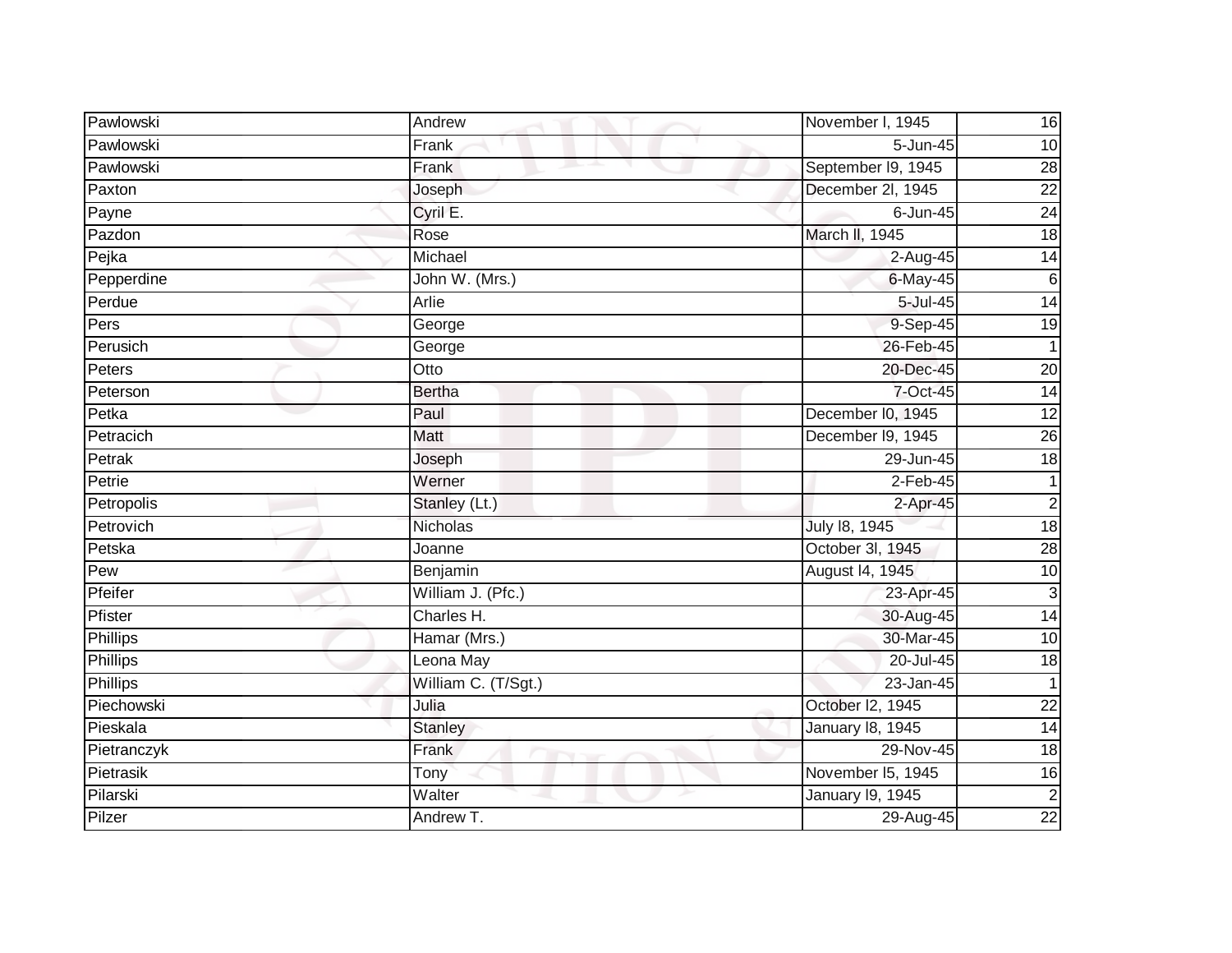| Pawlowski | Andrew | November l, 1945 | 16 |
|---|---|---|---|
| Pawlowski | Frank | 5-Jun-45 | 10 |
| Pawlowski | Frank | September l9, 1945 | 28 |
| Paxton | Joseph | December 2l, 1945 | 22 |
| Payne | Cyril E. | 6-Jun-45 | 24 |
| Pazdon | Rose | March ll, 1945 | 18 |
| Pejka | Michael | 2-Aug-45 | 14 |
| Pepperdine | John W. (Mrs.) | 6-May-45 | 6 |
| Perdue | Arlie | 5-Jul-45 | 14 |
| Pers | George | 9-Sep-45 | 19 |
| Perusich | George | 26-Feb-45 | 1 |
| Peters | Otto | 20-Dec-45 | 20 |
| Peterson | Bertha | 7-Oct-45 | 14 |
| Petka | Paul | December l0, 1945 | 12 |
| Petracich | Matt | December l9, 1945 | 26 |
| Petrak | Joseph | 29-Jun-45 | 18 |
| Petrie | Werner | 2-Feb-45 | 1 |
| Petropolis | Stanley (Lt.) | 2-Apr-45 | 2 |
| Petrovich | Nicholas | July l8, 1945 | 18 |
| Petska | Joanne | October 3l, 1945 | 28 |
| Pew | Benjamin | August l4, 1945 | 10 |
| Pfeifer | William J. (Pfc.) | 23-Apr-45 | 3 |
| Pfister | Charles H. | 30-Aug-45 | 14 |
| Phillips | Hamar (Mrs.) | 30-Mar-45 | 10 |
| Phillips | Leona May | 20-Jul-45 | 18 |
| Phillips | William C. (T/Sgt.) | 23-Jan-45 | 1 |
| Piechowski | Julia | October l2, 1945 | 22 |
| Pieskala | Stanley | January l8, 1945 | 14 |
| Pietranczyk | Frank | 29-Nov-45 | 18 |
| Pietrasik | Tony | November l5, 1945 | 16 |
| Pilarski | Walter | January l9, 1945 | 2 |
| Pilzer | Andrew T. | 29-Aug-45 | 22 |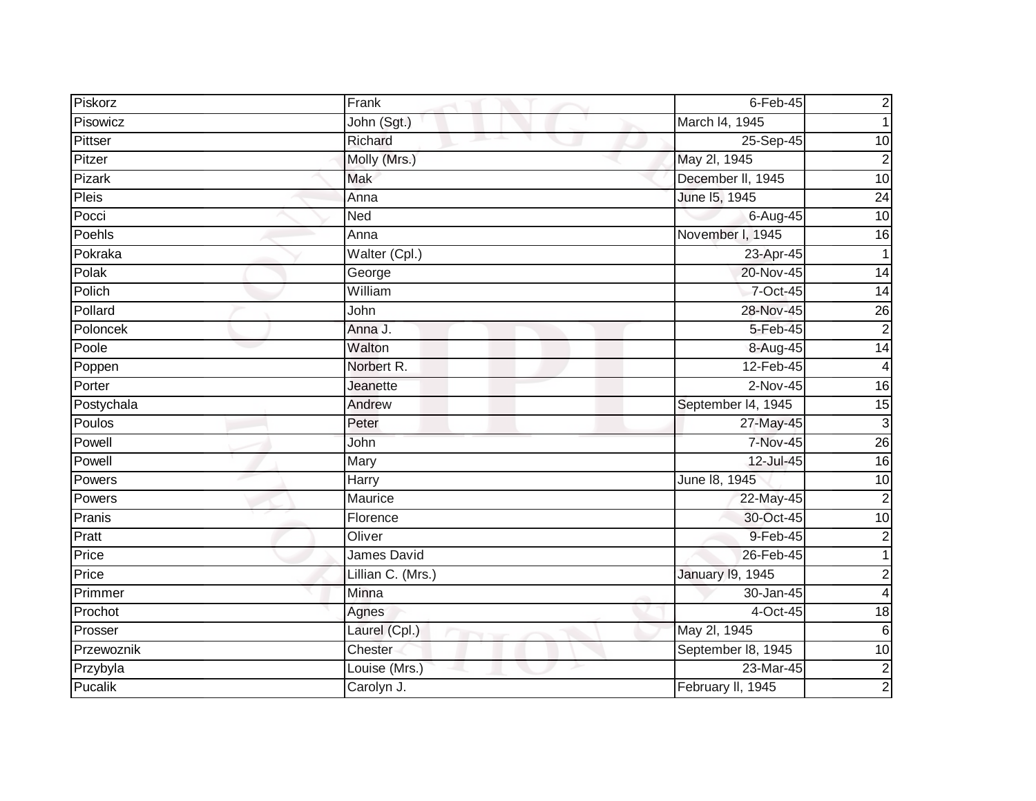| Piskorz | Frank | 6-Feb-45 | 2 |
|---|---|---|---|
| Pisowicz | John (Sgt.) | March l4, 1945 | 1 |
| Pittser | Richard | 25-Sep-45 | 10 |
| Pitzer | Molly (Mrs.) | May 2l, 1945 | 2 |
| Pizark | Mak | December ll, 1945 | 10 |
| Pleis | Anna | June l5, 1945 | 24 |
| Pocci | Ned | 6-Aug-45 | 10 |
| Poehls | Anna | November l, 1945 | 16 |
| Pokraka | Walter (Cpl.) | 23-Apr-45 | 1 |
| Polak | George | 20-Nov-45 | 14 |
| Polich | William | 7-Oct-45 | 14 |
| Pollard | John | 28-Nov-45 | 26 |
| Poloncek | Anna J. | 5-Feb-45 | 2 |
| Poole | Walton | 8-Aug-45 | 14 |
| Poppen | Norbert R. | 12-Feb-45 | 4 |
| Porter | Jeanette | 2-Nov-45 | 16 |
| Postychala | Andrew | September l4, 1945 | 15 |
| Poulos | Peter | 27-May-45 | 3 |
| Powell | John | 7-Nov-45 | 26 |
| Powell | Mary | 12-Jul-45 | 16 |
| Powers | Harry | June l8, 1945 | 10 |
| Powers | Maurice | 22-May-45 | 2 |
| Pranis | Florence | 30-Oct-45 | 10 |
| Pratt | Oliver | 9-Feb-45 | 2 |
| Price | James David | 26-Feb-45 | 1 |
| Price | Lillian C. (Mrs.) | January l9, 1945 | 2 |
| Primmer | Minna | 30-Jan-45 | 4 |
| Prochot | Agnes | 4-Oct-45 | 18 |
| Prosser | Laurel (Cpl.) | May 2l, 1945 | 6 |
| Przewoznik | Chester | September l8, 1945 | 10 |
| Przybyla | Louise (Mrs.) | 23-Mar-45 | 2 |
| Pucalik | Carolyn J. | February ll, 1945 | 2 |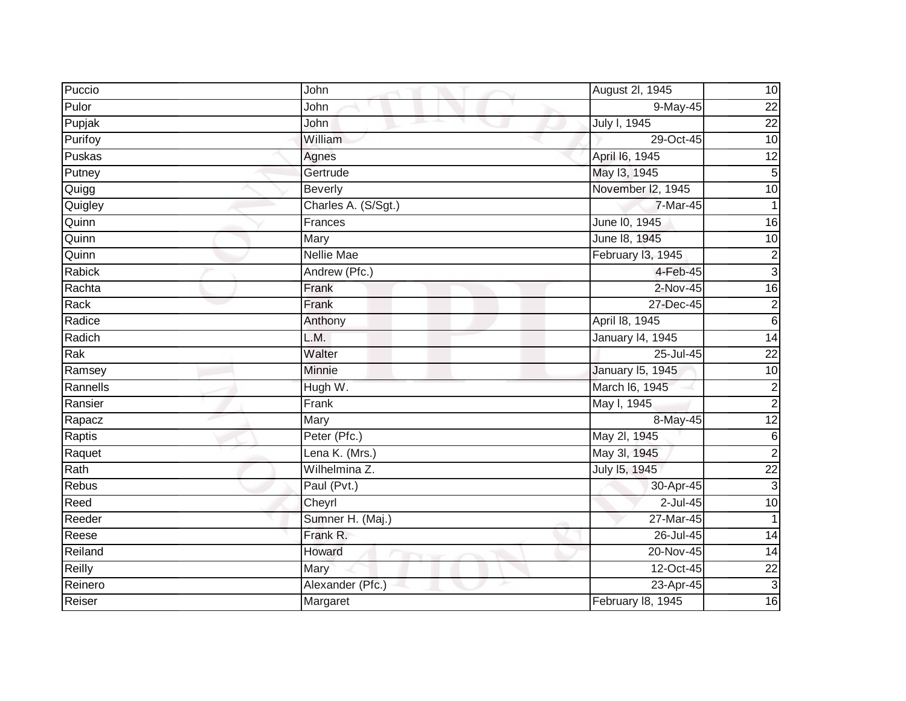| Puccio | John | August 2l, 1945 | 10 |
|---|---|---|---|
| Pulor | John | 9-May-45 | 22 |
| Pupjak | John | July l, 1945 | 22 |
| Purifoy | William | 29-Oct-45 | 10 |
| Puskas | Agnes | April l6, 1945 | 12 |
| Putney | Gertrude | May l3, 1945 | 5 |
| Quigg | Beverly | November l2, 1945 | 10 |
| Quigley | Charles A. (S/Sgt.) | 7-Mar-45 | 1 |
| Quinn | Frances | June l0, 1945 | 16 |
| Quinn | Mary | June l8, 1945 | 10 |
| Quinn | Nellie Mae | February l3, 1945 | 2 |
| Rabick | Andrew (Pfc.) | 4-Feb-45 | 3 |
| Rachta | Frank | 2-Nov-45 | 16 |
| Rack | Frank | 27-Dec-45 | 2 |
| Radice | Anthony | April l8, 1945 | 6 |
| Radich | L.M. | January l4, 1945 | 14 |
| Rak | Walter | 25-Jul-45 | 22 |
| Ramsey | Minnie | January l5, 1945 | 10 |
| Rannells | Hugh W. | March l6, 1945 | 2 |
| Ransier | Frank | May l, 1945 | 2 |
| Rapacz | Mary | 8-May-45 | 12 |
| Raptis | Peter (Pfc.) | May 2l, 1945 | 6 |
| Raquet | Lena K. (Mrs.) | May 3l, 1945 | 2 |
| Rath | Wilhelmina Z. | July l5, 1945 | 22 |
| Rebus | Paul (Pvt.) | 30-Apr-45 | 3 |
| Reed | Cheyrl | 2-Jul-45 | 10 |
| Reeder | Sumner H. (Maj.) | 27-Mar-45 | 1 |
| Reese | Frank R. | 26-Jul-45 | 14 |
| Reiland | Howard | 20-Nov-45 | 14 |
| Reilly | Mary | 12-Oct-45 | 22 |
| Reinero | Alexander (Pfc.) | 23-Apr-45 | 3 |
| Reiser | Margaret | February l8, 1945 | 16 |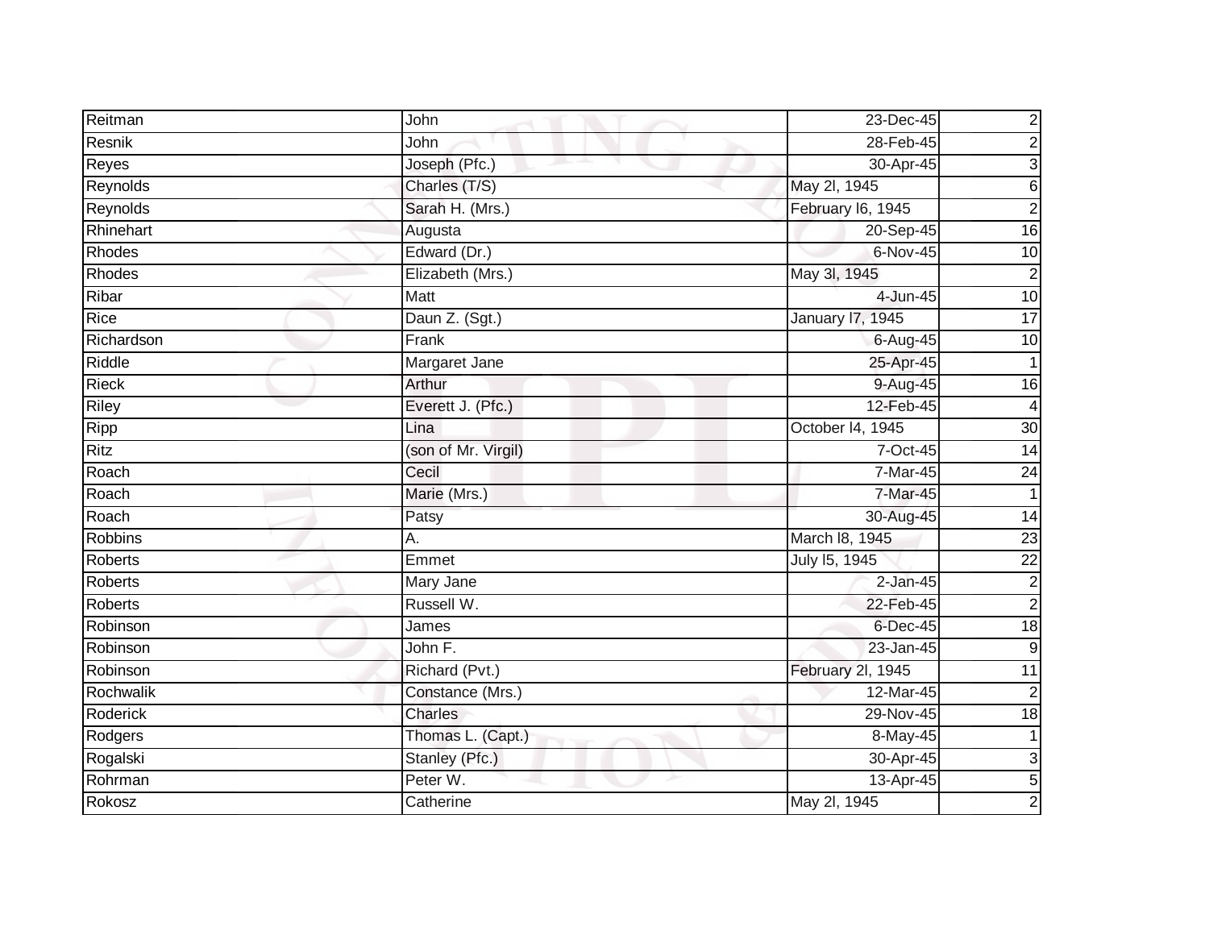| | | | |
|---|---|---|---|
| Reitman | John | 23-Dec-45 | 2 |
| Resnik | John | 28-Feb-45 | 2 |
| Reyes | Joseph (Pfc.) | 30-Apr-45 | 3 |
| Reynolds | Charles (T/S) | May 2l, 1945 | 6 |
| Reynolds | Sarah H. (Mrs.) | February l6, 1945 | 2 |
| Rhinehart | Augusta | 20-Sep-45 | 16 |
| Rhodes | Edward (Dr.) | 6-Nov-45 | 10 |
| Rhodes | Elizabeth (Mrs.) | May 3l, 1945 | 2 |
| Ribar | Matt | 4-Jun-45 | 10 |
| Rice | Daun Z. (Sgt.) | January l7, 1945 | 17 |
| Richardson | Frank | 6-Aug-45 | 10 |
| Riddle | Margaret Jane | 25-Apr-45 | 1 |
| Rieck | Arthur | 9-Aug-45 | 16 |
| Riley | Everett J. (Pfc.) | 12-Feb-45 | 4 |
| Ripp | Lina | October l4, 1945 | 30 |
| Ritz | (son of Mr. Virgil) | 7-Oct-45 | 14 |
| Roach | Cecil | 7-Mar-45 | 24 |
| Roach | Marie (Mrs.) | 7-Mar-45 | 1 |
| Roach | Patsy | 30-Aug-45 | 14 |
| Robbins | A. | March l8, 1945 | 23 |
| Roberts | Emmet | July l5, 1945 | 22 |
| Roberts | Mary Jane | 2-Jan-45 | 2 |
| Roberts | Russell W. | 22-Feb-45 | 2 |
| Robinson | James | 6-Dec-45 | 18 |
| Robinson | John F. | 23-Jan-45 | 9 |
| Robinson | Richard (Pvt.) | February 2l, 1945 | 11 |
| Rochwalik | Constance (Mrs.) | 12-Mar-45 | 2 |
| Roderick | Charles | 29-Nov-45 | 18 |
| Rodgers | Thomas L. (Capt.) | 8-May-45 | 1 |
| Rogalski | Stanley (Pfc.) | 30-Apr-45 | 3 |
| Rohrman | Peter W. | 13-Apr-45 | 5 |
| Rokosz | Catherine | May 2l, 1945 | 2 |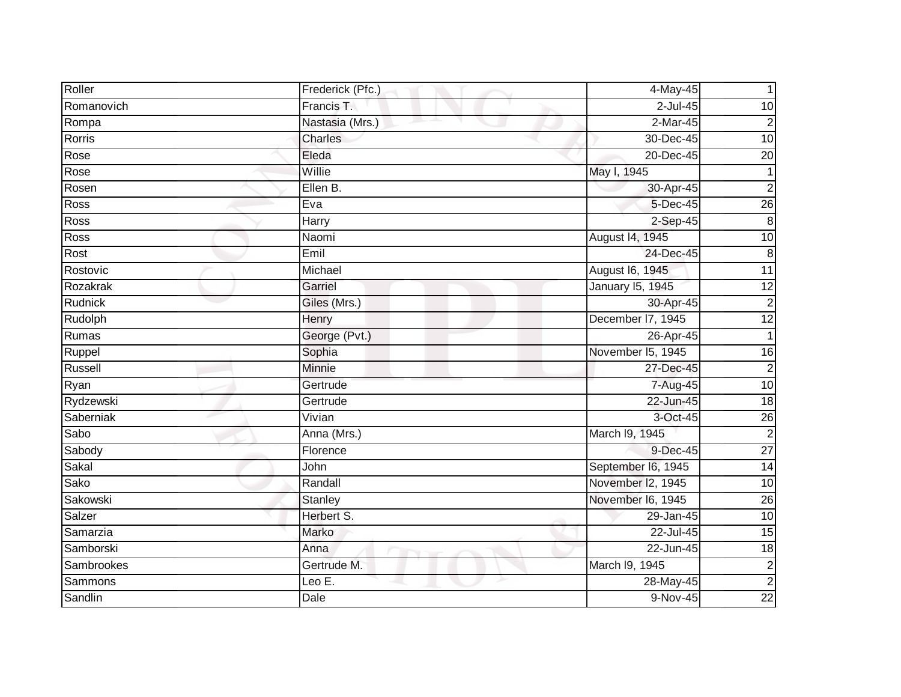| | | | |
|---|---|---|---|
| Roller | Frederick (Pfc.) | 4-May-45 | 1 |
| Romanovich | Francis T. | 2-Jul-45 | 10 |
| Rompa | Nastasia (Mrs.) | 2-Mar-45 | 2 |
| Rorris | Charles | 30-Dec-45 | 10 |
| Rose | Eleda | 20-Dec-45 | 20 |
| Rose | Willie | May l, 1945 | 1 |
| Rosen | Ellen B. | 30-Apr-45 | 2 |
| Ross | Eva | 5-Dec-45 | 26 |
| Ross | Harry | 2-Sep-45 | 8 |
| Ross | Naomi | August l4, 1945 | 10 |
| Rost | Emil | 24-Dec-45 | 8 |
| Rostovic | Michael | August l6, 1945 | 11 |
| Rozakrak | Garriel | January l5, 1945 | 12 |
| Rudnick | Giles (Mrs.) | 30-Apr-45 | 2 |
| Rudolph | Henry | December l7, 1945 | 12 |
| Rumas | George (Pvt.) | 26-Apr-45 | 1 |
| Ruppel | Sophia | November l5, 1945 | 16 |
| Russell | Minnie | 27-Dec-45 | 2 |
| Ryan | Gertrude | 7-Aug-45 | 10 |
| Rydzewski | Gertrude | 22-Jun-45 | 18 |
| Saberniak | Vivian | 3-Oct-45 | 26 |
| Sabo | Anna (Mrs.) | March l9, 1945 | 2 |
| Sabody | Florence | 9-Dec-45 | 27 |
| Sakal | John | September l6, 1945 | 14 |
| Sako | Randall | November l2, 1945 | 10 |
| Sakowski | Stanley | November l6, 1945 | 26 |
| Salzer | Herbert S. | 29-Jan-45 | 10 |
| Samarzia | Marko | 22-Jul-45 | 15 |
| Samborski | Anna | 22-Jun-45 | 18 |
| Sambrookes | Gertrude M. | March l9, 1945 | 2 |
| Sammons | Leo E. | 28-May-45 | 2 |
| Sandlin | Dale | 9-Nov-45 | 22 |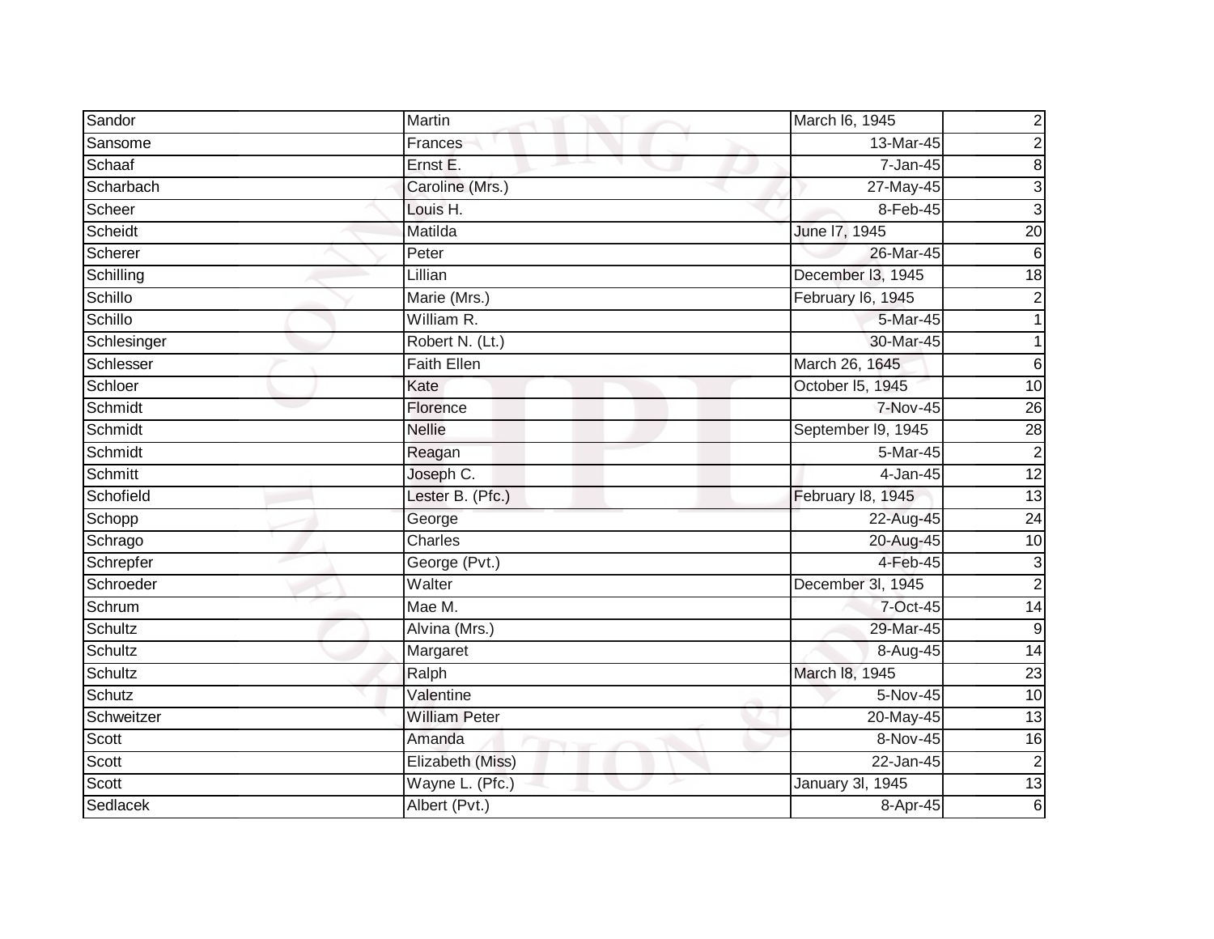| Sandor | Martin | March l6, 1945 | 2 |
|---|---|---|---|
| Sansome | Frances | 13-Mar-45 | 2 |
| Schaaf | Ernst E. | 7-Jan-45 | 8 |
| Scharbach | Caroline (Mrs.) | 27-May-45 | 3 |
| Scheer | Louis H. | 8-Feb-45 | 3 |
| Scheidt | Matilda | June l7, 1945 | 20 |
| Scherer | Peter | 26-Mar-45 | 6 |
| Schilling | Lillian | December l3, 1945 | 18 |
| Schillo | Marie (Mrs.) | February l6, 1945 | 2 |
| Schillo | William R. | 5-Mar-45 | 1 |
| Schlesinger | Robert N. (Lt.) | 30-Mar-45 | 1 |
| Schlesser | Faith Ellen | March 26, 1645 | 6 |
| Schloer | Kate | October l5, 1945 | 10 |
| Schmidt | Florence | 7-Nov-45 | 26 |
| Schmidt | Nellie | September l9, 1945 | 28 |
| Schmidt | Reagan | 5-Mar-45 | 2 |
| Schmitt | Joseph C. | 4-Jan-45 | 12 |
| Schofield | Lester B. (Pfc.) | February l8, 1945 | 13 |
| Schopp | George | 22-Aug-45 | 24 |
| Schrago | Charles | 20-Aug-45 | 10 |
| Schrepfer | George (Pvt.) | 4-Feb-45 | 3 |
| Schroeder | Walter | December 3l, 1945 | 2 |
| Schrum | Mae M. | 7-Oct-45 | 14 |
| Schultz | Alvina (Mrs.) | 29-Mar-45 | 9 |
| Schultz | Margaret | 8-Aug-45 | 14 |
| Schultz | Ralph | March l8, 1945 | 23 |
| Schutz | Valentine | 5-Nov-45 | 10 |
| Schweitzer | William Peter | 20-May-45 | 13 |
| Scott | Amanda | 8-Nov-45 | 16 |
| Scott | Elizabeth (Miss) | 22-Jan-45 | 2 |
| Scott | Wayne L. (Pfc.) | January 3l, 1945 | 13 |
| Sedlacek | Albert (Pvt.) | 8-Apr-45 | 6 |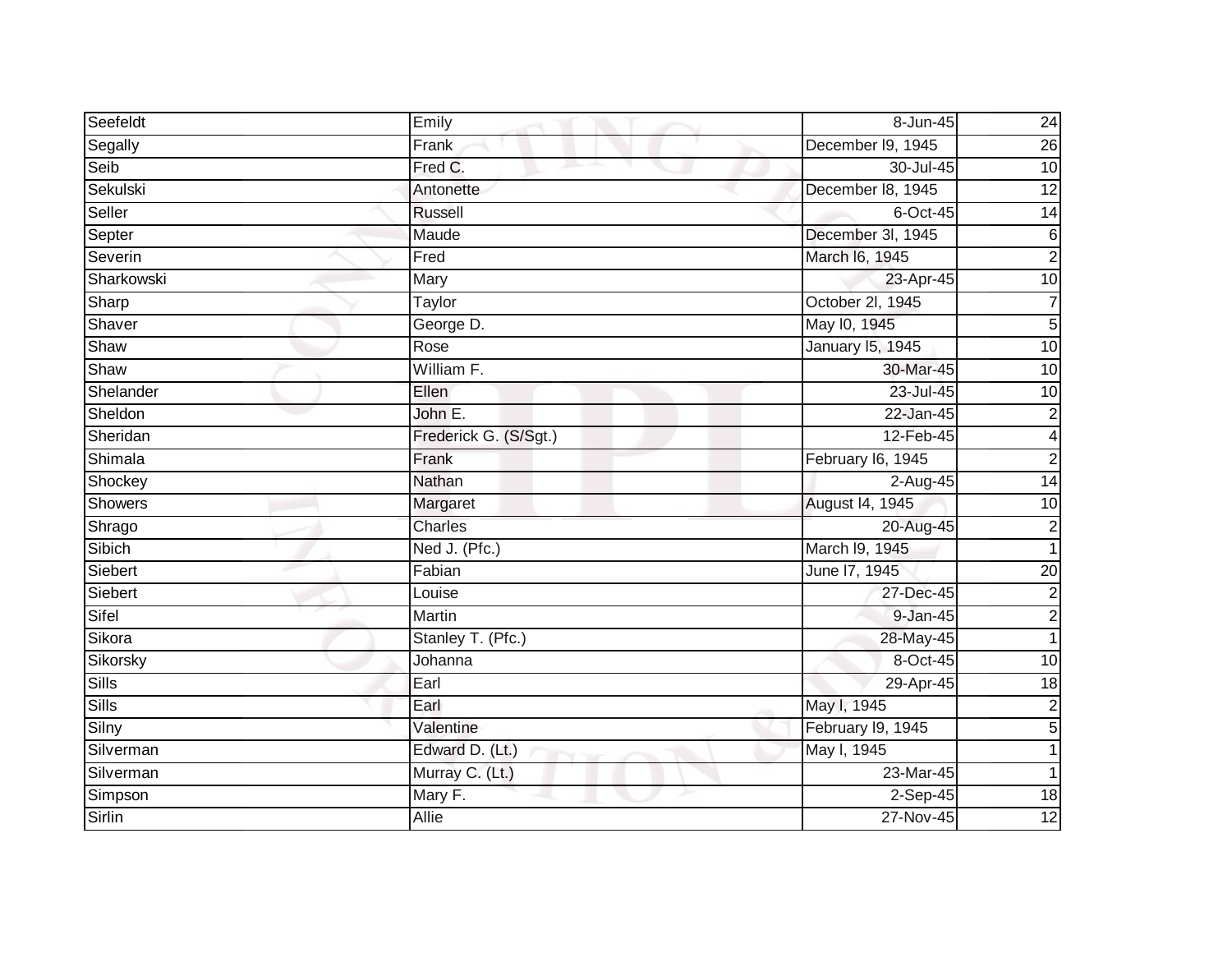| Seefeldt | Emily | 8-Jun-45 | 24 |
|---|---|---|---|
| Segally | Frank | December l9, 1945 | 26 |
| Seib | Fred C. | 30-Jul-45 | 10 |
| Sekulski | Antonette | December l8, 1945 | 12 |
| Seller | Russell | 6-Oct-45 | 14 |
| Septer | Maude | December 3l, 1945 | 6 |
| Severin | Fred | March l6, 1945 | 2 |
| Sharkowski | Mary | 23-Apr-45 | 10 |
| Sharp | Taylor | October 2l, 1945 | 7 |
| Shaver | George D. | May l0, 1945 | 5 |
| Shaw | Rose | January l5, 1945 | 10 |
| Shaw | William F. | 30-Mar-45 | 10 |
| Shelander | Ellen | 23-Jul-45 | 10 |
| Sheldon | John E. | 22-Jan-45 | 2 |
| Sheridan | Frederick G. (S/Sgt.) | 12-Feb-45 | 4 |
| Shimala | Frank | February l6, 1945 | 2 |
| Shockey | Nathan | 2-Aug-45 | 14 |
| Showers | Margaret | August l4, 1945 | 10 |
| Shrago | Charles | 20-Aug-45 | 2 |
| Sibich | Ned J. (Pfc.) | March l9, 1945 | 1 |
| Siebert | Fabian | June l7, 1945 | 20 |
| Siebert | Louise | 27-Dec-45 | 2 |
| Sifel | Martin | 9-Jan-45 | 2 |
| Sikora | Stanley T. (Pfc.) | 28-May-45 | 1 |
| Sikorsky | Johanna | 8-Oct-45 | 10 |
| Sills | Earl | 29-Apr-45 | 18 |
| Sills | Earl | May l, 1945 | 2 |
| Silny | Valentine | February l9, 1945 | 5 |
| Silverman | Edward D. (Lt.) | May l, 1945 | 1 |
| Silverman | Murray C. (Lt.) | 23-Mar-45 | 1 |
| Simpson | Mary F. | 2-Sep-45 | 18 |
| Sirlin | Allie | 27-Nov-45 | 12 |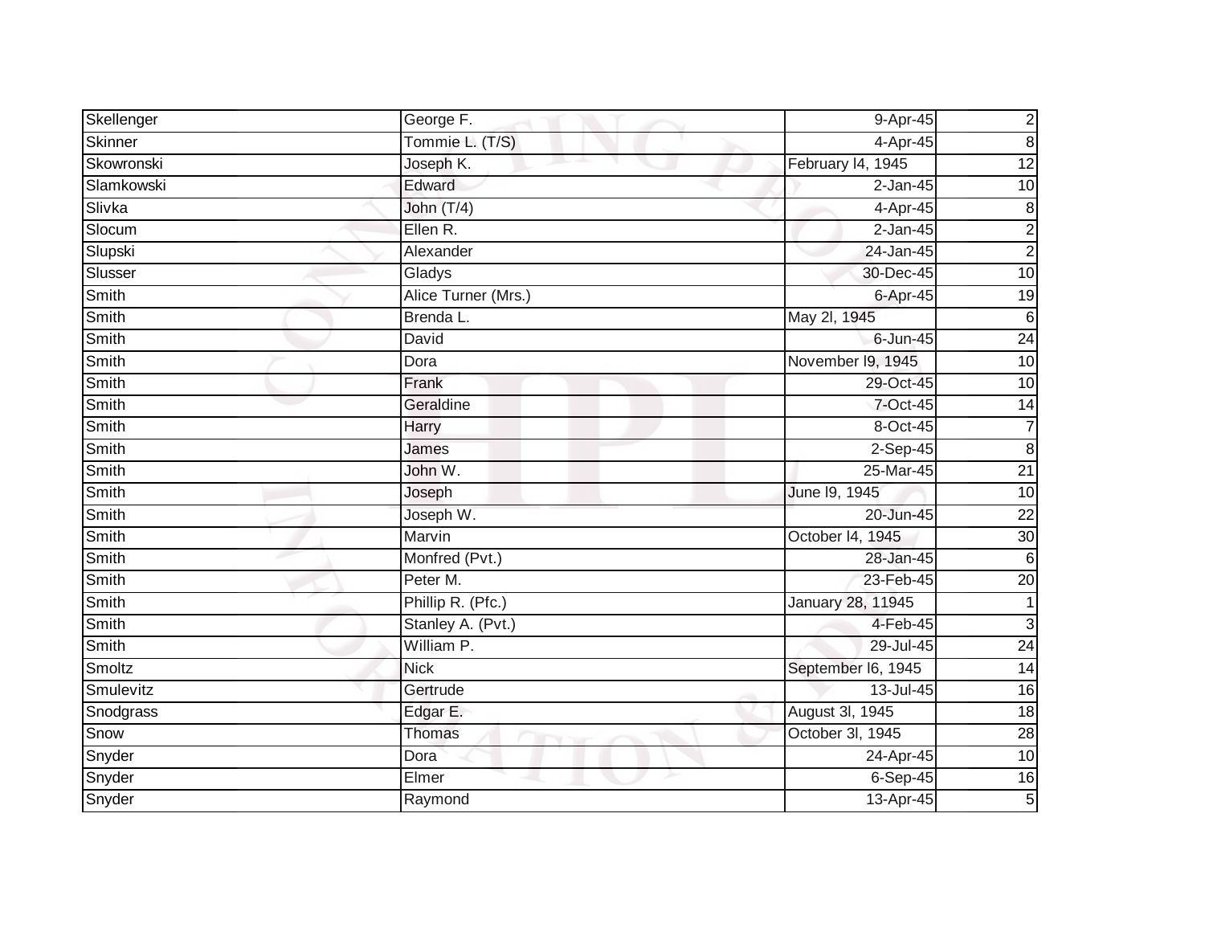| Skellenger | George F. | 9-Apr-45 | 2 |
|---|---|---|---|
| Skinner | Tommie L. (T/S) | 4-Apr-45 | 8 |
| Skowronski | Joseph K. | February l4, 1945 | 12 |
| Slamkowski | Edward | 2-Jan-45 | 10 |
| Slivka | John (T/4) | 4-Apr-45 | 8 |
| Slocum | Ellen R. | 2-Jan-45 | 2 |
| Slupski | Alexander | 24-Jan-45 | 2 |
| Slusser | Gladys | 30-Dec-45 | 10 |
| Smith | Alice Turner (Mrs.) | 6-Apr-45 | 19 |
| Smith | Brenda L. | May 2l, 1945 | 6 |
| Smith | David | 6-Jun-45 | 24 |
| Smith | Dora | November l9, 1945 | 10 |
| Smith | Frank | 29-Oct-45 | 10 |
| Smith | Geraldine | 7-Oct-45 | 14 |
| Smith | Harry | 8-Oct-45 | 7 |
| Smith | James | 2-Sep-45 | 8 |
| Smith | John W. | 25-Mar-45 | 21 |
| Smith | Joseph | June l9, 1945 | 10 |
| Smith | Joseph W. | 20-Jun-45 | 22 |
| Smith | Marvin | October l4, 1945 | 30 |
| Smith | Monfred (Pvt.) | 28-Jan-45 | 6 |
| Smith | Peter M. | 23-Feb-45 | 20 |
| Smith | Phillip R. (Pfc.) | January 28, 11945 | 1 |
| Smith | Stanley A. (Pvt.) | 4-Feb-45 | 3 |
| Smith | William P. | 29-Jul-45 | 24 |
| Smoltz | Nick | September l6, 1945 | 14 |
| Smulevitz | Gertrude | 13-Jul-45 | 16 |
| Snodgrass | Edgar E. | August 3l, 1945 | 18 |
| Snow | Thomas | October 3l, 1945 | 28 |
| Snyder | Dora | 24-Apr-45 | 10 |
| Snyder | Elmer | 6-Sep-45 | 16 |
| Snyder | Raymond | 13-Apr-45 | 5 |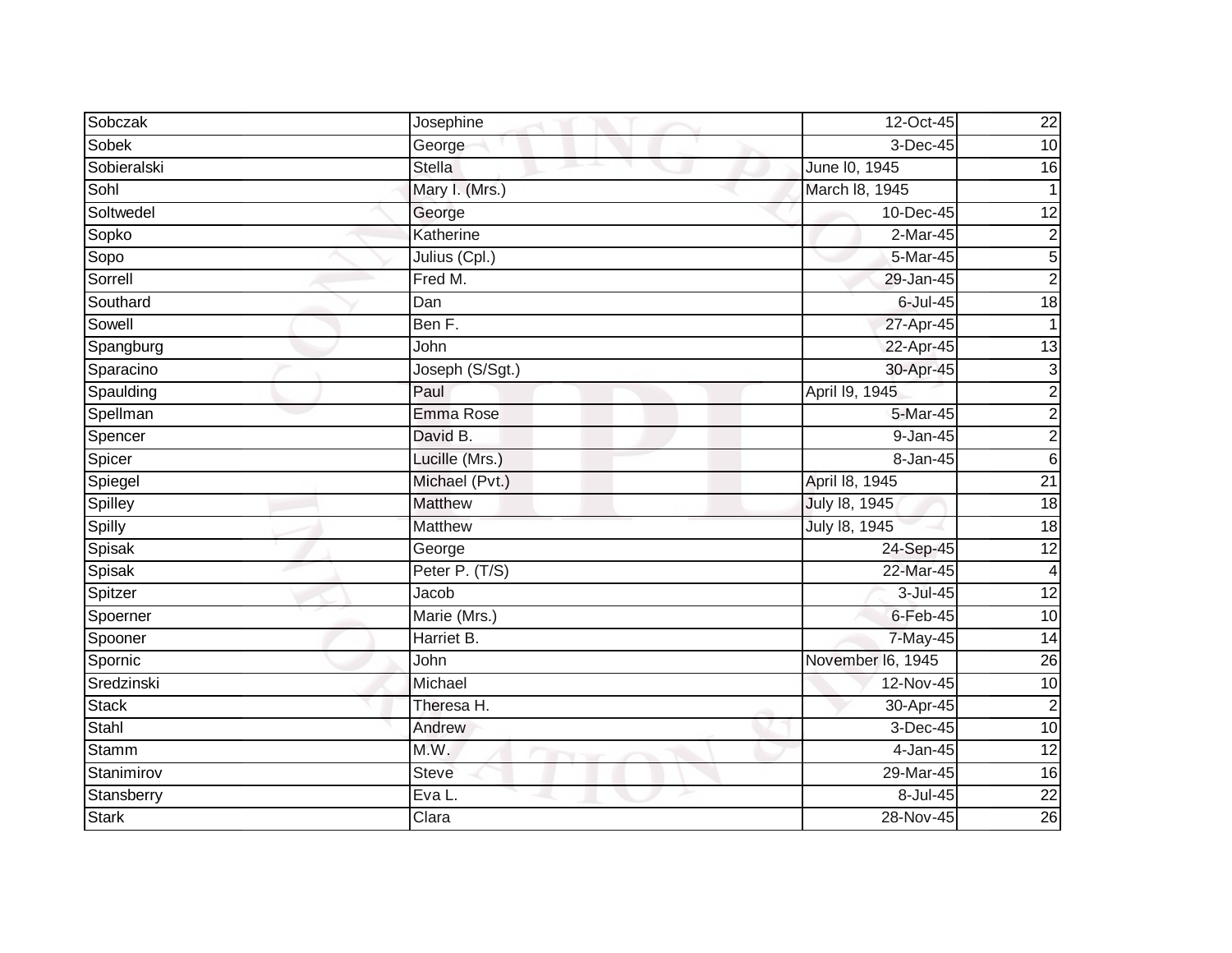| Sobczak | Josephine | 12-Oct-45 | 22 |
|---|---|---|---|
| Sobek | George | 3-Dec-45 | 10 |
| Sobieralski | Stella | June l0, 1945 | 16 |
| Sohl | Mary I. (Mrs.) | March l8, 1945 | 1 |
| Soltwedel | George | 10-Dec-45 | 12 |
| Sopko | Katherine | 2-Mar-45 | 2 |
| Sopo | Julius (Cpl.) | 5-Mar-45 | 5 |
| Sorrell | Fred M. | 29-Jan-45 | 2 |
| Southard | Dan | 6-Jul-45 | 18 |
| Sowell | Ben F. | 27-Apr-45 | 1 |
| Spangburg | John | 22-Apr-45 | 13 |
| Sparacino | Joseph (S/Sgt.) | 30-Apr-45 | 3 |
| Spaulding | Paul | April l9, 1945 | 2 |
| Spellman | Emma Rose | 5-Mar-45 | 2 |
| Spencer | David B. | 9-Jan-45 | 2 |
| Spicer | Lucille (Mrs.) | 8-Jan-45 | 6 |
| Spiegel | Michael (Pvt.) | April l8, 1945 | 21 |
| Spilley | Matthew | July l8, 1945 | 18 |
| Spilly | Matthew | July l8, 1945 | 18 |
| Spisak | George | 24-Sep-45 | 12 |
| Spisak | Peter P. (T/S) | 22-Mar-45 | 4 |
| Spitzer | Jacob | 3-Jul-45 | 12 |
| Spoerner | Marie (Mrs.) | 6-Feb-45 | 10 |
| Spooner | Harriet B. | 7-May-45 | 14 |
| Spornic | John | November l6, 1945 | 26 |
| Sredzinski | Michael | 12-Nov-45 | 10 |
| Stack | Theresa H. | 30-Apr-45 | 2 |
| Stahl | Andrew | 3-Dec-45 | 10 |
| Stamm | M.W. | 4-Jan-45 | 12 |
| Stanimirov | Steve | 29-Mar-45 | 16 |
| Stansberry | Eva L. | 8-Jul-45 | 22 |
| Stark | Clara | 28-Nov-45 | 26 |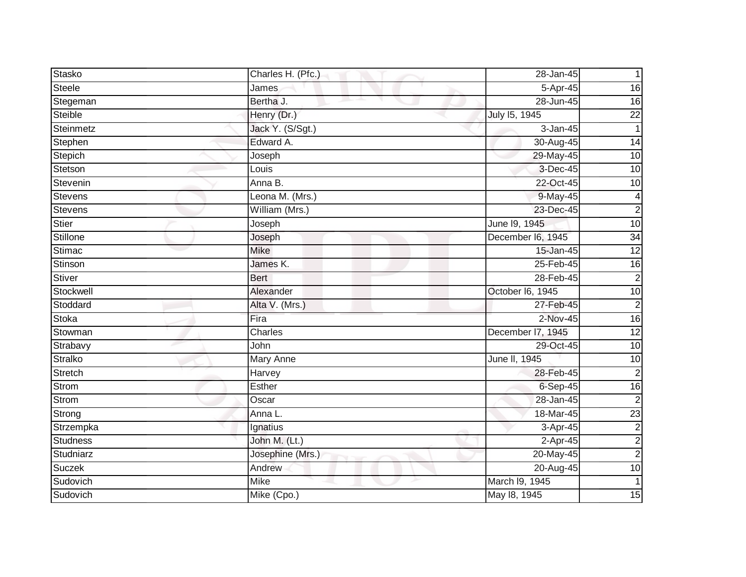| | | | |
|---|---|---|---|
| Stasko | Charles H. (Pfc.) | 28-Jan-45 | 1 |
| Steele | James | 5-Apr-45 | 16 |
| Stegeman | Bertha J. | 28-Jun-45 | 16 |
| Steible | Henry (Dr.) | July l5, 1945 | 22 |
| Steinmetz | Jack Y. (S/Sgt.) | 3-Jan-45 | 1 |
| Stephen | Edward A. | 30-Aug-45 | 14 |
| Stepich | Joseph | 29-May-45 | 10 |
| Stetson | Louis | 3-Dec-45 | 10 |
| Stevenin | Anna B. | 22-Oct-45 | 10 |
| Stevens | Leona M. (Mrs.) | 9-May-45 | 4 |
| Stevens | William (Mrs.) | 23-Dec-45 | 2 |
| Stier | Joseph | June l9, 1945 | 10 |
| Stillone | Joseph | December l6, 1945 | 34 |
| Stimac | Mike | 15-Jan-45 | 12 |
| Stinson | James K. | 25-Feb-45 | 16 |
| Stiver | Bert | 28-Feb-45 | 2 |
| Stockwell | Alexander | October l6, 1945 | 10 |
| Stoddard | Alta V. (Mrs.) | 27-Feb-45 | 2 |
| Stoka | Fira | 2-Nov-45 | 16 |
| Stowman | Charles | December l7, 1945 | 12 |
| Strabavy | John | 29-Oct-45 | 10 |
| Stralko | Mary Anne | June ll, 1945 | 10 |
| Stretch | Harvey | 28-Feb-45 | 2 |
| Strom | Esther | 6-Sep-45 | 16 |
| Strom | Oscar | 28-Jan-45 | 2 |
| Strong | Anna L. | 18-Mar-45 | 23 |
| Strzempka | Ignatius | 3-Apr-45 | 2 |
| Studness | John M. (Lt.) | 2-Apr-45 | 2 |
| Studniarz | Josephine (Mrs.) | 20-May-45 | 2 |
| Suczek | Andrew | 20-Aug-45 | 10 |
| Sudovich | Mike | March l9, 1945 | 1 |
| Sudovich | Mike (Cpo.) | May l8, 1945 | 15 |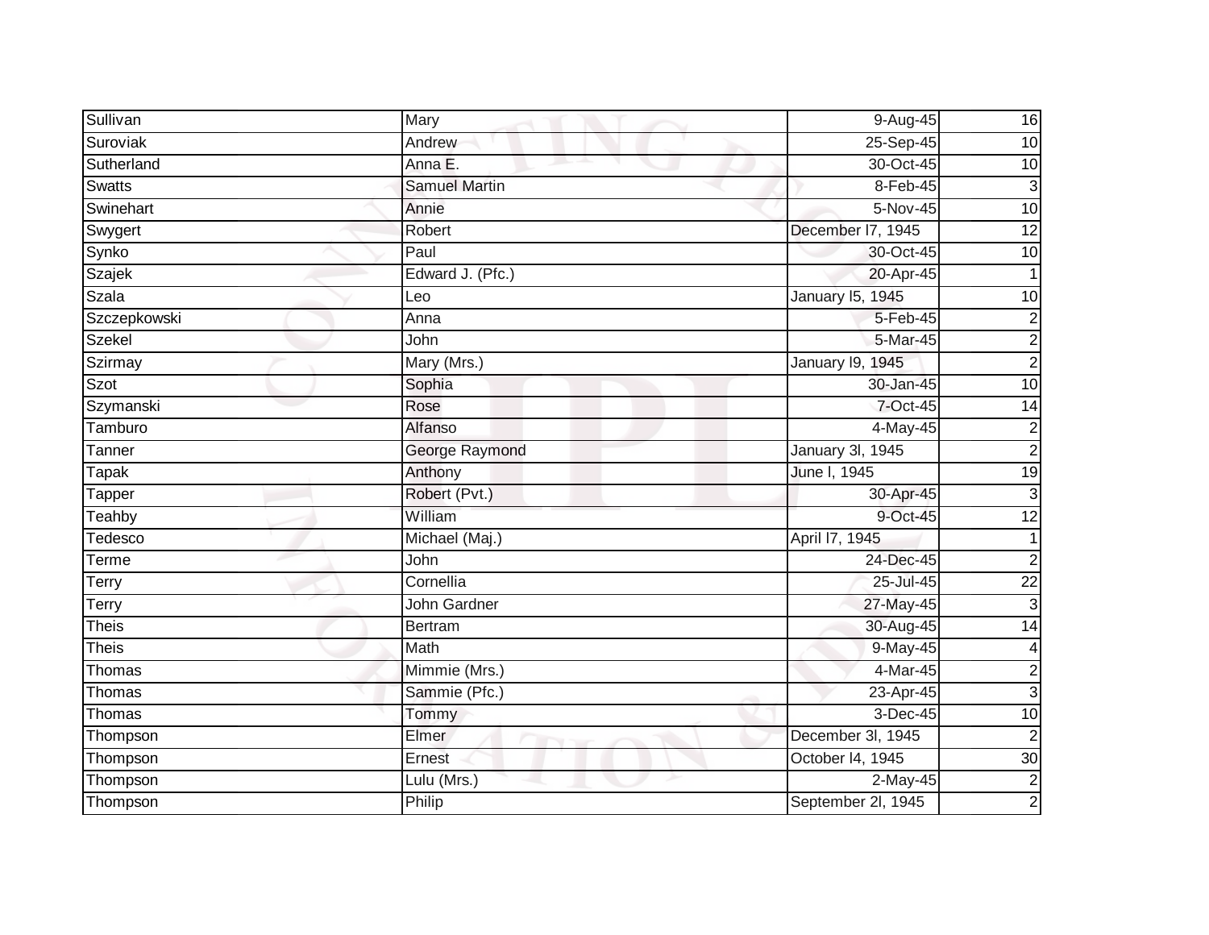| | | | |
|---|---|---|---|
| Sullivan | Mary | 9-Aug-45 | 16 |
| Suroviak | Andrew | 25-Sep-45 | 10 |
| Sutherland | Anna E. | 30-Oct-45 | 10 |
| Swatts | Samuel Martin | 8-Feb-45 | 3 |
| Swinehart | Annie | 5-Nov-45 | 10 |
| Swygert | Robert | December l7, 1945 | 12 |
| Synko | Paul | 30-Oct-45 | 10 |
| Szajek | Edward J. (Pfc.) | 20-Apr-45 | 1 |
| Szala | Leo | January l5, 1945 | 10 |
| Szczepkowski | Anna | 5-Feb-45 | 2 |
| Szekel | John | 5-Mar-45 | 2 |
| Szirmay | Mary (Mrs.) | January l9, 1945 | 2 |
| Szot | Sophia | 30-Jan-45 | 10 |
| Szymanski | Rose | 7-Oct-45 | 14 |
| Tamburo | Alfanso | 4-May-45 | 2 |
| Tanner | George Raymond | January 3l, 1945 | 2 |
| Tapak | Anthony | June l, 1945 | 19 |
| Tapper | Robert (Pvt.) | 30-Apr-45 | 3 |
| Teahby | William | 9-Oct-45 | 12 |
| Tedesco | Michael (Maj.) | April l7, 1945 | 1 |
| Terme | John | 24-Dec-45 | 2 |
| Terry | Cornellia | 25-Jul-45 | 22 |
| Terry | John Gardner | 27-May-45 | 3 |
| Theis | Bertram | 30-Aug-45 | 14 |
| Theis | Math | 9-May-45 | 4 |
| Thomas | Mimmie (Mrs.) | 4-Mar-45 | 2 |
| Thomas | Sammie (Pfc.) | 23-Apr-45 | 3 |
| Thomas | Tommy | 3-Dec-45 | 10 |
| Thompson | Elmer | December 3l, 1945 | 2 |
| Thompson | Ernest | October l4, 1945 | 30 |
| Thompson | Lulu (Mrs.) | 2-May-45 | 2 |
| Thompson | Philip | September 2l, 1945 | 2 |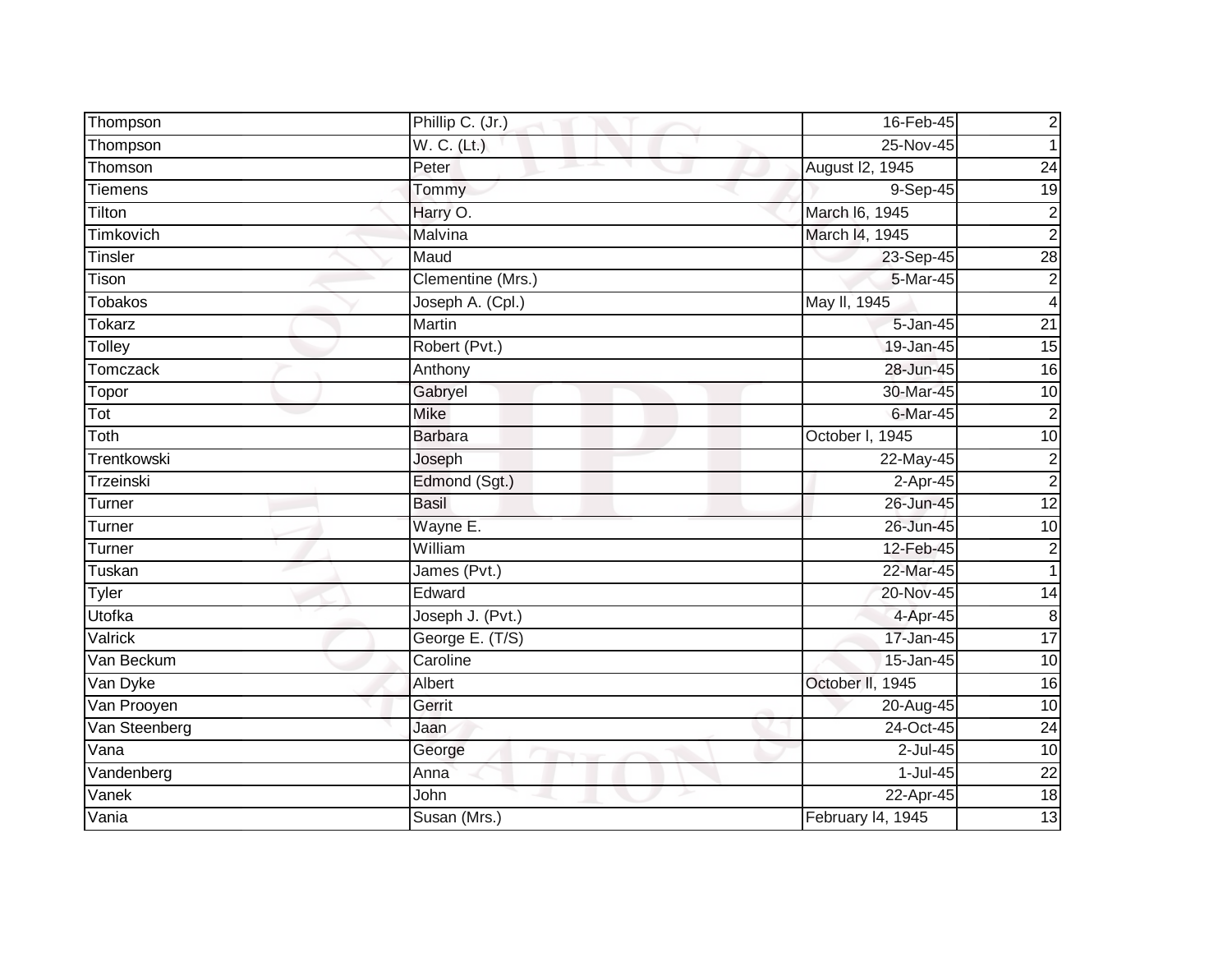| Thompson | Phillip C. (Jr.) | 16-Feb-45 | 2 |
|---|---|---|---|
| Thompson | W. C. (Lt.) | 25-Nov-45 | 1 |
| Thomson | Peter | August l2, 1945 | 24 |
| Tiemens | Tommy | 9-Sep-45 | 19 |
| Tilton | Harry O. | March l6, 1945 | 2 |
| Timkovich | Malvina | March l4, 1945 | 2 |
| Tinsler | Maud | 23-Sep-45 | 28 |
| Tison | Clementine (Mrs.) | 5-Mar-45 | 2 |
| Tobakos | Joseph A. (Cpl.) | May ll, 1945 | 4 |
| Tokarz | Martin | 5-Jan-45 | 21 |
| Tolley | Robert (Pvt.) | 19-Jan-45 | 15 |
| Tomczack | Anthony | 28-Jun-45 | 16 |
| Topor | Gabryel | 30-Mar-45 | 10 |
| Tot | Mike | 6-Mar-45 | 2 |
| Toth | Barbara | October l, 1945 | 10 |
| Trentkowski | Joseph | 22-May-45 | 2 |
| Trzeinski | Edmond (Sgt.) | 2-Apr-45 | 2 |
| Turner | Basil | 26-Jun-45 | 12 |
| Turner | Wayne E. | 26-Jun-45 | 10 |
| Turner | William | 12-Feb-45 | 2 |
| Tuskan | James (Pvt.) | 22-Mar-45 | 1 |
| Tyler | Edward | 20-Nov-45 | 14 |
| Utofka | Joseph J. (Pvt.) | 4-Apr-45 | 8 |
| Valrick | George E. (T/S) | 17-Jan-45 | 17 |
| Van Beckum | Caroline | 15-Jan-45 | 10 |
| Van Dyke | Albert | October ll, 1945 | 16 |
| Van Prooyen | Gerrit | 20-Aug-45 | 10 |
| Van Steenberg | Jaan | 24-Oct-45 | 24 |
| Vana | George | 2-Jul-45 | 10 |
| Vandenberg | Anna | 1-Jul-45 | 22 |
| Vanek | John | 22-Apr-45 | 18 |
| Vania | Susan (Mrs.) | February l4, 1945 | 13 |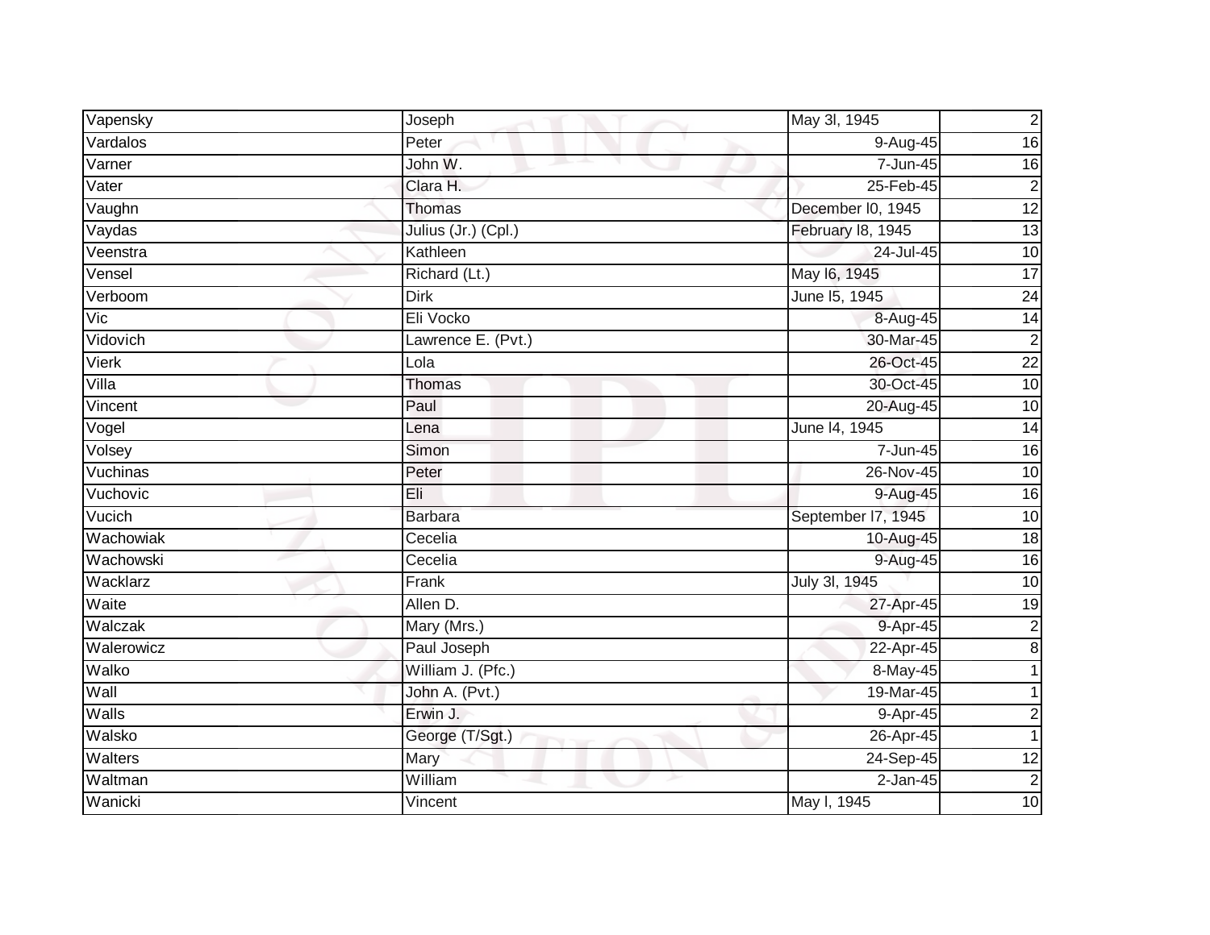| | | | |
|---|---|---|---|
| Vapensky | Joseph | May 3l, 1945 | 2 |
| Vardalos | Peter | 9-Aug-45 | 16 |
| Varner | John W. | 7-Jun-45 | 16 |
| Vater | Clara H. | 25-Feb-45 | 2 |
| Vaughn | Thomas | December l0, 1945 | 12 |
| Vaydas | Julius (Jr.) (Cpl.) | February l8, 1945 | 13 |
| Veenstra | Kathleen | 24-Jul-45 | 10 |
| Vensel | Richard (Lt.) | May l6, 1945 | 17 |
| Verboom | Dirk | June l5, 1945 | 24 |
| Vic | Eli Vocko | 8-Aug-45 | 14 |
| Vidovich | Lawrence E. (Pvt.) | 30-Mar-45 | 2 |
| Vierk | Lola | 26-Oct-45 | 22 |
| Villa | Thomas | 30-Oct-45 | 10 |
| Vincent | Paul | 20-Aug-45 | 10 |
| Vogel | Lena | June l4, 1945 | 14 |
| Volsey | Simon | 7-Jun-45 | 16 |
| Vuchinas | Peter | 26-Nov-45 | 10 |
| Vuchovic | Eli | 9-Aug-45 | 16 |
| Vucich | Barbara | September l7, 1945 | 10 |
| Wachowiak | Cecelia | 10-Aug-45 | 18 |
| Wachowski | Cecelia | 9-Aug-45 | 16 |
| Wacklarz | Frank | July 3l, 1945 | 10 |
| Waite | Allen D. | 27-Apr-45 | 19 |
| Walczak | Mary (Mrs.) | 9-Apr-45 | 2 |
| Walerowicz | Paul Joseph | 22-Apr-45 | 8 |
| Walko | William J. (Pfc.) | 8-May-45 | 1 |
| Wall | John A. (Pvt.) | 19-Mar-45 | 1 |
| Walls | Erwin J. | 9-Apr-45 | 2 |
| Walsko | George (T/Sgt.) | 26-Apr-45 | 1 |
| Walters | Mary | 24-Sep-45 | 12 |
| Waltman | William | 2-Jan-45 | 2 |
| Wanicki | Vincent | May l, 1945 | 10 |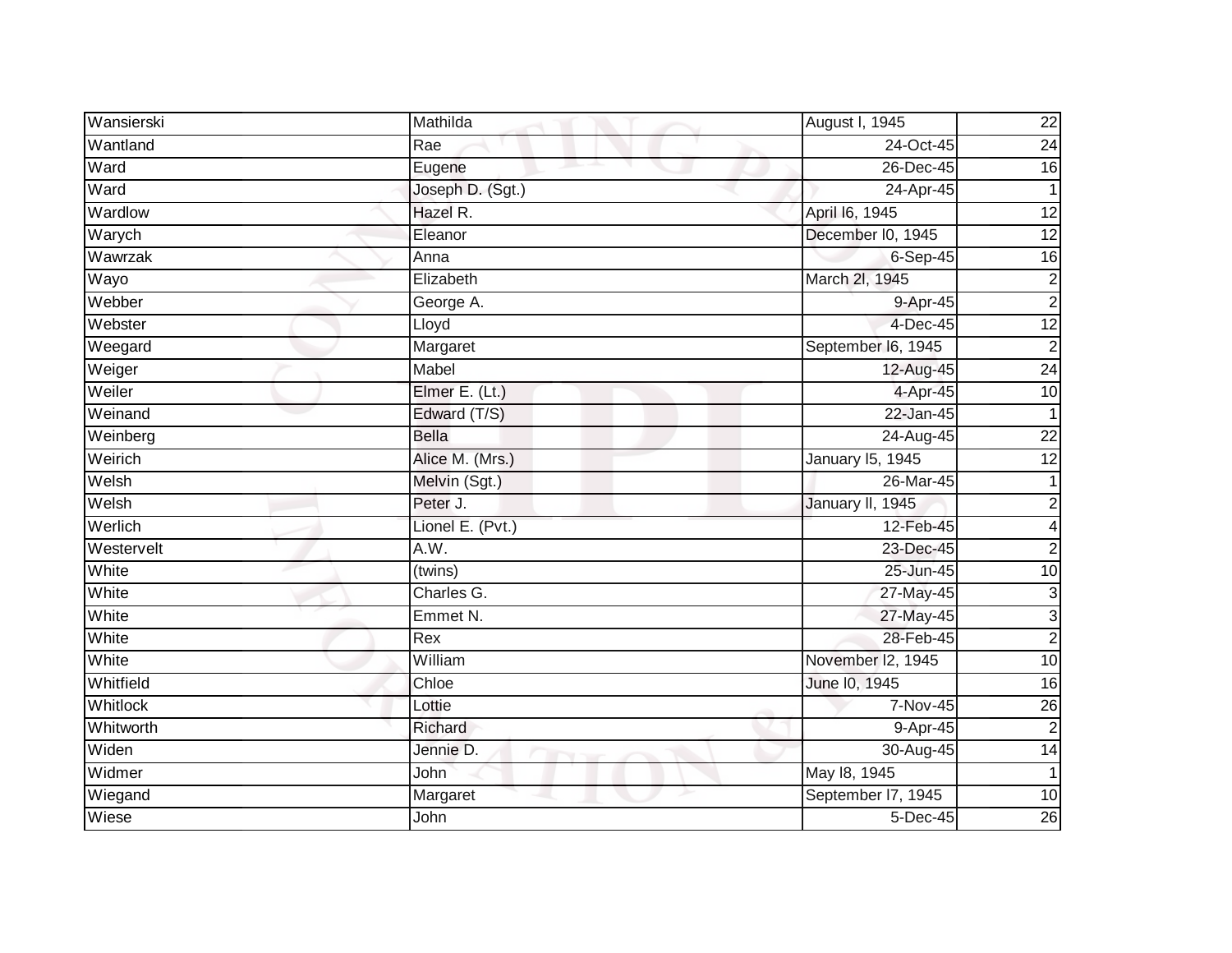| Wansierski | Mathilda | August l, 1945 | 22 |
|---|---|---|---|
| Wantland | Rae | 24-Oct-45 | 24 |
| Ward | Eugene | 26-Dec-45 | 16 |
| Ward | Joseph D. (Sgt.) | 24-Apr-45 | 1 |
| Wardlow | Hazel R. | April l6, 1945 | 12 |
| Warych | Eleanor | December l0, 1945 | 12 |
| Wawrzak | Anna | 6-Sep-45 | 16 |
| Wayo | Elizabeth | March 2l, 1945 | 2 |
| Webber | George A. | 9-Apr-45 | 2 |
| Webster | Lloyd | 4-Dec-45 | 12 |
| Weegard | Margaret | September l6, 1945 | 2 |
| Weiger | Mabel | 12-Aug-45 | 24 |
| Weiler | Elmer E. (Lt.) | 4-Apr-45 | 10 |
| Weinand | Edward (T/S) | 22-Jan-45 | 1 |
| Weinberg | Bella | 24-Aug-45 | 22 |
| Weirich | Alice M. (Mrs.) | January l5, 1945 | 12 |
| Welsh | Melvin (Sgt.) | 26-Mar-45 | 1 |
| Welsh | Peter J. | January ll, 1945 | 2 |
| Werlich | Lionel E. (Pvt.) | 12-Feb-45 | 4 |
| Westervelt | A.W. | 23-Dec-45 | 2 |
| White | (twins) | 25-Jun-45 | 10 |
| White | Charles G. | 27-May-45 | 3 |
| White | Emmet N. | 27-May-45 | 3 |
| White | Rex | 28-Feb-45 | 2 |
| White | William | November l2, 1945 | 10 |
| Whitfield | Chloe | June l0, 1945 | 16 |
| Whitlock | Lottie | 7-Nov-45 | 26 |
| Whitworth | Richard | 9-Apr-45 | 2 |
| Widen | Jennie D. | 30-Aug-45 | 14 |
| Widmer | John | May l8, 1945 | 1 |
| Wiegand | Margaret | September l7, 1945 | 10 |
| Wiese | John | 5-Dec-45 | 26 |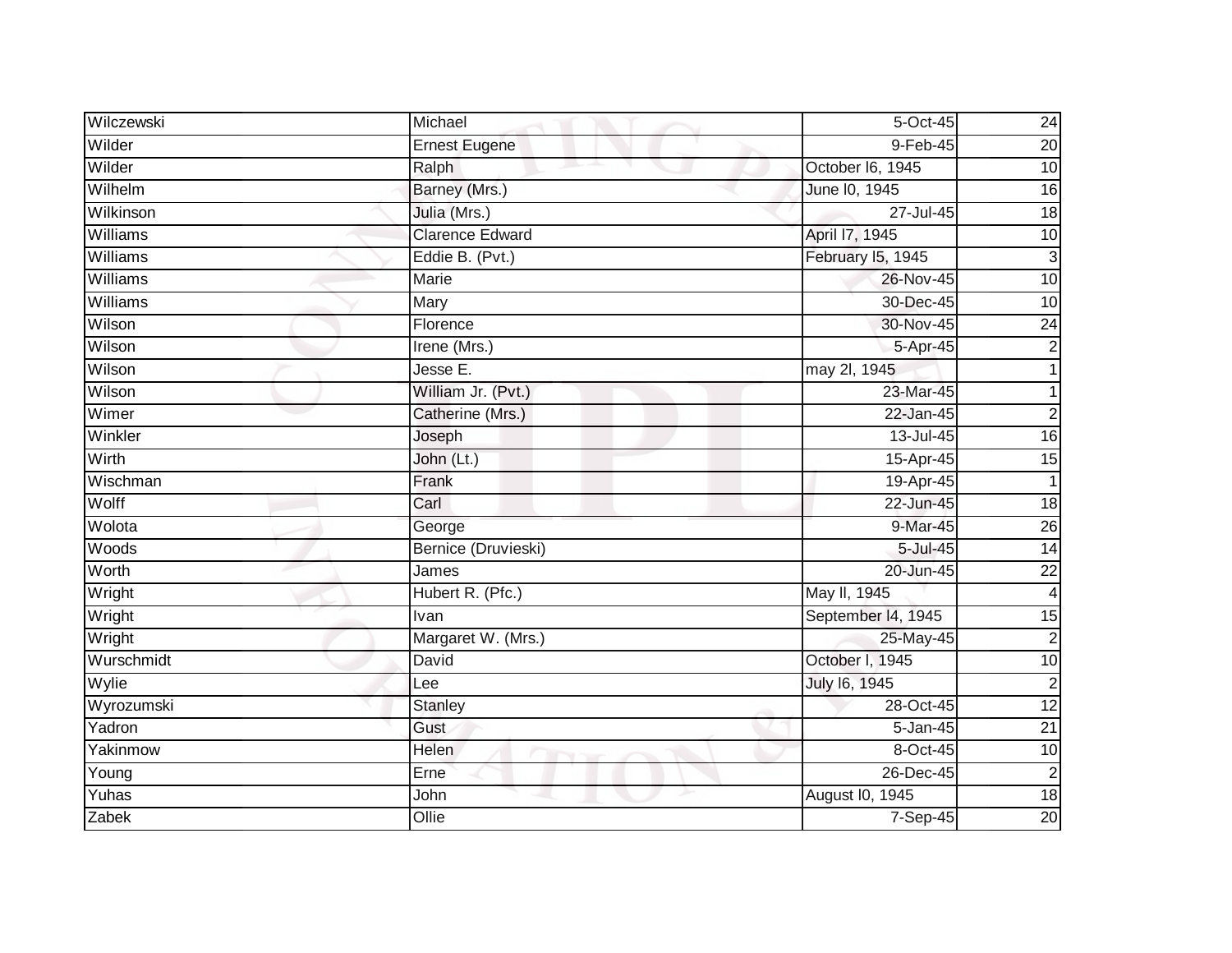| | | | |
|---|---|---|---|
| Wilczewski | Michael | 5-Oct-45 | 24 |
| Wilder | Ernest Eugene | 9-Feb-45 | 20 |
| Wilder | Ralph | October l6, 1945 | 10 |
| Wilhelm | Barney (Mrs.) | June l0, 1945 | 16 |
| Wilkinson | Julia (Mrs.) | 27-Jul-45 | 18 |
| Williams | Clarence Edward | April l7, 1945 | 10 |
| Williams | Eddie B. (Pvt.) | February l5, 1945 | 3 |
| Williams | Marie | 26-Nov-45 | 10 |
| Williams | Mary | 30-Dec-45 | 10 |
| Wilson | Florence | 30-Nov-45 | 24 |
| Wilson | Irene (Mrs.) | 5-Apr-45 | 2 |
| Wilson | Jesse E. | may 2l, 1945 | 1 |
| Wilson | William Jr. (Pvt.) | 23-Mar-45 | 1 |
| Wimer | Catherine (Mrs.) | 22-Jan-45 | 2 |
| Winkler | Joseph | 13-Jul-45 | 16 |
| Wirth | John (Lt.) | 15-Apr-45 | 15 |
| Wischman | Frank | 19-Apr-45 | 1 |
| Wolff | Carl | 22-Jun-45 | 18 |
| Wolota | George | 9-Mar-45 | 26 |
| Woods | Bernice (Druvieski) | 5-Jul-45 | 14 |
| Worth | James | 20-Jun-45 | 22 |
| Wright | Hubert R. (Pfc.) | May ll, 1945 | 4 |
| Wright | Ivan | September l4, 1945 | 15 |
| Wright | Margaret W. (Mrs.) | 25-May-45 | 2 |
| Wurschmidt | David | October l, 1945 | 10 |
| Wylie | Lee | July l6, 1945 | 2 |
| Wyrozumski | Stanley | 28-Oct-45 | 12 |
| Yadron | Gust | 5-Jan-45 | 21 |
| Yakinmow | Helen | 8-Oct-45 | 10 |
| Young | Erne | 26-Dec-45 | 2 |
| Yuhas | John | August l0, 1945 | 18 |
| Zabek | Ollie | 7-Sep-45 | 20 |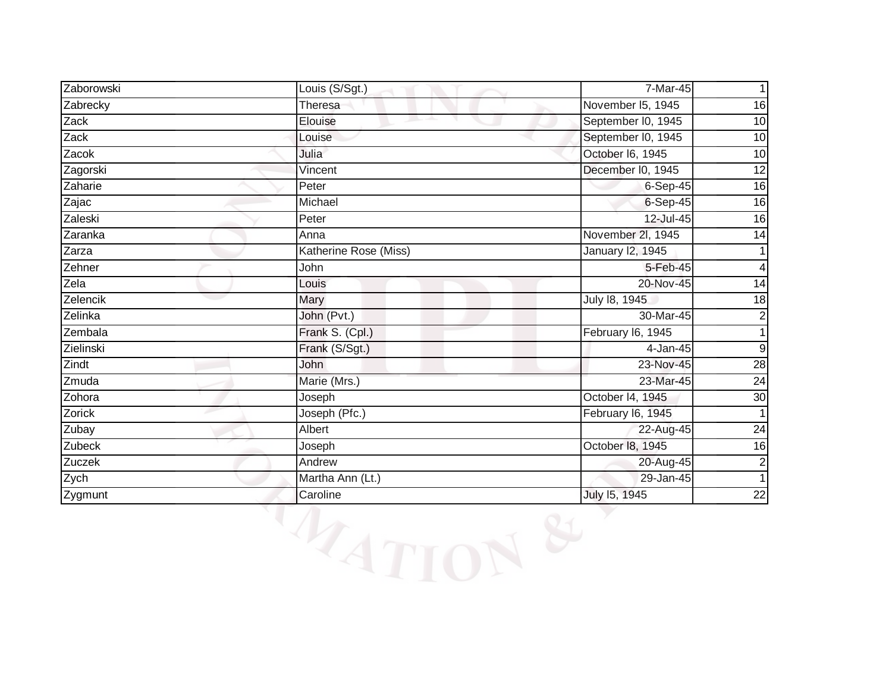| | | | |
|---|---|---|---|
| Zaborowski | Louis (S/Sgt.) | 7-Mar-45 | 1 |
| Zabrecky | Theresa | November l5, 1945 | 16 |
| Zack | Elouise | September l0, 1945 | 10 |
| Zack | Louise | September l0, 1945 | 10 |
| Zacok | Julia | October l6, 1945 | 10 |
| Zagorski | Vincent | December l0, 1945 | 12 |
| Zaharie | Peter | 6-Sep-45 | 16 |
| Zajac | Michael | 6-Sep-45 | 16 |
| Zaleski | Peter | 12-Jul-45 | 16 |
| Zaranka | Anna | November 2l, 1945 | 14 |
| Zarza | Katherine Rose (Miss) | January l2, 1945 | 1 |
| Zehner | John | 5-Feb-45 | 4 |
| Zela | Louis | 20-Nov-45 | 14 |
| Zelencik | Mary | July l8, 1945 | 18 |
| Zelinka | John (Pvt.) | 30-Mar-45 | 2 |
| Zembala | Frank S. (Cpl.) | February l6, 1945 | 1 |
| Zielinski | Frank (S/Sgt.) | 4-Jan-45 | 9 |
| Zindt | John | 23-Nov-45 | 28 |
| Zmuda | Marie (Mrs.) | 23-Mar-45 | 24 |
| Zohora | Joseph | October l4, 1945 | 30 |
| Zorick | Joseph (Pfc.) | February l6, 1945 | 1 |
| Zubay | Albert | 22-Aug-45 | 24 |
| Zubeck | Joseph | October l8, 1945 | 16 |
| Zuczek | Andrew | 20-Aug-45 | 2 |
| Zych | Martha Ann (Lt.) | 29-Jan-45 | 1 |
| Zygmunt | Caroline | July l5, 1945 | 22 |